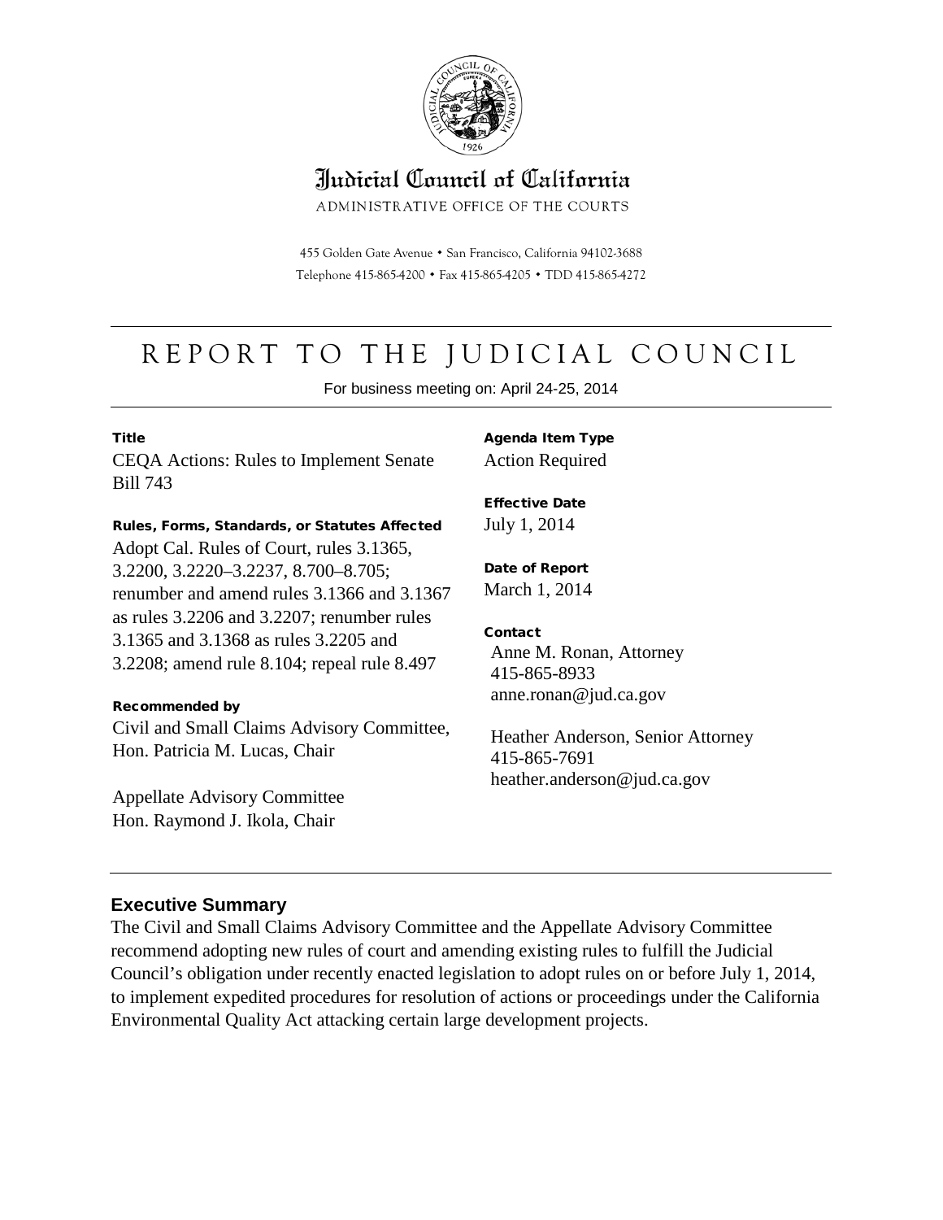# Judicial Council of California

ADMINISTRATIVE OFFICE OF THE COURTS

455 Golden Gate Avenue • San Francisco, California 94102-3688
Telephone 415-865-4200 • Fax 415-865-4205 • TDD 415-865-4272

---

# REPORT TO THE JUDICIAL COUNCIL

For business meeting on: April 24-25, 2014

---

**Title**
CEQA Actions: Rules to Implement Senate Bill 743

**Rules, Forms, Standards, or Statutes Affected**
Adopt Cal. Rules of Court, rules 3.1365, 3.2200, 3.2220–3.2237, 8.700–8.705; renumber and amend rules 3.1366 and 3.1367 as rules 3.2206 and 3.2207; renumber rules 3.1365 and 3.1368 as rules 3.2205 and 3.2208; amend rule 8.104; repeal rule 8.497

**Recommended by**
Civil and Small Claims Advisory Committee,
Hon. Patricia M. Lucas, Chair

Appellate Advisory Committee
Hon. Raymond J. Ikola, Chair

**Agenda Item Type**
Action Required

**Effective Date**
July 1, 2014

**Date of Report**
March 1, 2014

**Contact**
Anne M. Ronan, Attorney
415-865-8933
anne.ronan@jud.ca.gov

Heather Anderson, Senior Attorney
415-865-7691
heather.anderson@jud.ca.gov

---

## Executive Summary

The Civil and Small Claims Advisory Committee and the Appellate Advisory Committee recommend adopting new rules of court and amending existing rules to fulfill the Judicial Council's obligation under recently enacted legislation to adopt rules on or before July 1, 2014, to implement expedited procedures for resolution of actions or proceedings under the California Environmental Quality Act attacking certain large development projects.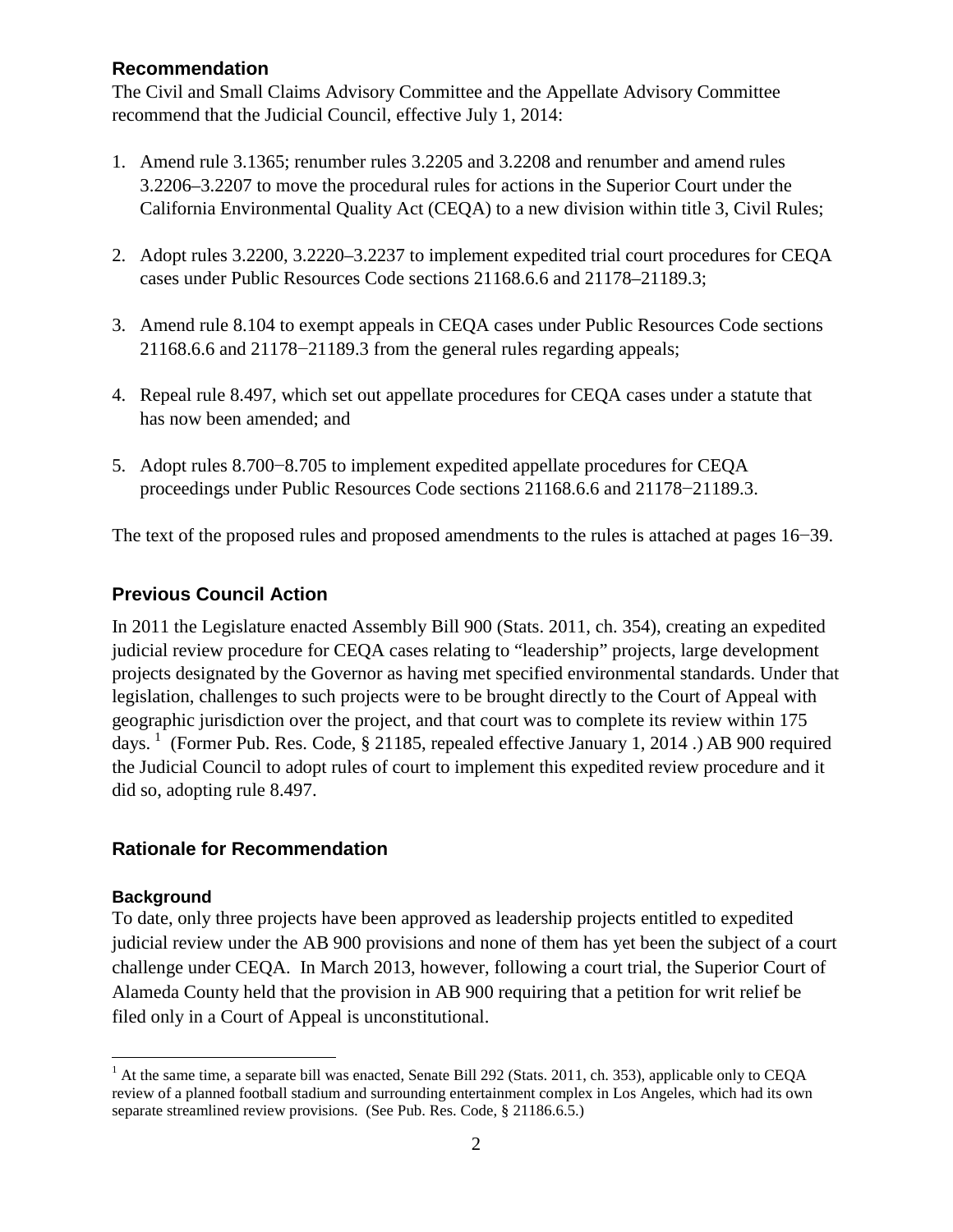## Recommendation

The Civil and Small Claims Advisory Committee and the Appellate Advisory Committee recommend that the Judicial Council, effective July 1, 2014:

1. Amend rule 3.1365; renumber rules 3.2205 and 3.2208 and renumber and amend rules 3.2206–3.2207 to move the procedural rules for actions in the Superior Court under the California Environmental Quality Act (CEQA) to a new division within title 3, Civil Rules;

2. Adopt rules 3.2200, 3.2220–3.2237 to implement expedited trial court procedures for CEQA cases under Public Resources Code sections 21168.6.6 and 21178–21189.3;

3. Amend rule 8.104 to exempt appeals in CEQA cases under Public Resources Code sections 21168.6.6 and 21178−21189.3 from the general rules regarding appeals;

4. Repeal rule 8.497, which set out appellate procedures for CEQA cases under a statute that has now been amended; and

5. Adopt rules 8.700−8.705 to implement expedited appellate procedures for CEQA proceedings under Public Resources Code sections 21168.6.6 and 21178−21189.3.

The text of the proposed rules and proposed amendments to the rules is attached at pages 16−39.

## Previous Council Action

In 2011 the Legislature enacted Assembly Bill 900 (Stats. 2011, ch. 354), creating an expedited judicial review procedure for CEQA cases relating to "leadership" projects, large development projects designated by the Governor as having met specified environmental standards. Under that legislation, challenges to such projects were to be brought directly to the Court of Appeal with geographic jurisdiction over the project, and that court was to complete its review within 175 days. [1] (Former Pub. Res. Code, § 21185, repealed effective January 1, 2014 .) AB 900 required the Judicial Council to adopt rules of court to implement this expedited review procedure and it did so, adopting rule 8.497.

## Rationale for Recommendation

### Background

To date, only three projects have been approved as leadership projects entitled to expedited judicial review under the AB 900 provisions and none of them has yet been the subject of a court challenge under CEQA. In March 2013, however, following a court trial, the Superior Court of Alameda County held that the provision in AB 900 requiring that a petition for writ relief be filed only in a Court of Appeal is unconstitutional.

[1] At the same time, a separate bill was enacted, Senate Bill 292 (Stats. 2011, ch. 353), applicable only to CEQA review of a planned football stadium and surrounding entertainment complex in Los Angeles, which had its own separate streamlined review provisions. (See Pub. Res. Code, § 21186.6.5.)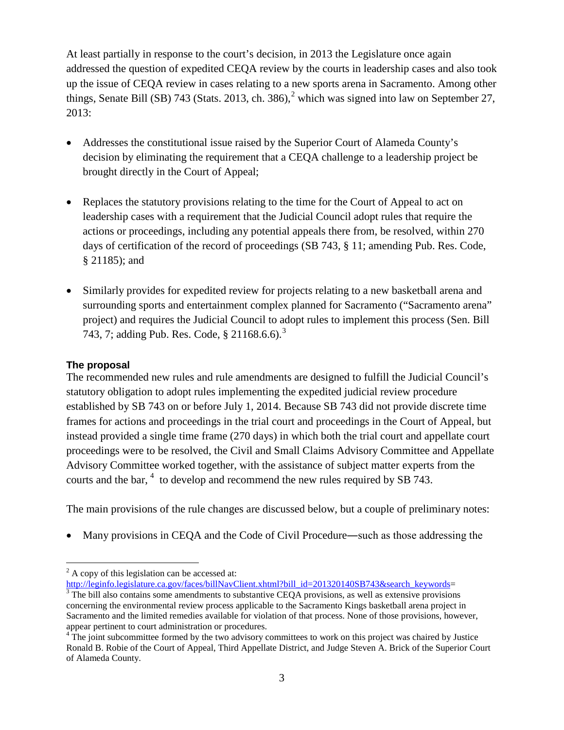At least partially in response to the court's decision, in 2013 the Legislature once again addressed the question of expedited CEQA review by the courts in leadership cases and also took up the issue of CEQA review in cases relating to a new sports arena in Sacramento. Among other things, Senate Bill (SB) 743 (Stats. 2013, ch. 386),[2] which was signed into law on September 27, 2013:

- Addresses the constitutional issue raised by the Superior Court of Alameda County's decision by eliminating the requirement that a CEQA challenge to a leadership project be brought directly in the Court of Appeal;
- Replaces the statutory provisions relating to the time for the Court of Appeal to act on leadership cases with a requirement that the Judicial Council adopt rules that require the actions or proceedings, including any potential appeals there from, be resolved, within 270 days of certification of the record of proceedings (SB 743, § 11; amending Pub. Res. Code, § 21185); and
- Similarly provides for expedited review for projects relating to a new basketball arena and surrounding sports and entertainment complex planned for Sacramento ("Sacramento arena" project) and requires the Judicial Council to adopt rules to implement this process (Sen. Bill 743, 7; adding Pub. Res. Code, § 21168.6.6).[3]

### The proposal

The recommended new rules and rule amendments are designed to fulfill the Judicial Council's statutory obligation to adopt rules implementing the expedited judicial review procedure established by SB 743 on or before July 1, 2014. Because SB 743 did not provide discrete time frames for actions and proceedings in the trial court and proceedings in the Court of Appeal, but instead provided a single time frame (270 days) in which both the trial court and appellate court proceedings were to be resolved, the Civil and Small Claims Advisory Committee and Appellate Advisory Committee worked together, with the assistance of subject matter experts from the courts and the bar,[4] to develop and recommend the new rules required by SB 743.

The main provisions of the rule changes are discussed below, but a couple of preliminary notes:

- Many provisions in CEQA and the Code of Civil Procedure―such as those addressing the

---

[2] A copy of this legislation can be accessed at: http://leginfo.legislature.ca.gov/faces/billNavClient.xhtml?bill_id=201320140SB743&search_keywords=

[3] The bill also contains some amendments to substantive CEQA provisions, as well as extensive provisions concerning the environmental review process applicable to the Sacramento Kings basketball arena project in Sacramento and the limited remedies available for violation of that process. None of those provisions, however, appear pertinent to court administration or procedures.

[4] The joint subcommittee formed by the two advisory committees to work on this project was chaired by Justice Ronald B. Robie of the Court of Appeal, Third Appellate District, and Judge Steven A. Brick of the Superior Court of Alameda County.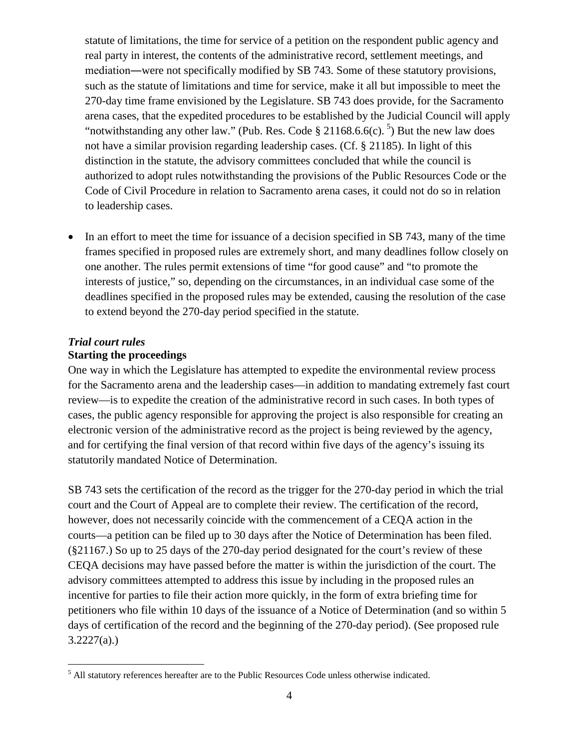statute of limitations, the time for service of a petition on the respondent public agency and real party in interest, the contents of the administrative record, settlement meetings, and mediation―were not specifically modified by SB 743. Some of these statutory provisions, such as the statute of limitations and time for service, make it all but impossible to meet the 270-day time frame envisioned by the Legislature. SB 743 does provide, for the Sacramento arena cases, that the expedited procedures to be established by the Judicial Council will apply "notwithstanding any other law." (Pub. Res. Code § 21168.6.6(c). [5]) But the new law does not have a similar provision regarding leadership cases. (Cf. § 21185). In light of this distinction in the statute, the advisory committees concluded that while the council is authorized to adopt rules notwithstanding the provisions of the Public Resources Code or the Code of Civil Procedure in relation to Sacramento arena cases, it could not do so in relation to leadership cases.

- In an effort to meet the time for issuance of a decision specified in SB 743, many of the time frames specified in proposed rules are extremely short, and many deadlines follow closely on one another. The rules permit extensions of time "for good cause" and "to promote the interests of justice," so, depending on the circumstances, in an individual case some of the deadlines specified in the proposed rules may be extended, causing the resolution of the case to extend beyond the 270-day period specified in the statute.

***Trial court rules***

**Starting the proceedings**

One way in which the Legislature has attempted to expedite the environmental review process for the Sacramento arena and the leadership cases—in addition to mandating extremely fast court review—is to expedite the creation of the administrative record in such cases. In both types of cases, the public agency responsible for approving the project is also responsible for creating an electronic version of the administrative record as the project is being reviewed by the agency, and for certifying the final version of that record within five days of the agency's issuing its statutorily mandated Notice of Determination.

SB 743 sets the certification of the record as the trigger for the 270-day period in which the trial court and the Court of Appeal are to complete their review. The certification of the record, however, does not necessarily coincide with the commencement of a CEQA action in the courts—a petition can be filed up to 30 days after the Notice of Determination has been filed. (§21167.) So up to 25 days of the 270-day period designated for the court's review of these CEQA decisions may have passed before the matter is within the jurisdiction of the court. The advisory committees attempted to address this issue by including in the proposed rules an incentive for parties to file their action more quickly, in the form of extra briefing time for petitioners who file within 10 days of the issuance of a Notice of Determination (and so within 5 days of certification of the record and the beginning of the 270-day period). (See proposed rule 3.2227(a).)

[5] All statutory references hereafter are to the Public Resources Code unless otherwise indicated.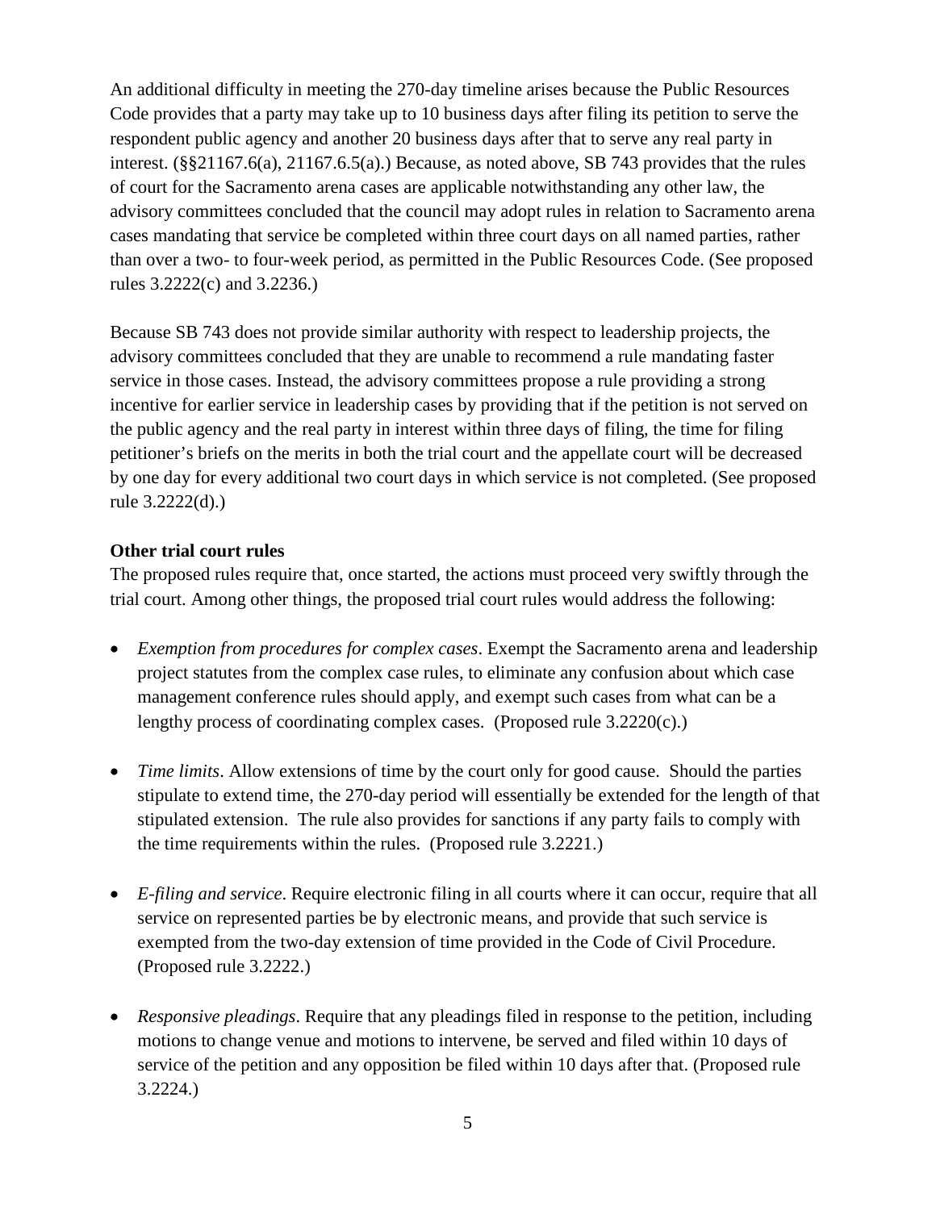An additional difficulty in meeting the 270-day timeline arises because the Public Resources Code provides that a party may take up to 10 business days after filing its petition to serve the respondent public agency and another 20 business days after that to serve any real party in interest. (§§21167.6(a), 21167.6.5(a).) Because, as noted above, SB 743 provides that the rules of court for the Sacramento arena cases are applicable notwithstanding any other law, the advisory committees concluded that the council may adopt rules in relation to Sacramento arena cases mandating that service be completed within three court days on all named parties, rather than over a two- to four-week period, as permitted in the Public Resources Code. (See proposed rules 3.2222(c) and 3.2236.)

Because SB 743 does not provide similar authority with respect to leadership projects, the advisory committees concluded that they are unable to recommend a rule mandating faster service in those cases. Instead, the advisory committees propose a rule providing a strong incentive for earlier service in leadership cases by providing that if the petition is not served on the public agency and the real party in interest within three days of filing, the time for filing petitioner's briefs on the merits in both the trial court and the appellate court will be decreased by one day for every additional two court days in which service is not completed. (See proposed rule 3.2222(d).)

**Other trial court rules**

The proposed rules require that, once started, the actions must proceed very swiftly through the trial court. Among other things, the proposed trial court rules would address the following:

- *Exemption from procedures for complex cases*. Exempt the Sacramento arena and leadership project statutes from the complex case rules, to eliminate any confusion about which case management conference rules should apply, and exempt such cases from what can be a lengthy process of coordinating complex cases. (Proposed rule 3.2220(c).)

- *Time limits*. Allow extensions of time by the court only for good cause. Should the parties stipulate to extend time, the 270-day period will essentially be extended for the length of that stipulated extension. The rule also provides for sanctions if any party fails to comply with the time requirements within the rules. (Proposed rule 3.2221.)

- *E-filing and service*. Require electronic filing in all courts where it can occur, require that all service on represented parties be by electronic means, and provide that such service is exempted from the two-day extension of time provided in the Code of Civil Procedure. (Proposed rule 3.2222.)

- *Responsive pleadings*. Require that any pleadings filed in response to the petition, including motions to change venue and motions to intervene, be served and filed within 10 days of service of the petition and any opposition be filed within 10 days after that. (Proposed rule 3.2224.)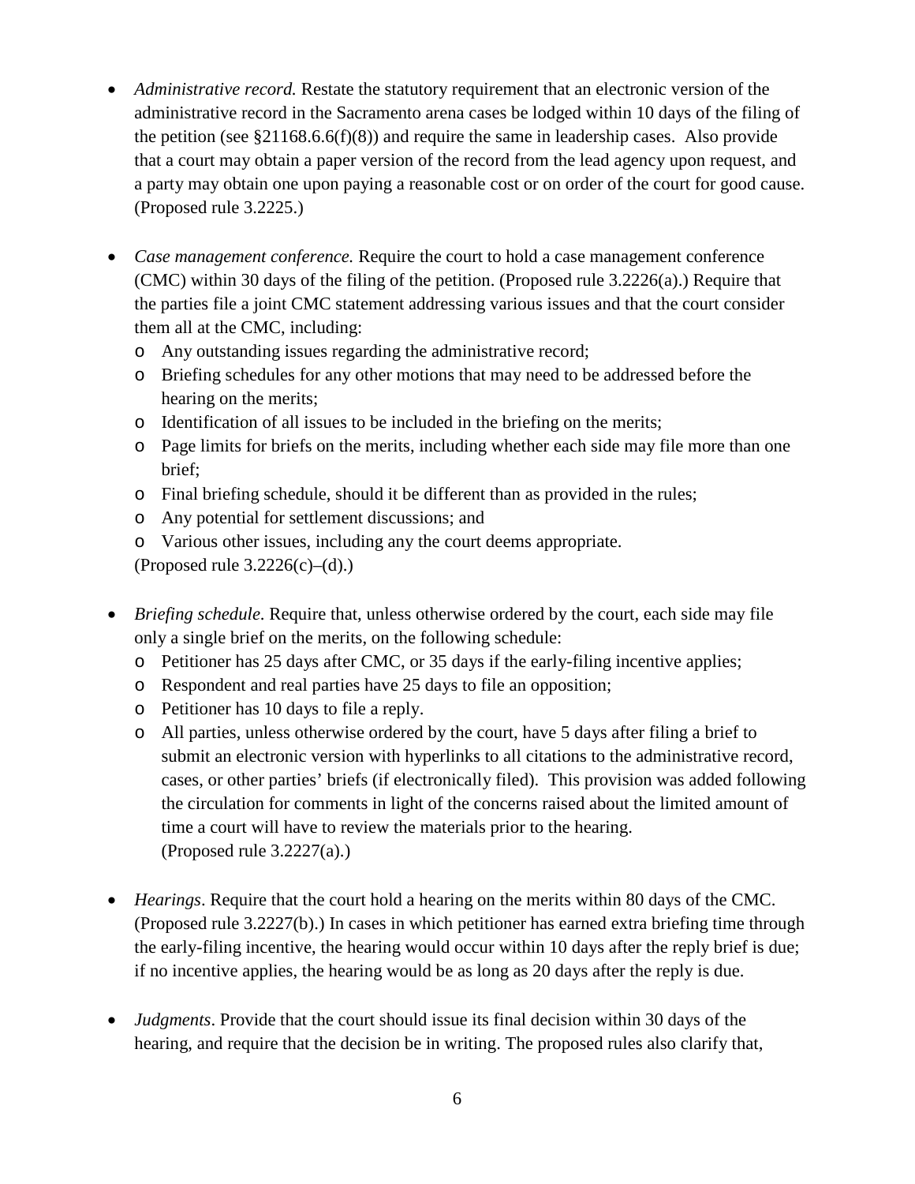- *Administrative record.* Restate the statutory requirement that an electronic version of the administrative record in the Sacramento arena cases be lodged within 10 days of the filing of the petition (see §21168.6.6(f)(8)) and require the same in leadership cases. Also provide that a court may obtain a paper version of the record from the lead agency upon request, and a party may obtain one upon paying a reasonable cost or on order of the court for good cause. (Proposed rule 3.2225.)

- *Case management conference.* Require the court to hold a case management conference (CMC) within 30 days of the filing of the petition. (Proposed rule 3.2226(a).) Require that the parties file a joint CMC statement addressing various issues and that the court consider them all at the CMC, including:
  - Any outstanding issues regarding the administrative record;
  - Briefing schedules for any other motions that may need to be addressed before the hearing on the merits;
  - Identification of all issues to be included in the briefing on the merits;
  - Page limits for briefs on the merits, including whether each side may file more than one brief;
  - Final briefing schedule, should it be different than as provided in the rules;
  - Any potential for settlement discussions; and
  - Various other issues, including any the court deems appropriate.

  (Proposed rule 3.2226(c)–(d).)

- *Briefing schedule*. Require that, unless otherwise ordered by the court, each side may file only a single brief on the merits, on the following schedule:
  - Petitioner has 25 days after CMC, or 35 days if the early-filing incentive applies;
  - Respondent and real parties have 25 days to file an opposition;
  - Petitioner has 10 days to file a reply.
  - All parties, unless otherwise ordered by the court, have 5 days after filing a brief to submit an electronic version with hyperlinks to all citations to the administrative record, cases, or other parties' briefs (if electronically filed). This provision was added following the circulation for comments in light of the concerns raised about the limited amount of time a court will have to review the materials prior to the hearing.
    (Proposed rule 3.2227(a).)

- *Hearings*. Require that the court hold a hearing on the merits within 80 days of the CMC. (Proposed rule 3.2227(b).) In cases in which petitioner has earned extra briefing time through the early-filing incentive, the hearing would occur within 10 days after the reply brief is due; if no incentive applies, the hearing would be as long as 20 days after the reply is due.

- *Judgments*. Provide that the court should issue its final decision within 30 days of the hearing, and require that the decision be in writing. The proposed rules also clarify that,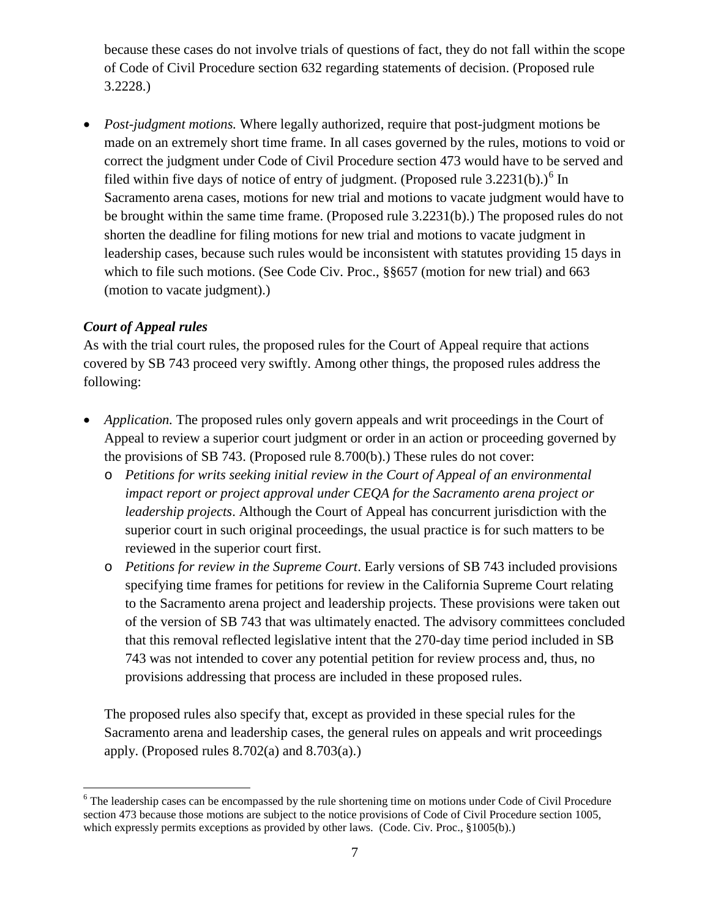because these cases do not involve trials of questions of fact, they do not fall within the scope of Code of Civil Procedure section 632 regarding statements of decision. (Proposed rule 3.2228.)

- *Post-judgment motions.* Where legally authorized, require that post-judgment motions be made on an extremely short time frame. In all cases governed by the rules, motions to void or correct the judgment under Code of Civil Procedure section 473 would have to be served and filed within five days of notice of entry of judgment. (Proposed rule 3.2231(b).)[6] In Sacramento arena cases, motions for new trial and motions to vacate judgment would have to be brought within the same time frame. (Proposed rule 3.2231(b).) The proposed rules do not shorten the deadline for filing motions for new trial and motions to vacate judgment in leadership cases, because such rules would be inconsistent with statutes providing 15 days in which to file such motions. (See Code Civ. Proc., §§657 (motion for new trial) and 663 (motion to vacate judgment).)

### *Court of Appeal rules*

As with the trial court rules, the proposed rules for the Court of Appeal require that actions covered by SB 743 proceed very swiftly. Among other things, the proposed rules address the following:

- *Application.* The proposed rules only govern appeals and writ proceedings in the Court of Appeal to review a superior court judgment or order in an action or proceeding governed by the provisions of SB 743. (Proposed rule 8.700(b).) These rules do not cover:
  - *Petitions for writs seeking initial review in the Court of Appeal of an environmental impact report or project approval under CEQA for the Sacramento arena project or leadership projects*. Although the Court of Appeal has concurrent jurisdiction with the superior court in such original proceedings, the usual practice is for such matters to be reviewed in the superior court first.
  - *Petitions for review in the Supreme Court*. Early versions of SB 743 included provisions specifying time frames for petitions for review in the California Supreme Court relating to the Sacramento arena project and leadership projects. These provisions were taken out of the version of SB 743 that was ultimately enacted. The advisory committees concluded that this removal reflected legislative intent that the 270-day time period included in SB 743 was not intended to cover any potential petition for review process and, thus, no provisions addressing that process are included in these proposed rules.

  The proposed rules also specify that, except as provided in these special rules for the Sacramento arena and leadership cases, the general rules on appeals and writ proceedings apply. (Proposed rules 8.702(a) and 8.703(a).)

[6] The leadership cases can be encompassed by the rule shortening time on motions under Code of Civil Procedure section 473 because those motions are subject to the notice provisions of Code of Civil Procedure section 1005, which expressly permits exceptions as provided by other laws. (Code. Civ. Proc., §1005(b).)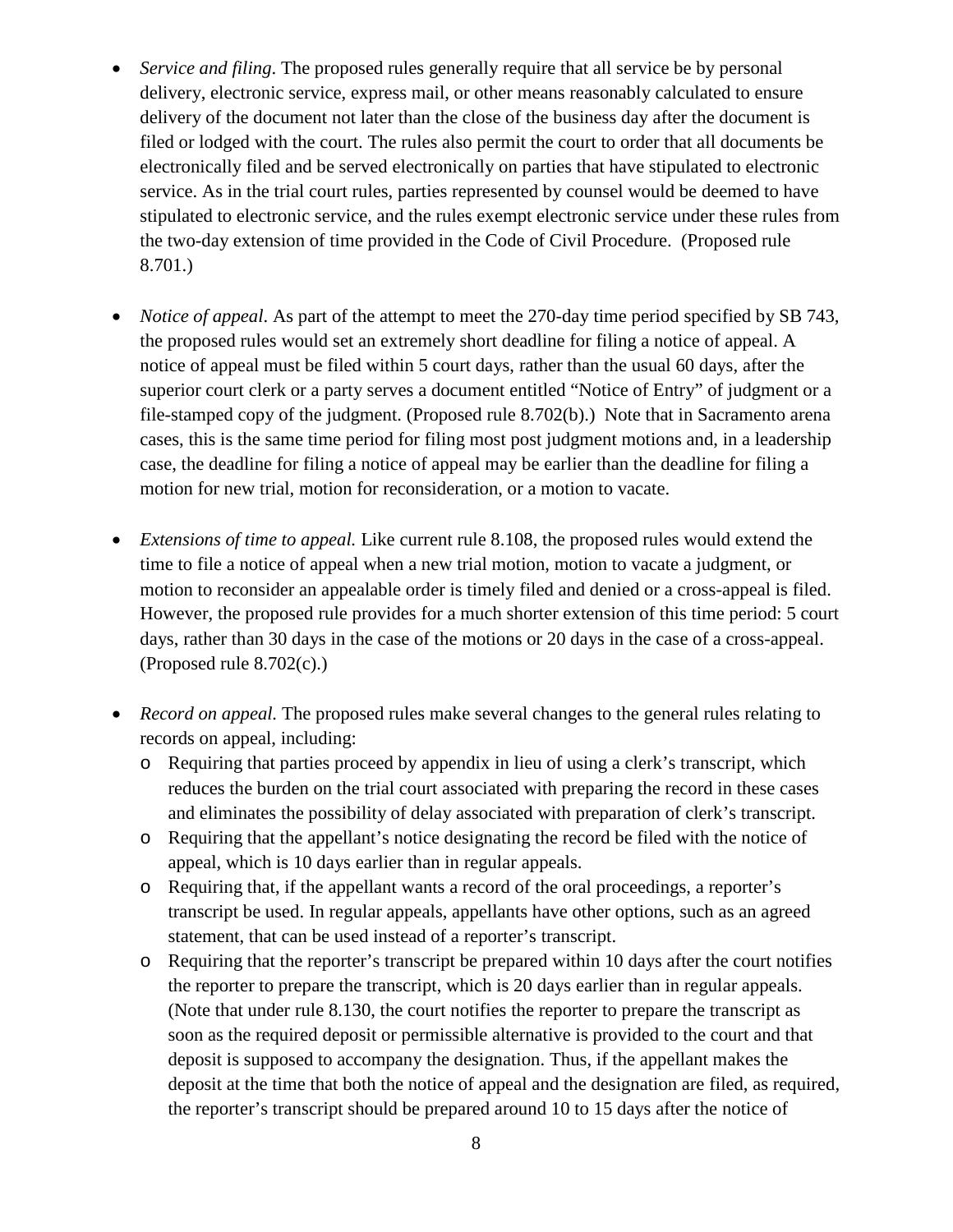- *Service and filing*. The proposed rules generally require that all service be by personal delivery, electronic service, express mail, or other means reasonably calculated to ensure delivery of the document not later than the close of the business day after the document is filed or lodged with the court. The rules also permit the court to order that all documents be electronically filed and be served electronically on parties that have stipulated to electronic service. As in the trial court rules, parties represented by counsel would be deemed to have stipulated to electronic service, and the rules exempt electronic service under these rules from the two-day extension of time provided in the Code of Civil Procedure. (Proposed rule 8.701.)

- *Notice of appeal*. As part of the attempt to meet the 270-day time period specified by SB 743, the proposed rules would set an extremely short deadline for filing a notice of appeal. A notice of appeal must be filed within 5 court days, rather than the usual 60 days, after the superior court clerk or a party serves a document entitled "Notice of Entry" of judgment or a file-stamped copy of the judgment. (Proposed rule 8.702(b).) Note that in Sacramento arena cases, this is the same time period for filing most post judgment motions and, in a leadership case, the deadline for filing a notice of appeal may be earlier than the deadline for filing a motion for new trial, motion for reconsideration, or a motion to vacate.

- *Extensions of time to appeal.* Like current rule 8.108, the proposed rules would extend the time to file a notice of appeal when a new trial motion, motion to vacate a judgment, or motion to reconsider an appealable order is timely filed and denied or a cross-appeal is filed. However, the proposed rule provides for a much shorter extension of this time period: 5 court days, rather than 30 days in the case of the motions or 20 days in the case of a cross-appeal. (Proposed rule 8.702(c).)

- *Record on appeal.* The proposed rules make several changes to the general rules relating to records on appeal, including:
  - Requiring that parties proceed by appendix in lieu of using a clerk's transcript, which reduces the burden on the trial court associated with preparing the record in these cases and eliminates the possibility of delay associated with preparation of clerk's transcript.
  - Requiring that the appellant's notice designating the record be filed with the notice of appeal, which is 10 days earlier than in regular appeals.
  - Requiring that, if the appellant wants a record of the oral proceedings, a reporter's transcript be used. In regular appeals, appellants have other options, such as an agreed statement, that can be used instead of a reporter's transcript.
  - Requiring that the reporter's transcript be prepared within 10 days after the court notifies the reporter to prepare the transcript, which is 20 days earlier than in regular appeals. (Note that under rule 8.130, the court notifies the reporter to prepare the transcript as soon as the required deposit or permissible alternative is provided to the court and that deposit is supposed to accompany the designation. Thus, if the appellant makes the deposit at the time that both the notice of appeal and the designation are filed, as required, the reporter's transcript should be prepared around 10 to 15 days after the notice of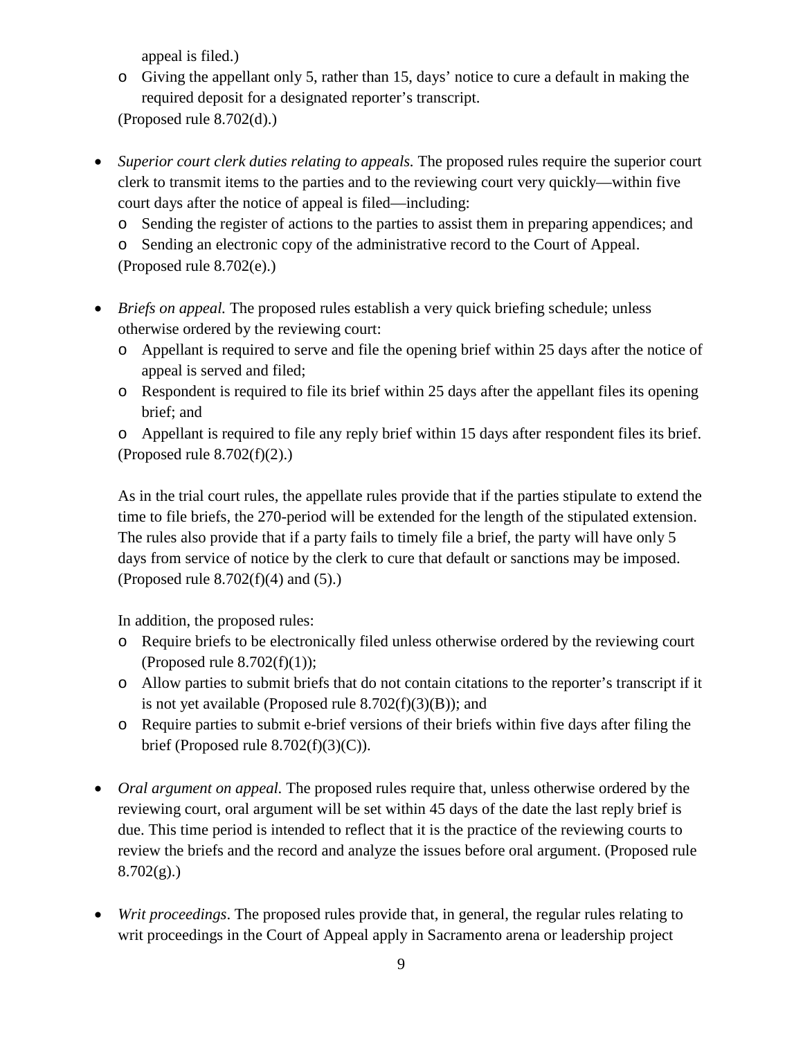appeal is filed.)

  - Giving the appellant only 5, rather than 15, days' notice to cure a default in making the required deposit for a designated reporter's transcript.

  (Proposed rule 8.702(d).)

- *Superior court clerk duties relating to appeals.* The proposed rules require the superior court clerk to transmit items to the parties and to the reviewing court very quickly—within five court days after the notice of appeal is filed—including:
  - Sending the register of actions to the parties to assist them in preparing appendices; and
  - Sending an electronic copy of the administrative record to the Court of Appeal.

  (Proposed rule 8.702(e).)

- *Briefs on appeal.* The proposed rules establish a very quick briefing schedule; unless otherwise ordered by the reviewing court:
  - Appellant is required to serve and file the opening brief within 25 days after the notice of appeal is served and filed;
  - Respondent is required to file its brief within 25 days after the appellant files its opening brief; and
  - Appellant is required to file any reply brief within 15 days after respondent files its brief.

  (Proposed rule 8.702(f)(2).)

  As in the trial court rules, the appellate rules provide that if the parties stipulate to extend the time to file briefs, the 270-period will be extended for the length of the stipulated extension. The rules also provide that if a party fails to timely file a brief, the party will have only 5 days from service of notice by the clerk to cure that default or sanctions may be imposed. (Proposed rule 8.702(f)(4) and (5).)

  In addition, the proposed rules:
  - Require briefs to be electronically filed unless otherwise ordered by the reviewing court (Proposed rule 8.702(f)(1));
  - Allow parties to submit briefs that do not contain citations to the reporter's transcript if it is not yet available (Proposed rule 8.702(f)(3)(B)); and
  - Require parties to submit e-brief versions of their briefs within five days after filing the brief (Proposed rule 8.702(f)(3)(C)).

- *Oral argument on appeal.* The proposed rules require that, unless otherwise ordered by the reviewing court, oral argument will be set within 45 days of the date the last reply brief is due. This time period is intended to reflect that it is the practice of the reviewing courts to review the briefs and the record and analyze the issues before oral argument. (Proposed rule 8.702(g).)

- *Writ proceedings*. The proposed rules provide that, in general, the regular rules relating to writ proceedings in the Court of Appeal apply in Sacramento arena or leadership project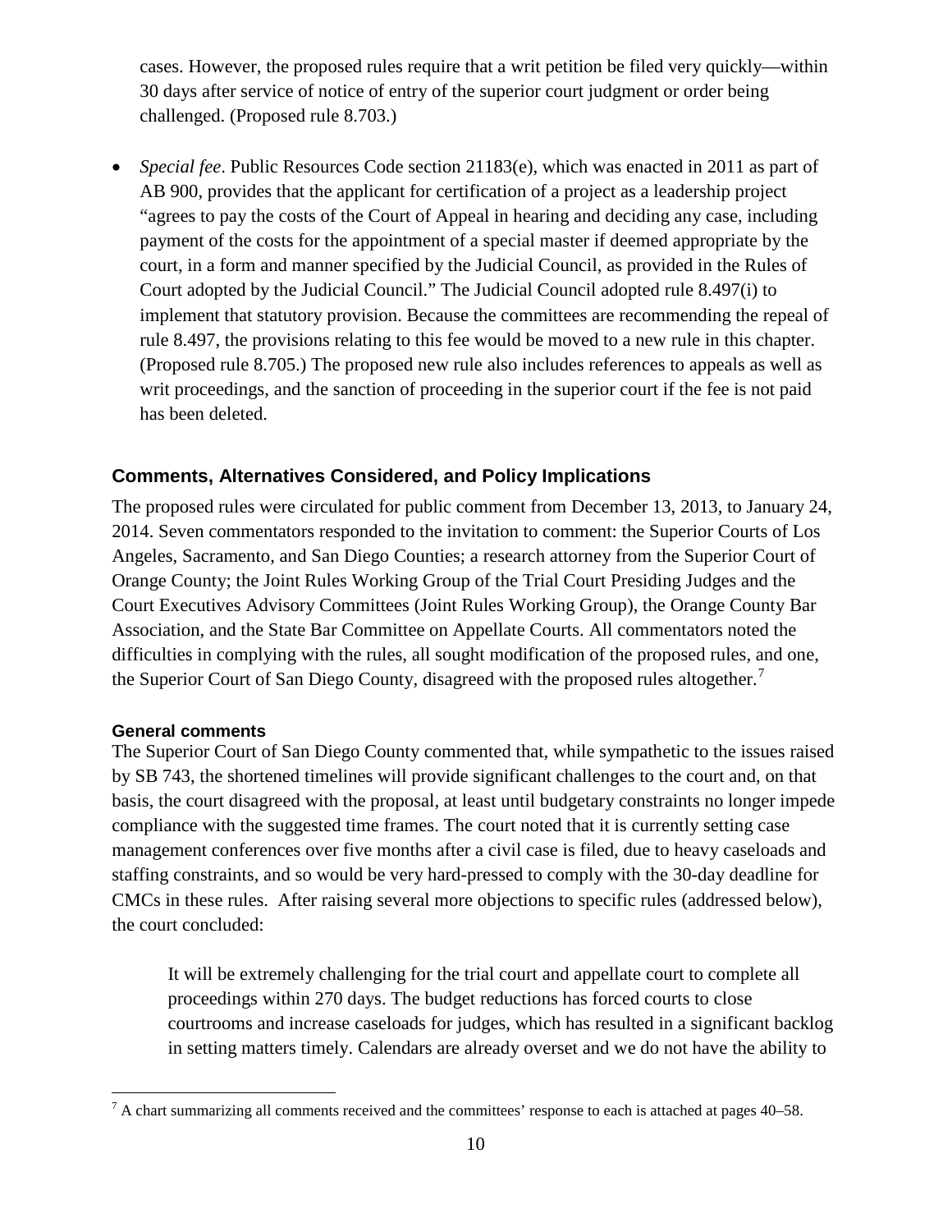cases. However, the proposed rules require that a writ petition be filed very quickly—within 30 days after service of notice of entry of the superior court judgment or order being challenged. (Proposed rule 8.703.)

- *Special fee*. Public Resources Code section 21183(e), which was enacted in 2011 as part of AB 900, provides that the applicant for certification of a project as a leadership project "agrees to pay the costs of the Court of Appeal in hearing and deciding any case, including payment of the costs for the appointment of a special master if deemed appropriate by the court, in a form and manner specified by the Judicial Council, as provided in the Rules of Court adopted by the Judicial Council." The Judicial Council adopted rule 8.497(i) to implement that statutory provision. Because the committees are recommending the repeal of rule 8.497, the provisions relating to this fee would be moved to a new rule in this chapter. (Proposed rule 8.705.) The proposed new rule also includes references to appeals as well as writ proceedings, and the sanction of proceeding in the superior court if the fee is not paid has been deleted.

## Comments, Alternatives Considered, and Policy Implications

The proposed rules were circulated for public comment from December 13, 2013, to January 24, 2014. Seven commentators responded to the invitation to comment: the Superior Courts of Los Angeles, Sacramento, and San Diego Counties; a research attorney from the Superior Court of Orange County; the Joint Rules Working Group of the Trial Court Presiding Judges and the Court Executives Advisory Committees (Joint Rules Working Group), the Orange County Bar Association, and the State Bar Committee on Appellate Courts. All commentators noted the difficulties in complying with the rules, all sought modification of the proposed rules, and one, the Superior Court of San Diego County, disagreed with the proposed rules altogether.[7]

### General comments

The Superior Court of San Diego County commented that, while sympathetic to the issues raised by SB 743, the shortened timelines will provide significant challenges to the court and, on that basis, the court disagreed with the proposal, at least until budgetary constraints no longer impede compliance with the suggested time frames. The court noted that it is currently setting case management conferences over five months after a civil case is filed, due to heavy caseloads and staffing constraints, and so would be very hard-pressed to comply with the 30-day deadline for CMCs in these rules. After raising several more objections to specific rules (addressed below), the court concluded:

> It will be extremely challenging for the trial court and appellate court to complete all proceedings within 270 days. The budget reductions has forced courts to close courtrooms and increase caseloads for judges, which has resulted in a significant backlog in setting matters timely. Calendars are already overset and we do not have the ability to

[7] A chart summarizing all comments received and the committees' response to each is attached at pages 40–58.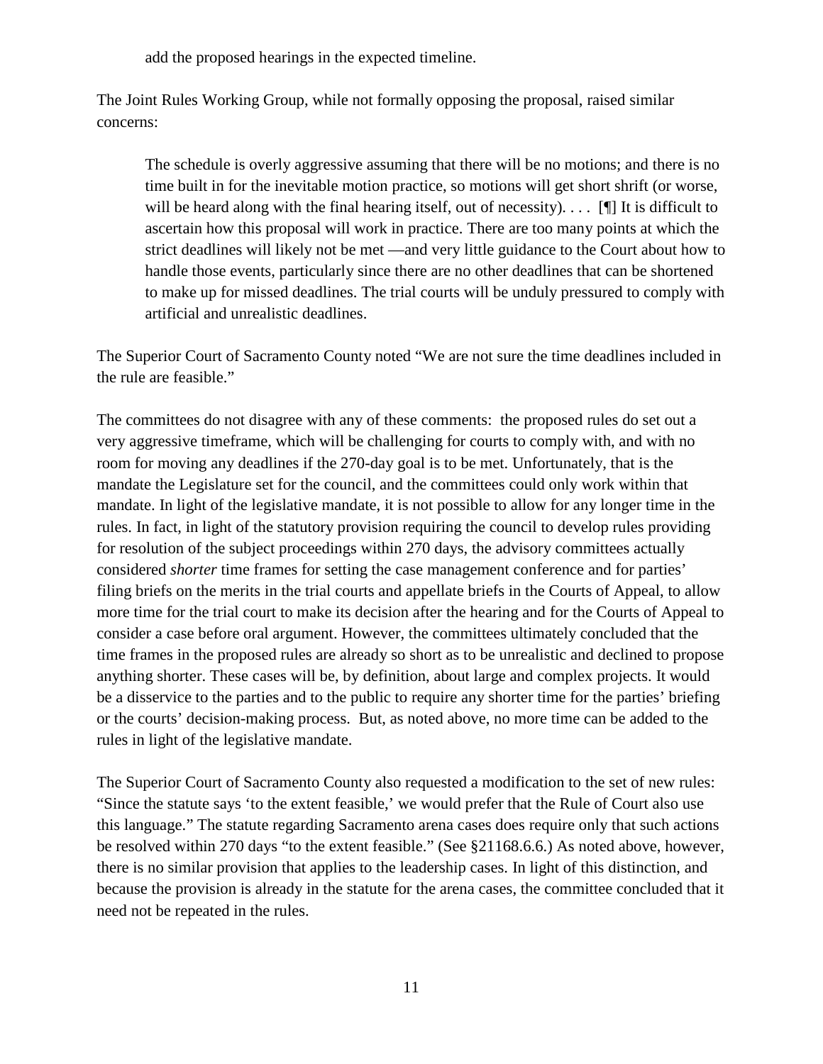> add the proposed hearings in the expected timeline.

The Joint Rules Working Group, while not formally opposing the proposal, raised similar concerns:

> The schedule is overly aggressive assuming that there will be no motions; and there is no time built in for the inevitable motion practice, so motions will get short shrift (or worse, will be heard along with the final hearing itself, out of necessity). . . . [¶] It is difficult to ascertain how this proposal will work in practice. There are too many points at which the strict deadlines will likely not be met —and very little guidance to the Court about how to handle those events, particularly since there are no other deadlines that can be shortened to make up for missed deadlines. The trial courts will be unduly pressured to comply with artificial and unrealistic deadlines.

The Superior Court of Sacramento County noted "We are not sure the time deadlines included in the rule are feasible."

The committees do not disagree with any of these comments: the proposed rules do set out a very aggressive timeframe, which will be challenging for courts to comply with, and with no room for moving any deadlines if the 270-day goal is to be met. Unfortunately, that is the mandate the Legislature set for the council, and the committees could only work within that mandate. In light of the legislative mandate, it is not possible to allow for any longer time in the rules. In fact, in light of the statutory provision requiring the council to develop rules providing for resolution of the subject proceedings within 270 days, the advisory committees actually considered *shorter* time frames for setting the case management conference and for parties' filing briefs on the merits in the trial courts and appellate briefs in the Courts of Appeal, to allow more time for the trial court to make its decision after the hearing and for the Courts of Appeal to consider a case before oral argument. However, the committees ultimately concluded that the time frames in the proposed rules are already so short as to be unrealistic and declined to propose anything shorter. These cases will be, by definition, about large and complex projects. It would be a disservice to the parties and to the public to require any shorter time for the parties' briefing or the courts' decision-making process. But, as noted above, no more time can be added to the rules in light of the legislative mandate.

The Superior Court of Sacramento County also requested a modification to the set of new rules: "Since the statute says 'to the extent feasible,' we would prefer that the Rule of Court also use this language." The statute regarding Sacramento arena cases does require only that such actions be resolved within 270 days "to the extent feasible." (See §21168.6.6.) As noted above, however, there is no similar provision that applies to the leadership cases. In light of this distinction, and because the provision is already in the statute for the arena cases, the committee concluded that it need not be repeated in the rules.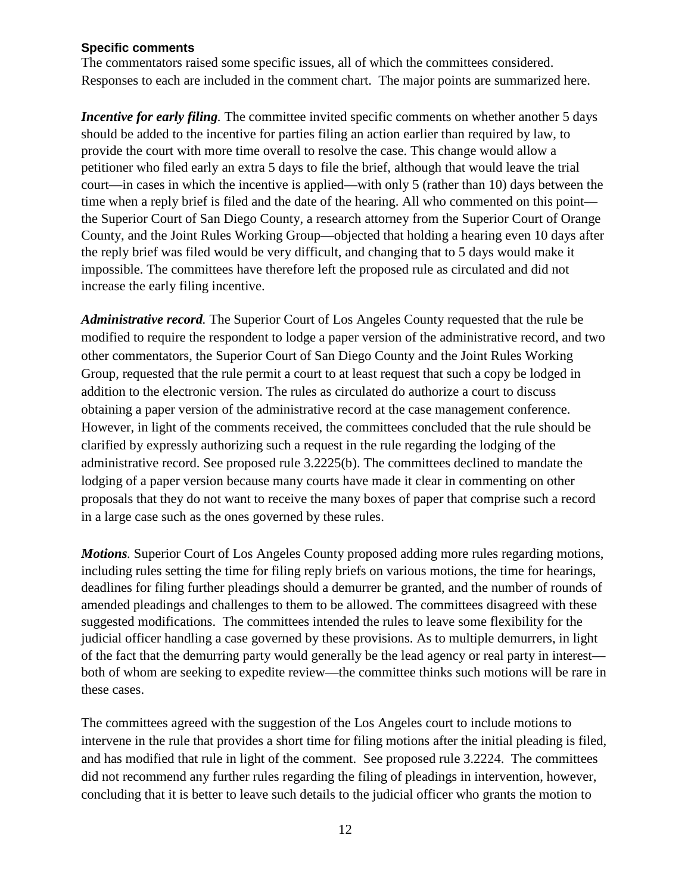#### Specific comments

The commentators raised some specific issues, all of which the committees considered. Responses to each are included in the comment chart. The major points are summarized here.

***Incentive for early filing.*** The committee invited specific comments on whether another 5 days should be added to the incentive for parties filing an action earlier than required by law, to provide the court with more time overall to resolve the case. This change would allow a petitioner who filed early an extra 5 days to file the brief, although that would leave the trial court—in cases in which the incentive is applied—with only 5 (rather than 10) days between the time when a reply brief is filed and the date of the hearing. All who commented on this point—the Superior Court of San Diego County, a research attorney from the Superior Court of Orange County, and the Joint Rules Working Group—objected that holding a hearing even 10 days after the reply brief was filed would be very difficult, and changing that to 5 days would make it impossible. The committees have therefore left the proposed rule as circulated and did not increase the early filing incentive.

***Administrative record.*** The Superior Court of Los Angeles County requested that the rule be modified to require the respondent to lodge a paper version of the administrative record, and two other commentators, the Superior Court of San Diego County and the Joint Rules Working Group, requested that the rule permit a court to at least request that such a copy be lodged in addition to the electronic version. The rules as circulated do authorize a court to discuss obtaining a paper version of the administrative record at the case management conference. However, in light of the comments received, the committees concluded that the rule should be clarified by expressly authorizing such a request in the rule regarding the lodging of the administrative record. See proposed rule 3.2225(b). The committees declined to mandate the lodging of a paper version because many courts have made it clear in commenting on other proposals that they do not want to receive the many boxes of paper that comprise such a record in a large case such as the ones governed by these rules.

***Motions.*** Superior Court of Los Angeles County proposed adding more rules regarding motions, including rules setting the time for filing reply briefs on various motions, the time for hearings, deadlines for filing further pleadings should a demurrer be granted, and the number of rounds of amended pleadings and challenges to them to be allowed. The committees disagreed with these suggested modifications. The committees intended the rules to leave some flexibility for the judicial officer handling a case governed by these provisions. As to multiple demurrers, in light of the fact that the demurring party would generally be the lead agency or real party in interest—both of whom are seeking to expedite review—the committee thinks such motions will be rare in these cases.

The committees agreed with the suggestion of the Los Angeles court to include motions to intervene in the rule that provides a short time for filing motions after the initial pleading is filed, and has modified that rule in light of the comment. See proposed rule 3.2224. The committees did not recommend any further rules regarding the filing of pleadings in intervention, however, concluding that it is better to leave such details to the judicial officer who grants the motion to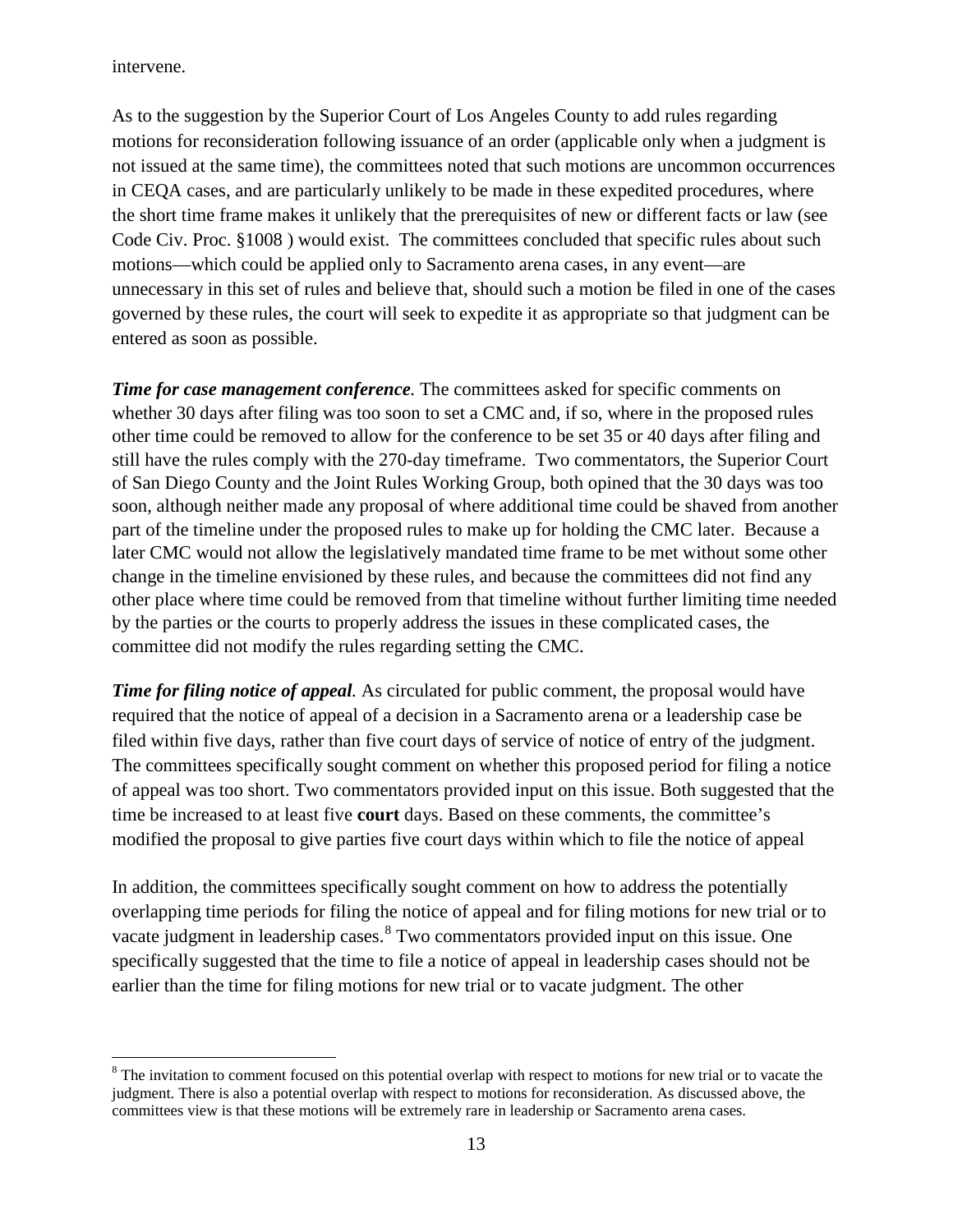intervene.

As to the suggestion by the Superior Court of Los Angeles County to add rules regarding motions for reconsideration following issuance of an order (applicable only when a judgment is not issued at the same time), the committees noted that such motions are uncommon occurrences in CEQA cases, and are particularly unlikely to be made in these expedited procedures, where the short time frame makes it unlikely that the prerequisites of new or different facts or law (see Code Civ. Proc. §1008 ) would exist. The committees concluded that specific rules about such motions—which could be applied only to Sacramento arena cases, in any event—are unnecessary in this set of rules and believe that, should such a motion be filed in one of the cases governed by these rules, the court will seek to expedite it as appropriate so that judgment can be entered as soon as possible.

***Time for case management conference.*** The committees asked for specific comments on whether 30 days after filing was too soon to set a CMC and, if so, where in the proposed rules other time could be removed to allow for the conference to be set 35 or 40 days after filing and still have the rules comply with the 270-day timeframe. Two commentators, the Superior Court of San Diego County and the Joint Rules Working Group, both opined that the 30 days was too soon, although neither made any proposal of where additional time could be shaved from another part of the timeline under the proposed rules to make up for holding the CMC later. Because a later CMC would not allow the legislatively mandated time frame to be met without some other change in the timeline envisioned by these rules, and because the committees did not find any other place where time could be removed from that timeline without further limiting time needed by the parties or the courts to properly address the issues in these complicated cases, the committee did not modify the rules regarding setting the CMC.

***Time for filing notice of appeal.*** As circulated for public comment, the proposal would have required that the notice of appeal of a decision in a Sacramento arena or a leadership case be filed within five days, rather than five court days of service of notice of entry of the judgment. The committees specifically sought comment on whether this proposed period for filing a notice of appeal was too short. Two commentators provided input on this issue. Both suggested that the time be increased to at least five **court** days. Based on these comments, the committee's modified the proposal to give parties five court days within which to file the notice of appeal

In addition, the committees specifically sought comment on how to address the potentially overlapping time periods for filing the notice of appeal and for filing motions for new trial or to vacate judgment in leadership cases.[8] Two commentators provided input on this issue. One specifically suggested that the time to file a notice of appeal in leadership cases should not be earlier than the time for filing motions for new trial or to vacate judgment. The other

[8] The invitation to comment focused on this potential overlap with respect to motions for new trial or to vacate the judgment. There is also a potential overlap with respect to motions for reconsideration. As discussed above, the committees view is that these motions will be extremely rare in leadership or Sacramento arena cases.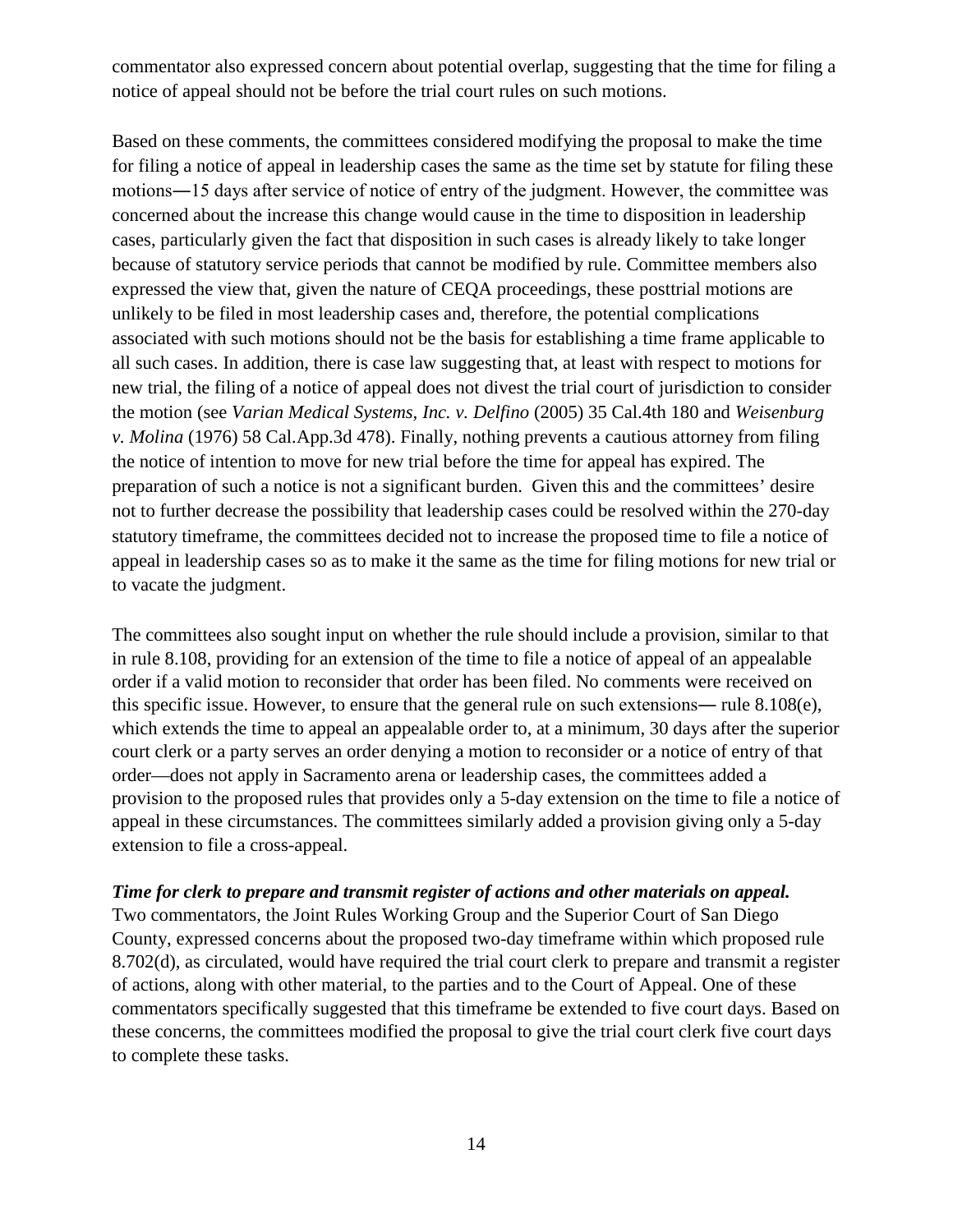commentator also expressed concern about potential overlap, suggesting that the time for filing a notice of appeal should not be before the trial court rules on such motions.

Based on these comments, the committees considered modifying the proposal to make the time for filing a notice of appeal in leadership cases the same as the time set by statute for filing these motions―15 days after service of notice of entry of the judgment. However, the committee was concerned about the increase this change would cause in the time to disposition in leadership cases, particularly given the fact that disposition in such cases is already likely to take longer because of statutory service periods that cannot be modified by rule. Committee members also expressed the view that, given the nature of CEQA proceedings, these posttrial motions are unlikely to be filed in most leadership cases and, therefore, the potential complications associated with such motions should not be the basis for establishing a time frame applicable to all such cases. In addition, there is case law suggesting that, at least with respect to motions for new trial, the filing of a notice of appeal does not divest the trial court of jurisdiction to consider the motion (see *Varian Medical Systems, Inc. v. Delfino* (2005) 35 Cal.4th 180 and *Weisenburg v. Molina* (1976) 58 Cal.App.3d 478). Finally, nothing prevents a cautious attorney from filing the notice of intention to move for new trial before the time for appeal has expired. The preparation of such a notice is not a significant burden. Given this and the committees' desire not to further decrease the possibility that leadership cases could be resolved within the 270-day statutory timeframe, the committees decided not to increase the proposed time to file a notice of appeal in leadership cases so as to make it the same as the time for filing motions for new trial or to vacate the judgment.

The committees also sought input on whether the rule should include a provision, similar to that in rule 8.108, providing for an extension of the time to file a notice of appeal of an appealable order if a valid motion to reconsider that order has been filed. No comments were received on this specific issue. However, to ensure that the general rule on such extensions― rule 8.108(e), which extends the time to appeal an appealable order to, at a minimum, 30 days after the superior court clerk or a party serves an order denying a motion to reconsider or a notice of entry of that order—does not apply in Sacramento arena or leadership cases, the committees added a provision to the proposed rules that provides only a 5-day extension on the time to file a notice of appeal in these circumstances. The committees similarly added a provision giving only a 5-day extension to file a cross-appeal.

***Time for clerk to prepare and transmit register of actions and other materials on appeal.***
Two commentators, the Joint Rules Working Group and the Superior Court of San Diego County, expressed concerns about the proposed two-day timeframe within which proposed rule 8.702(d), as circulated, would have required the trial court clerk to prepare and transmit a register of actions, along with other material, to the parties and to the Court of Appeal. One of these commentators specifically suggested that this timeframe be extended to five court days. Based on these concerns, the committees modified the proposal to give the trial court clerk five court days to complete these tasks.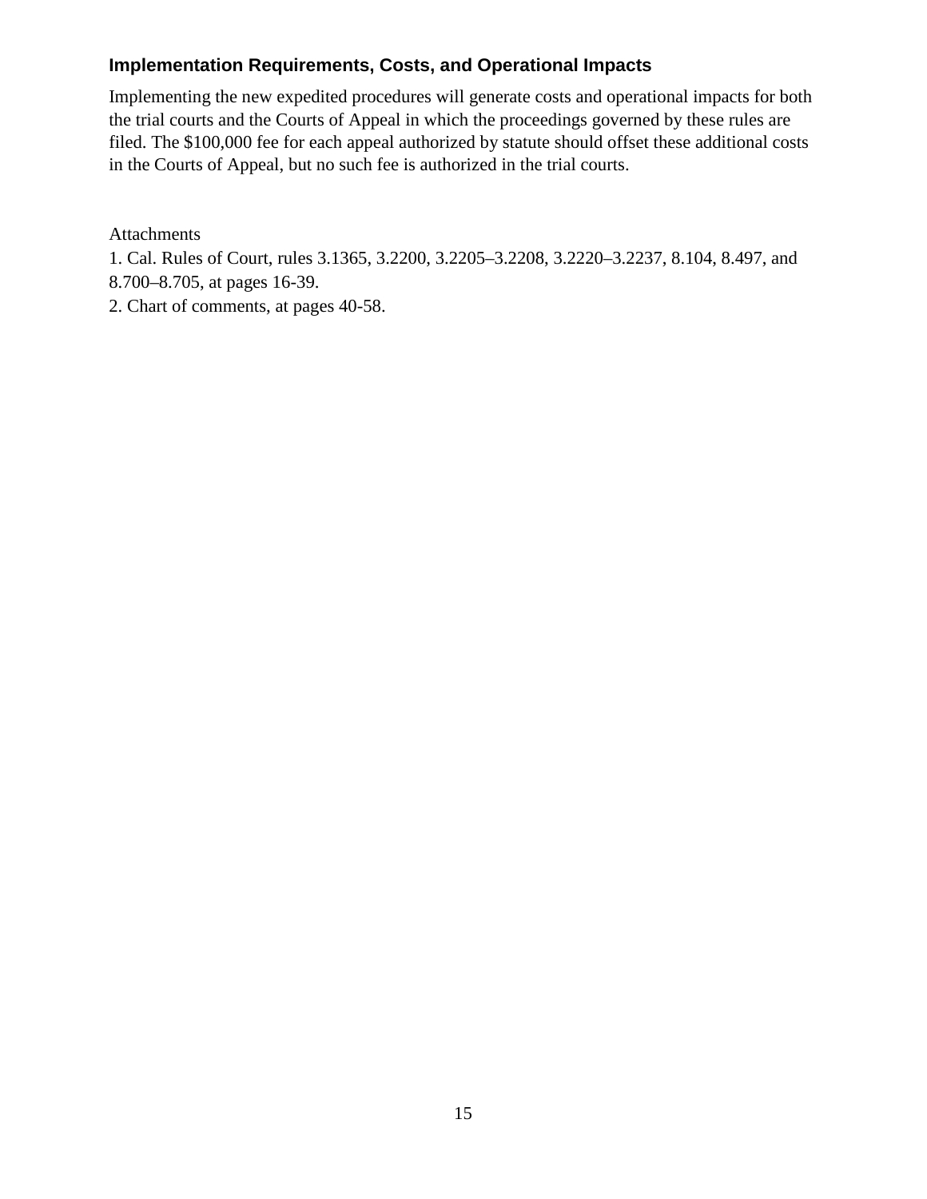### Implementation Requirements, Costs, and Operational Impacts

Implementing the new expedited procedures will generate costs and operational impacts for both the trial courts and the Courts of Appeal in which the proceedings governed by these rules are filed. The $100,000 fee for each appeal authorized by statute should offset these additional costs in the Courts of Appeal, but no such fee is authorized in the trial courts.

Attachments

1. Cal. Rules of Court, rules 3.1365, 3.2200, 3.2205–3.2208, 3.2220–3.2237, 8.104, 8.497, and 8.700–8.705, at pages 16-39.
2. Chart of comments, at pages 40-58.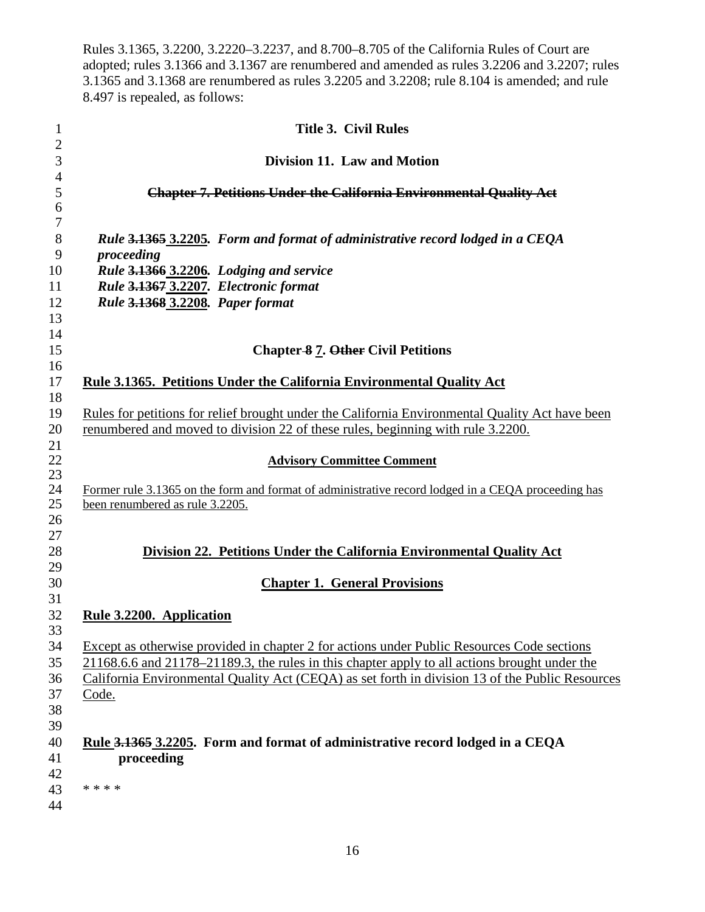Rules 3.1365, 3.2200, 3.2220–3.2237, and 8.700–8.705 of the California Rules of Court are adopted; rules 3.1366 and 3.1367 are renumbered and amended as rules 3.2206 and 3.2207; rules 3.1365 and 3.1368 are renumbered as rules 3.2205 and 3.2208; rule 8.104 is amended; and rule 8.497 is repealed, as follows:

**Title 3. Civil Rules**

**Division 11. Law and Motion**

**~~Chapter 7. Petitions Under the California Environmental Quality Act~~**

***Rule ~~3.1365~~ 3.2205. Form and format of administrative record lodged in a CEQA proceeding***
***Rule ~~3.1366~~ 3.2206. Lodging and service***
***Rule ~~3.1367~~ 3.2207. Electronic format***
***Rule ~~3.1368~~ 3.2208. Paper format***

**Chapter ~~8~~ 7. ~~Other~~ Civil Petitions**

**Rule 3.1365. Petitions Under the California Environmental Quality Act**

Rules for petitions for relief brought under the California Environmental Quality Act have been renumbered and moved to division 22 of these rules, beginning with rule 3.2200.

**Advisory Committee Comment**

Former rule 3.1365 on the form and format of administrative record lodged in a CEQA proceeding has been renumbered as rule 3.2205.

**Division 22. Petitions Under the California Environmental Quality Act**

**Chapter 1. General Provisions**

**Rule 3.2200. Application**

Except as otherwise provided in chapter 2 for actions under Public Resources Code sections 21168.6.6 and 21178–21189.3, the rules in this chapter apply to all actions brought under the California Environmental Quality Act (CEQA) as set forth in division 13 of the Public Resources Code.

**Rule ~~3.1365~~ 3.2205. Form and format of administrative record lodged in a CEQA proceeding**

* * * *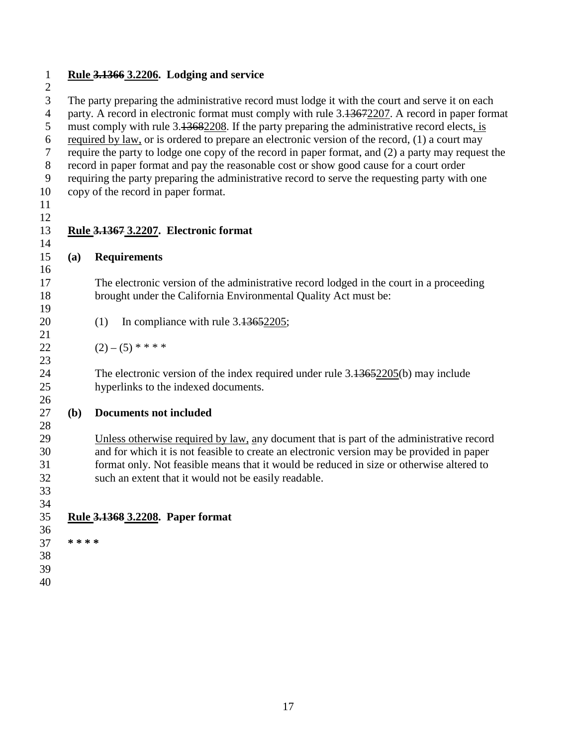**Rule ~~3.1366~~ 3.2206. Lodging and service**

The party preparing the administrative record must lodge it with the court and serve it on each party. A record in electronic format must comply with rule 3.~~1367~~2207. A record in paper format must comply with rule 3.~~1368~~2208. If the party preparing the administrative record elects, is required by law, or is ordered to prepare an electronic version of the record, (1) a court may require the party to lodge one copy of the record in paper format, and (2) a party may request the record in paper format and pay the reasonable cost or show good cause for a court order requiring the party preparing the administrative record to serve the requesting party with one copy of the record in paper format.

**Rule ~~3.1367~~ 3.2207. Electronic format**

**(a) Requirements**

The electronic version of the administrative record lodged in the court in a proceeding brought under the California Environmental Quality Act must be:

(1) In compliance with rule 3.~~1365~~2205;

(2) – (5) * * * *

The electronic version of the index required under rule 3.~~1365~~2205(b) may include hyperlinks to the indexed documents.

**(b) Documents not included**

Unless otherwise required by law, any document that is part of the administrative record and for which it is not feasible to create an electronic version may be provided in paper format only. Not feasible means that it would be reduced in size or otherwise altered to such an extent that it would not be easily readable.

**Rule ~~3.1368~~ 3.2208. Paper format**

**\* \* \* \***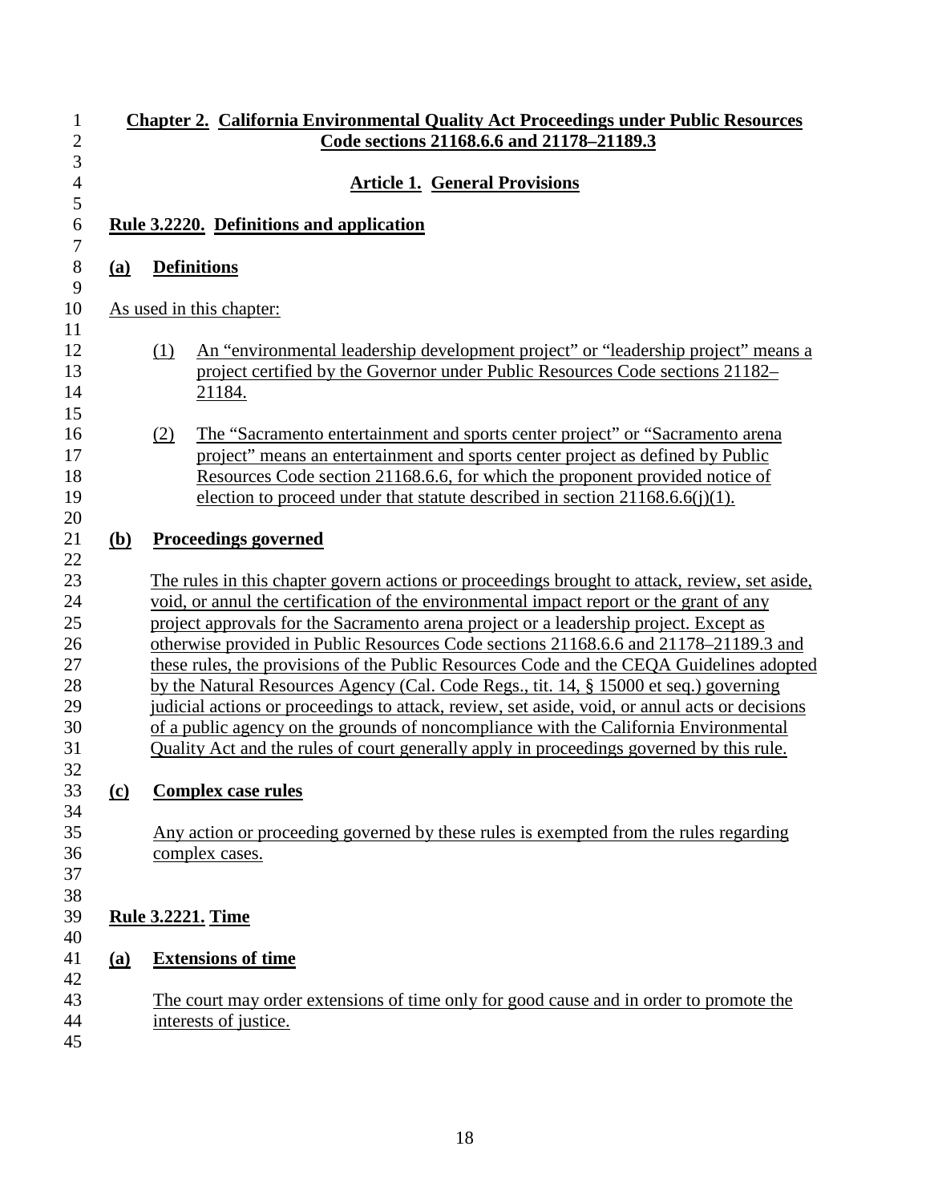## Chapter 2. California Environmental Quality Act Proceedings under Public Resources Code sections 21168.6.6 and 21178–21189.3

### Article 1. General Provisions

#### Rule 3.2220. Definitions and application

**(a) Definitions**

As used in this chapter:

(1) An "environmental leadership development project" or "leadership project" means a project certified by the Governor under Public Resources Code sections 21182–21184.

(2) The "Sacramento entertainment and sports center project" or "Sacramento arena project" means an entertainment and sports center project as defined by Public Resources Code section 21168.6.6, for which the proponent provided notice of election to proceed under that statute described in section 21168.6.6(j)(1).

**(b) Proceedings governed**

The rules in this chapter govern actions or proceedings brought to attack, review, set aside, void, or annul the certification of the environmental impact report or the grant of any project approvals for the Sacramento arena project or a leadership project. Except as otherwise provided in Public Resources Code sections 21168.6.6 and 21178–21189.3 and these rules, the provisions of the Public Resources Code and the CEQA Guidelines adopted by the Natural Resources Agency (Cal. Code Regs., tit. 14, § 15000 et seq.) governing judicial actions or proceedings to attack, review, set aside, void, or annul acts or decisions of a public agency on the grounds of noncompliance with the California Environmental Quality Act and the rules of court generally apply in proceedings governed by this rule.

**(c) Complex case rules**

Any action or proceeding governed by these rules is exempted from the rules regarding complex cases.

#### Rule 3.2221. Time

**(a) Extensions of time**

The court may order extensions of time only for good cause and in order to promote the interests of justice.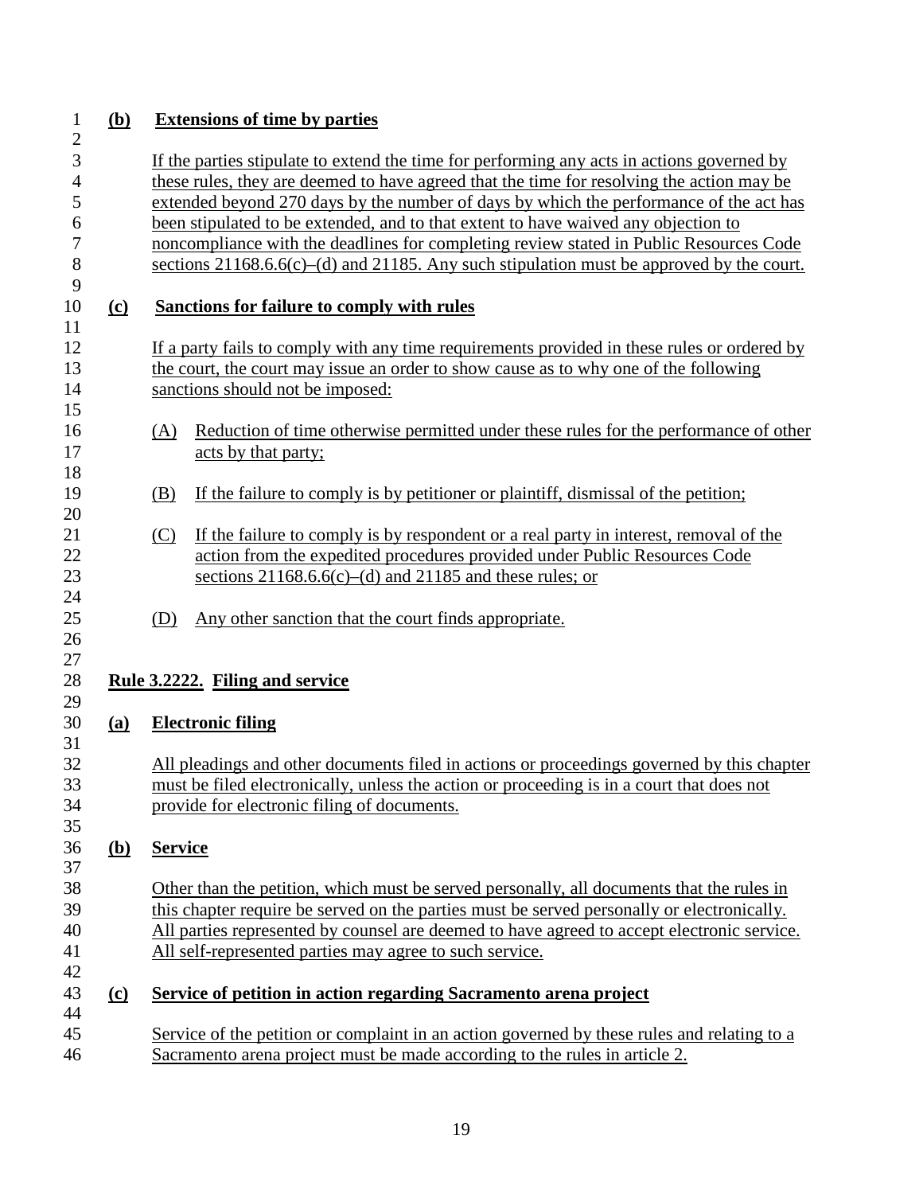**(b) Extensions of time by parties**

If the parties stipulate to extend the time for performing any acts in actions governed by these rules, they are deemed to have agreed that the time for resolving the action may be extended beyond 270 days by the number of days by which the performance of the act has been stipulated to be extended, and to that extent to have waived any objection to noncompliance with the deadlines for completing review stated in Public Resources Code sections 21168.6.6(c)–(d) and 21185. Any such stipulation must be approved by the court.

**(c) Sanctions for failure to comply with rules**

If a party fails to comply with any time requirements provided in these rules or ordered by the court, the court may issue an order to show cause as to why one of the following sanctions should not be imposed:

(A) Reduction of time otherwise permitted under these rules for the performance of other acts by that party;

(B) If the failure to comply is by petitioner or plaintiff, dismissal of the petition;

(C) If the failure to comply is by respondent or a real party in interest, removal of the action from the expedited procedures provided under Public Resources Code sections 21168.6.6(c)–(d) and 21185 and these rules; or

(D) Any other sanction that the court finds appropriate.

## Rule 3.2222. Filing and service

**(a) Electronic filing**

All pleadings and other documents filed in actions or proceedings governed by this chapter must be filed electronically, unless the action or proceeding is in a court that does not provide for electronic filing of documents.

**(b) Service**

Other than the petition, which must be served personally, all documents that the rules in this chapter require be served on the parties must be served personally or electronically. All parties represented by counsel are deemed to have agreed to accept electronic service. All self-represented parties may agree to such service.

**(c) Service of petition in action regarding Sacramento arena project**

Service of the petition or complaint in an action governed by these rules and relating to a Sacramento arena project must be made according to the rules in article 2.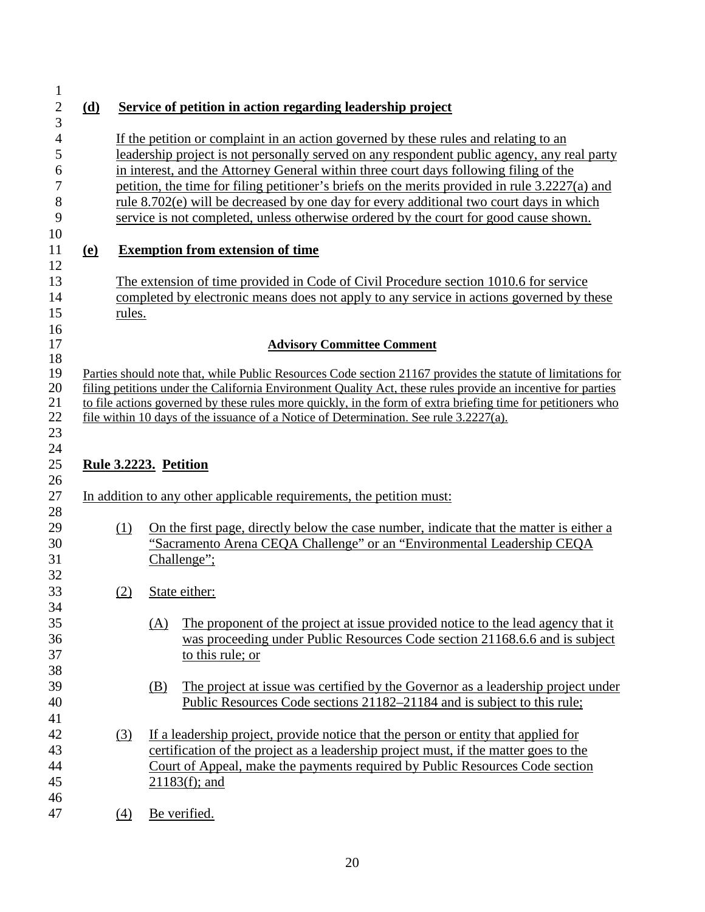**(d) Service of petition in action regarding leadership project**

If the petition or complaint in an action governed by these rules and relating to an leadership project is not personally served on any respondent public agency, any real party in interest, and the Attorney General within three court days following filing of the petition, the time for filing petitioner's briefs on the merits provided in rule 3.2227(a) and rule 8.702(e) will be decreased by one day for every additional two court days in which service is not completed, unless otherwise ordered by the court for good cause shown.

**(e) Exemption from extension of time**

The extension of time provided in Code of Civil Procedure section 1010.6 for service completed by electronic means does not apply to any service in actions governed by these rules.

**Advisory Committee Comment**

Parties should note that, while Public Resources Code section 21167 provides the statute of limitations for filing petitions under the California Environment Quality Act, these rules provide an incentive for parties to file actions governed by these rules more quickly, in the form of extra briefing time for petitioners who file within 10 days of the issuance of a Notice of Determination. See rule 3.2227(a).

## Rule 3.2223. Petition

In addition to any other applicable requirements, the petition must:

(1) On the first page, directly below the case number, indicate that the matter is either a "Sacramento Arena CEQA Challenge" or an "Environmental Leadership CEQA Challenge";

(2) State either:

   (A) The proponent of the project at issue provided notice to the lead agency that it was proceeding under Public Resources Code section 21168.6.6 and is subject to this rule; or

   (B) The project at issue was certified by the Governor as a leadership project under Public Resources Code sections 21182–21184 and is subject to this rule;

(3) If a leadership project, provide notice that the person or entity that applied for certification of the project as a leadership project must, if the matter goes to the Court of Appeal, make the payments required by Public Resources Code section 21183(f); and

(4) Be verified.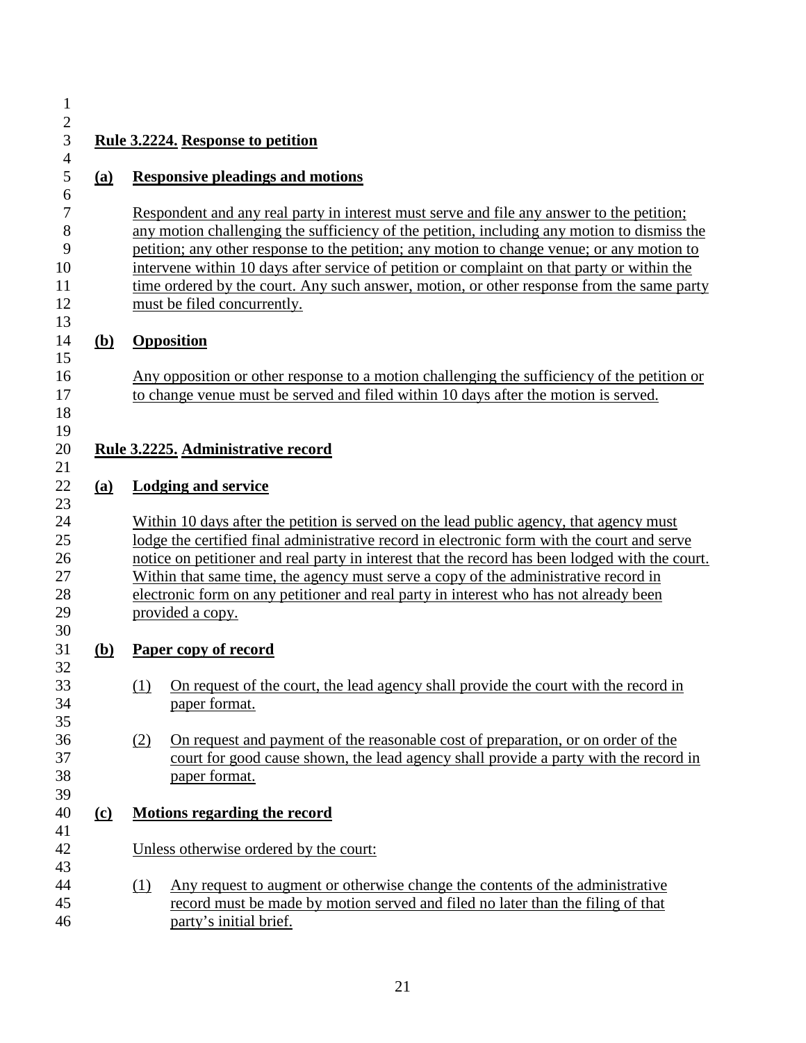### Rule 3.2224. Response to petition

**(a) Responsive pleadings and motions**

Respondent and any real party in interest must serve and file any answer to the petition; any motion challenging the sufficiency of the petition, including any motion to dismiss the petition; any other response to the petition; any motion to change venue; or any motion to intervene within 10 days after service of petition or complaint on that party or within the time ordered by the court. Any such answer, motion, or other response from the same party must be filed concurrently.

**(b) Opposition**

Any opposition or other response to a motion challenging the sufficiency of the petition or to change venue must be served and filed within 10 days after the motion is served.

### Rule 3.2225. Administrative record

**(a) Lodging and service**

Within 10 days after the petition is served on the lead public agency, that agency must lodge the certified final administrative record in electronic form with the court and serve notice on petitioner and real party in interest that the record has been lodged with the court. Within that same time, the agency must serve a copy of the administrative record in electronic form on any petitioner and real party in interest who has not already been provided a copy.

**(b) Paper copy of record**

(1) On request of the court, the lead agency shall provide the court with the record in paper format.

(2) On request and payment of the reasonable cost of preparation, or on order of the court for good cause shown, the lead agency shall provide a party with the record in paper format.

**(c) Motions regarding the record**

Unless otherwise ordered by the court:

(1) Any request to augment or otherwise change the contents of the administrative record must be made by motion served and filed no later than the filing of that party's initial brief.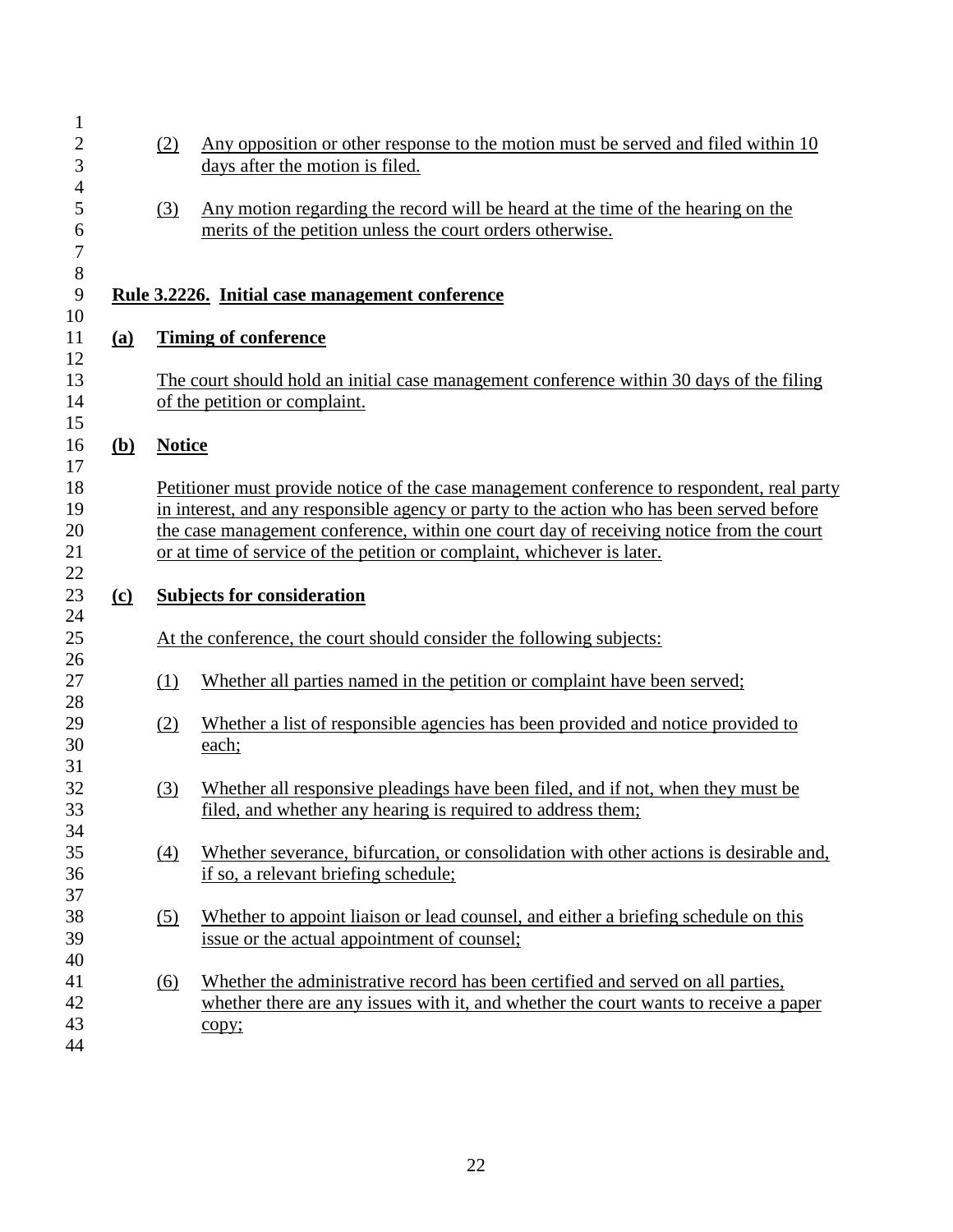(2) Any opposition or other response to the motion must be served and filed within 10 days after the motion is filed.

(3) Any motion regarding the record will be heard at the time of the hearing on the merits of the petition unless the court orders otherwise.

**Rule 3.2226. Initial case management conference**

**(a) Timing of conference**

The court should hold an initial case management conference within 30 days of the filing of the petition or complaint.

**(b) Notice**

Petitioner must provide notice of the case management conference to respondent, real party in interest, and any responsible agency or party to the action who has been served before the case management conference, within one court day of receiving notice from the court or at time of service of the petition or complaint, whichever is later.

**(c) Subjects for consideration**

At the conference, the court should consider the following subjects:

(1) Whether all parties named in the petition or complaint have been served;

(2) Whether a list of responsible agencies has been provided and notice provided to each;

(3) Whether all responsive pleadings have been filed, and if not, when they must be filed, and whether any hearing is required to address them;

(4) Whether severance, bifurcation, or consolidation with other actions is desirable and, if so, a relevant briefing schedule;

(5) Whether to appoint liaison or lead counsel, and either a briefing schedule on this issue or the actual appointment of counsel;

(6) Whether the administrative record has been certified and served on all parties, whether there are any issues with it, and whether the court wants to receive a paper copy;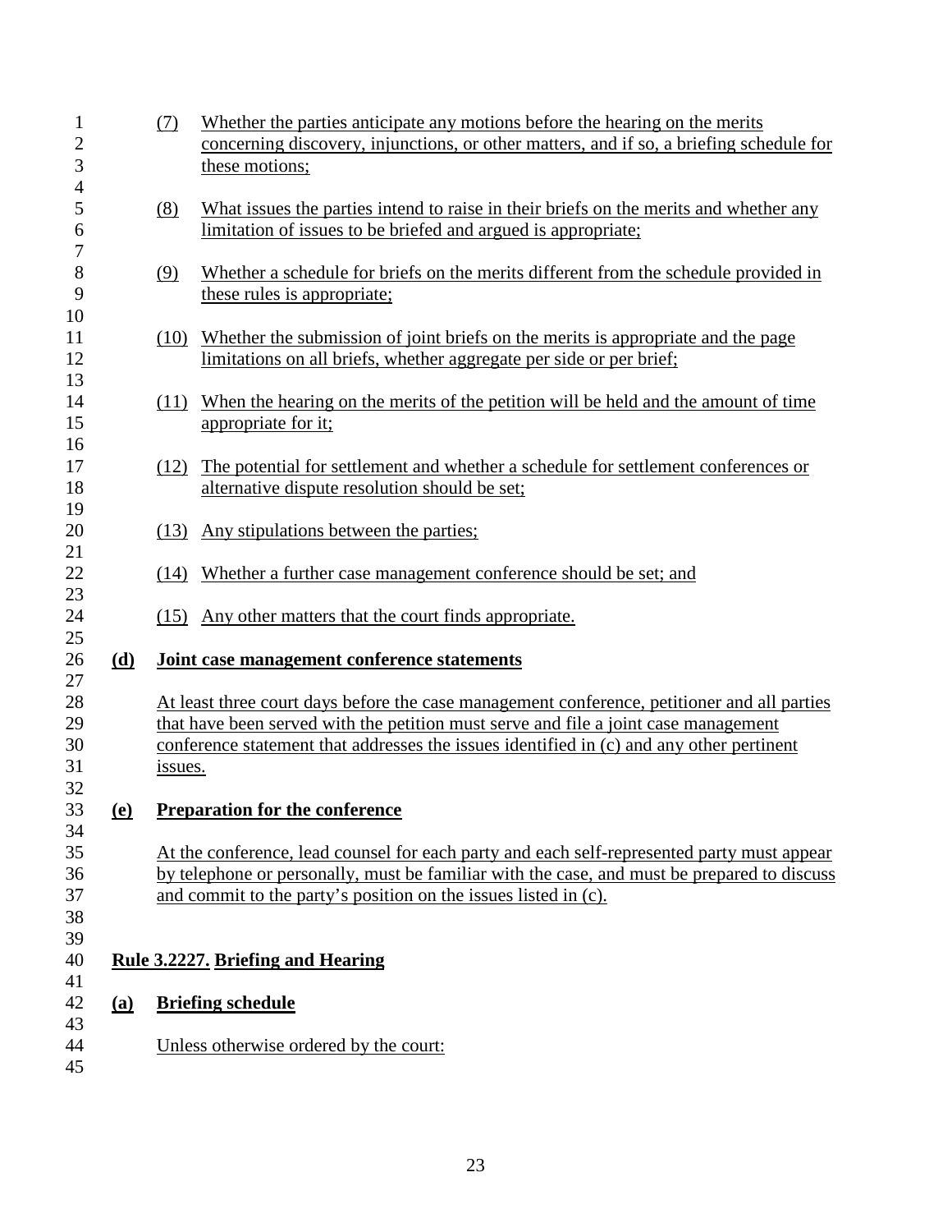(7) Whether the parties anticipate any motions before the hearing on the merits concerning discovery, injunctions, or other matters, and if so, a briefing schedule for these motions;

(8) What issues the parties intend to raise in their briefs on the merits and whether any limitation of issues to be briefed and argued is appropriate;

(9) Whether a schedule for briefs on the merits different from the schedule provided in these rules is appropriate;

(10) Whether the submission of joint briefs on the merits is appropriate and the page limitations on all briefs, whether aggregate per side or per brief;

(11) When the hearing on the merits of the petition will be held and the amount of time appropriate for it;

(12) The potential for settlement and whether a schedule for settlement conferences or alternative dispute resolution should be set;

(13) Any stipulations between the parties;

(14) Whether a further case management conference should be set; and

(15) Any other matters that the court finds appropriate.

**(d) Joint case management conference statements**

At least three court days before the case management conference, petitioner and all parties that have been served with the petition must serve and file a joint case management conference statement that addresses the issues identified in (c) and any other pertinent issues.

**(e) Preparation for the conference**

At the conference, lead counsel for each party and each self-represented party must appear by telephone or personally, must be familiar with the case, and must be prepared to discuss and commit to the party's position on the issues listed in (c).

**Rule 3.2227. Briefing and Hearing**

**(a) Briefing schedule**

Unless otherwise ordered by the court: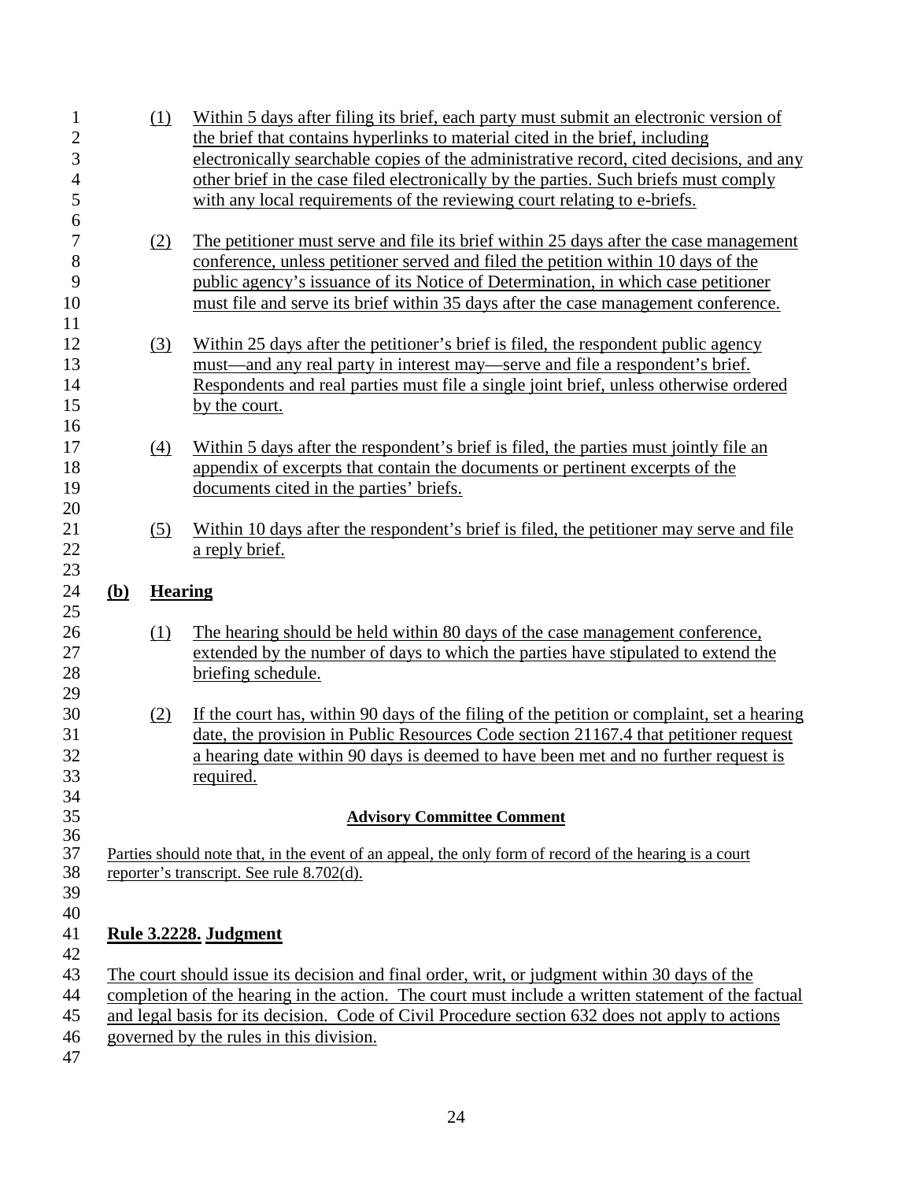(1) Within 5 days after filing its brief, each party must submit an electronic version of the brief that contains hyperlinks to material cited in the brief, including electronically searchable copies of the administrative record, cited decisions, and any other brief in the case filed electronically by the parties. Such briefs must comply with any local requirements of the reviewing court relating to e-briefs.

(2) The petitioner must serve and file its brief within 25 days after the case management conference, unless petitioner served and filed the petition within 10 days of the public agency's issuance of its Notice of Determination, in which case petitioner must file and serve its brief within 35 days after the case management conference.

(3) Within 25 days after the petitioner's brief is filed, the respondent public agency must—and any real party in interest may—serve and file a respondent's brief. Respondents and real parties must file a single joint brief, unless otherwise ordered by the court.

(4) Within 5 days after the respondent's brief is filed, the parties must jointly file an appendix of excerpts that contain the documents or pertinent excerpts of the documents cited in the parties' briefs.

(5) Within 10 days after the respondent's brief is filed, the petitioner may serve and file a reply brief.

**(b) Hearing**

(1) The hearing should be held within 80 days of the case management conference, extended by the number of days to which the parties have stipulated to extend the briefing schedule.

(2) If the court has, within 90 days of the filing of the petition or complaint, set a hearing date, the provision in Public Resources Code section 21167.4 that petitioner request a hearing date within 90 days is deemed to have been met and no further request is required.

**Advisory Committee Comment**

Parties should note that, in the event of an appeal, the only form of record of the hearing is a court reporter's transcript. See rule 8.702(d).

## Rule 3.2228. Judgment

The court should issue its decision and final order, writ, or judgment within 30 days of the completion of the hearing in the action. The court must include a written statement of the factual and legal basis for its decision. Code of Civil Procedure section 632 does not apply to actions governed by the rules in this division.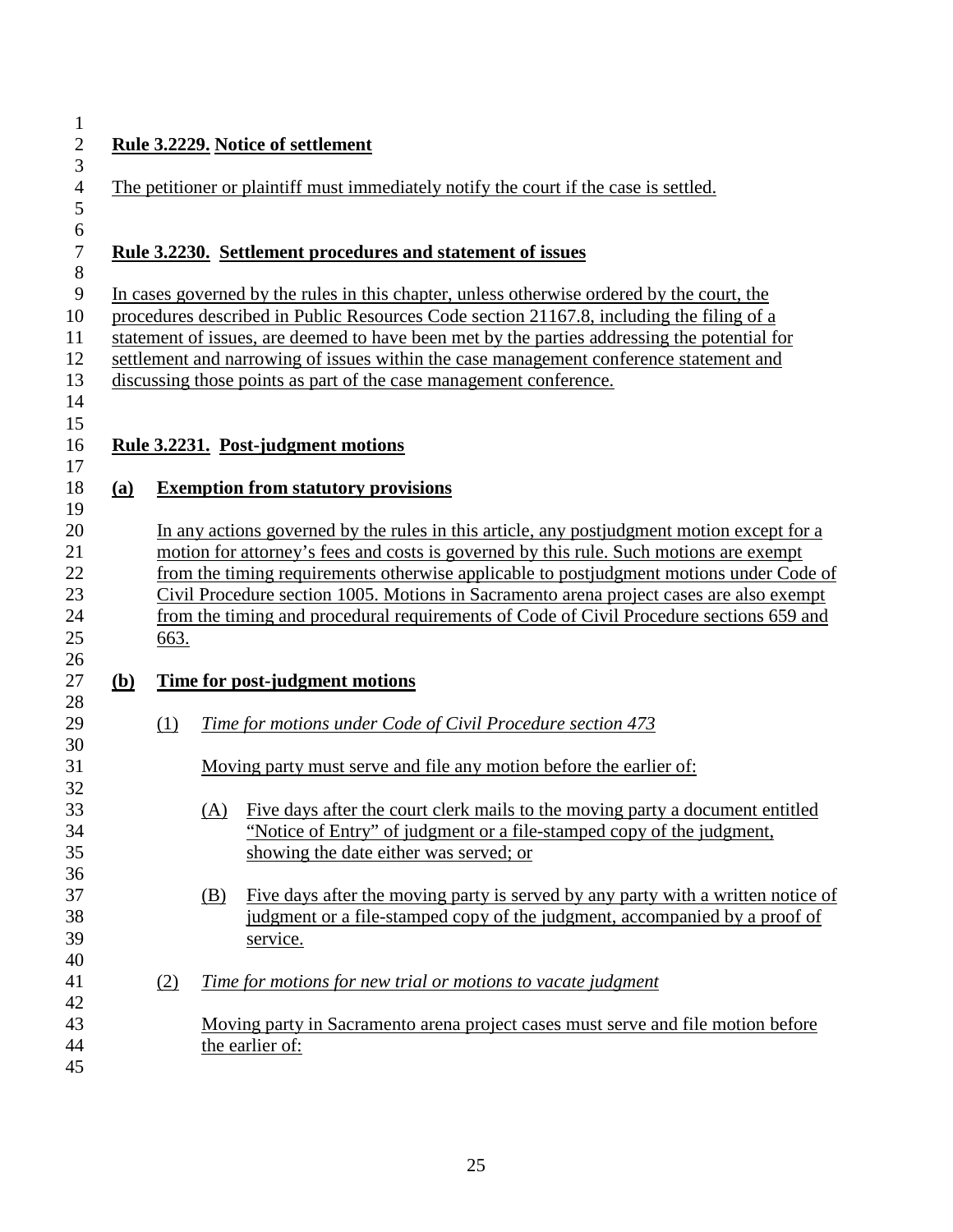**Rule 3.2229. Notice of settlement**

The petitioner or plaintiff must immediately notify the court if the case is settled.

**Rule 3.2230. Settlement procedures and statement of issues**

In cases governed by the rules in this chapter, unless otherwise ordered by the court, the procedures described in Public Resources Code section 21167.8, including the filing of a statement of issues, are deemed to have been met by the parties addressing the potential for settlement and narrowing of issues within the case management conference statement and discussing those points as part of the case management conference.

**Rule 3.2231. Post-judgment motions**

**(a) Exemption from statutory provisions**

In any actions governed by the rules in this article, any postjudgment motion except for a motion for attorney's fees and costs is governed by this rule. Such motions are exempt from the timing requirements otherwise applicable to postjudgment motions under Code of Civil Procedure section 1005. Motions in Sacramento arena project cases are also exempt from the timing and procedural requirements of Code of Civil Procedure sections 659 and 663.

**(b) Time for post-judgment motions**

(1) *Time for motions under Code of Civil Procedure section 473*

Moving party must serve and file any motion before the earlier of:

(A) Five days after the court clerk mails to the moving party a document entitled "Notice of Entry" of judgment or a file-stamped copy of the judgment, showing the date either was served; or

(B) Five days after the moving party is served by any party with a written notice of judgment or a file-stamped copy of the judgment, accompanied by a proof of service.

(2) *Time for motions for new trial or motions to vacate judgment*

Moving party in Sacramento arena project cases must serve and file motion before the earlier of: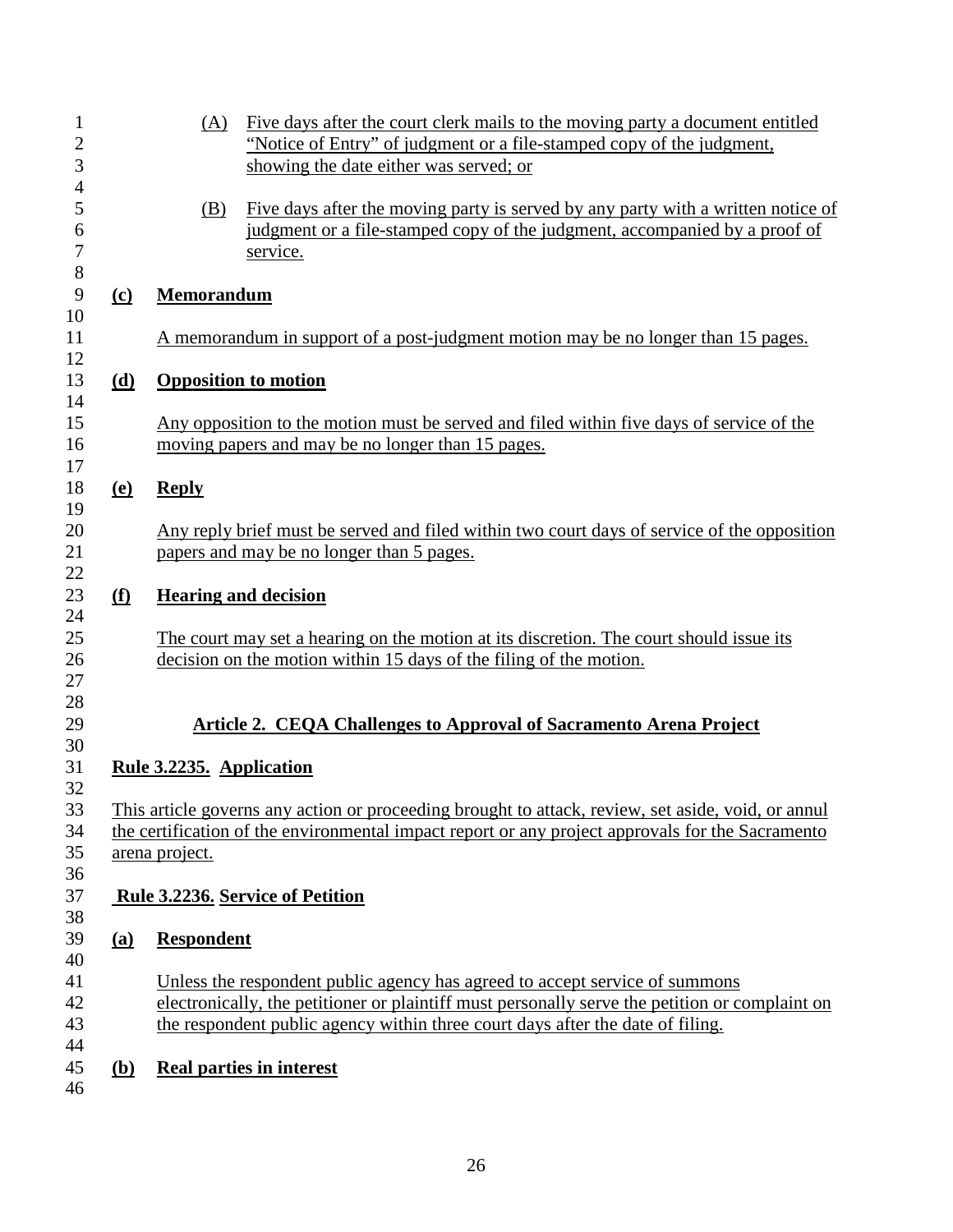(A) Five days after the court clerk mails to the moving party a document entitled "Notice of Entry" of judgment or a file-stamped copy of the judgment, showing the date either was served; or

(B) Five days after the moving party is served by any party with a written notice of judgment or a file-stamped copy of the judgment, accompanied by a proof of service.

**(c) Memorandum**

A memorandum in support of a post-judgment motion may be no longer than 15 pages.

**(d) Opposition to motion**

Any opposition to the motion must be served and filed within five days of service of the moving papers and may be no longer than 15 pages.

**(e) Reply**

Any reply brief must be served and filed within two court days of service of the opposition papers and may be no longer than 5 pages.

**(f) Hearing and decision**

The court may set a hearing on the motion at its discretion. The court should issue its decision on the motion within 15 days of the filing of the motion.

## Article 2. CEQA Challenges to Approval of Sacramento Arena Project

**Rule 3.2235. Application**

This article governs any action or proceeding brought to attack, review, set aside, void, or annul the certification of the environmental impact report or any project approvals for the Sacramento arena project.

**Rule 3.2236. Service of Petition**

**(a) Respondent**

Unless the respondent public agency has agreed to accept service of summons electronically, the petitioner or plaintiff must personally serve the petition or complaint on the respondent public agency within three court days after the date of filing.

**(b) Real parties in interest**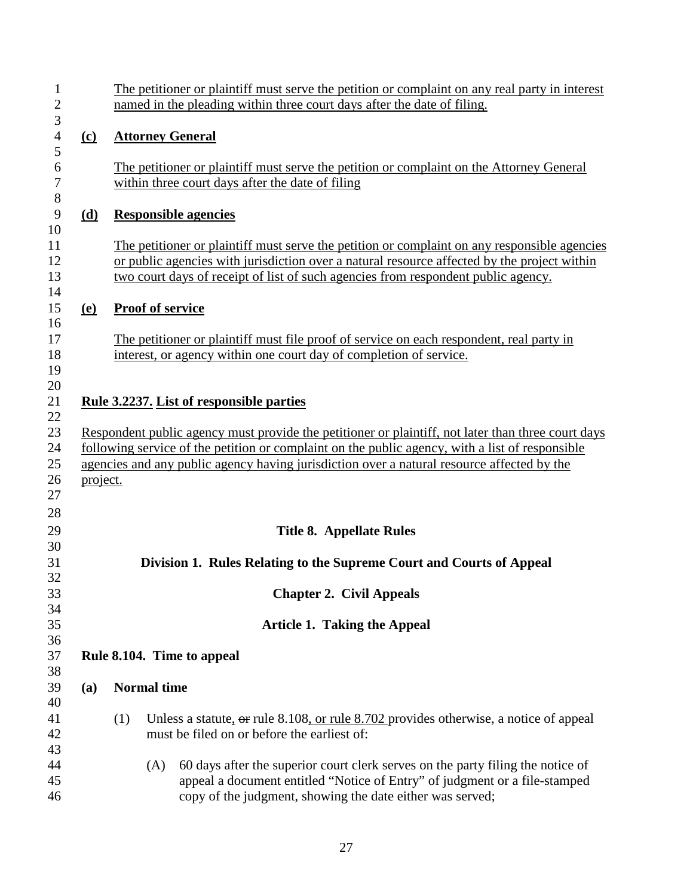The petitioner or plaintiff must serve the petition or complaint on any real party in interest named in the pleading within three court days after the date of filing.

**(c) Attorney General**

The petitioner or plaintiff must serve the petition or complaint on the Attorney General within three court days after the date of filing

**(d) Responsible agencies**

The petitioner or plaintiff must serve the petition or complaint on any responsible agencies or public agencies with jurisdiction over a natural resource affected by the project within two court days of receipt of list of such agencies from respondent public agency.

**(e) Proof of service**

The petitioner or plaintiff must file proof of service on each respondent, real party in interest, or agency within one court day of completion of service.

**Rule 3.2237. List of responsible parties**

Respondent public agency must provide the petitioner or plaintiff, not later than three court days following service of the petition or complaint on the public agency, with a list of responsible agencies and any public agency having jurisdiction over a natural resource affected by the project.

# Title 8. Appellate Rules

## Division 1. Rules Relating to the Supreme Court and Courts of Appeal

### Chapter 2. Civil Appeals

### Article 1. Taking the Appeal

**Rule 8.104. Time to appeal**

**(a) Normal time**

(1) Unless a statute, ~~or~~ rule 8.108, or rule 8.702 provides otherwise, a notice of appeal must be filed on or before the earliest of:

(A) 60 days after the superior court clerk serves on the party filing the notice of appeal a document entitled "Notice of Entry" of judgment or a file-stamped copy of the judgment, showing the date either was served;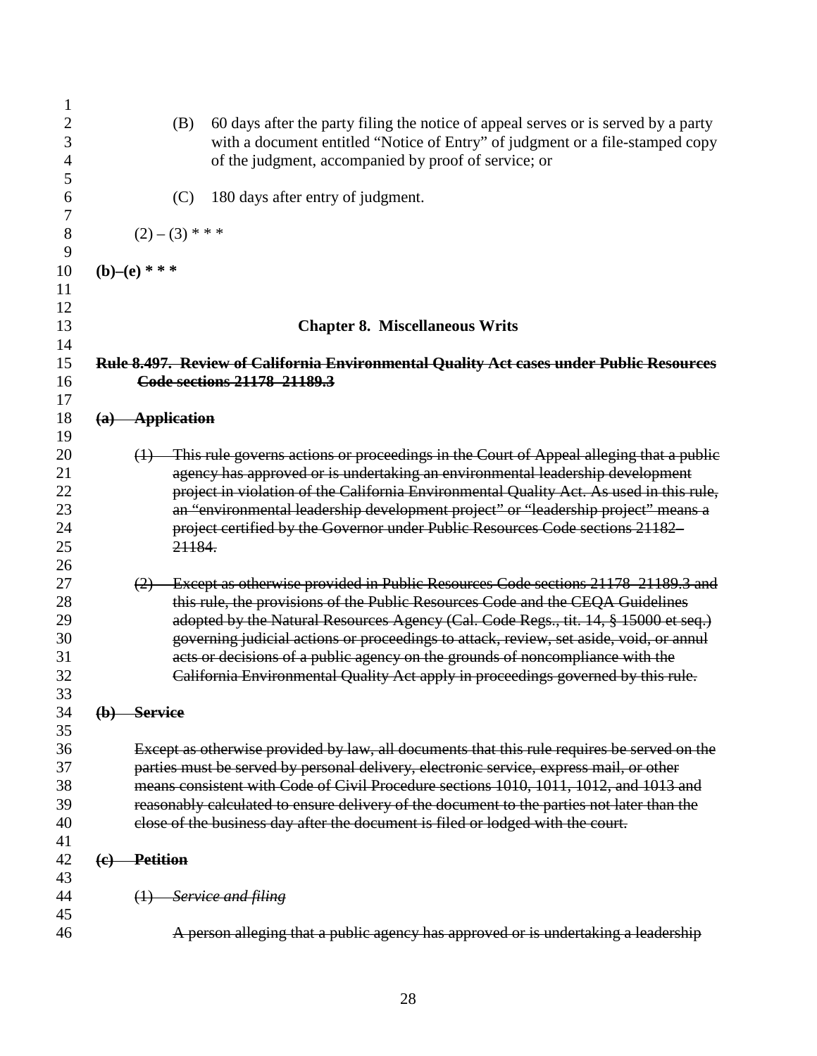(B) 60 days after the party filing the notice of appeal serves or is served by a party with a document entitled "Notice of Entry" of judgment or a file-stamped copy of the judgment, accompanied by proof of service; or

(C) 180 days after entry of judgment.

(2) – (3) * * *

**(b)–(e) * * ***

## Chapter 8. Miscellaneous Writs

~~**Rule 8.497. Review of California Environmental Quality Act cases under Public Resources Code sections 21178–21189.3**~~

~~**(a) Application**~~

~~(1) This rule governs actions or proceedings in the Court of Appeal alleging that a public agency has approved or is undertaking an environmental leadership development project in violation of the California Environmental Quality Act. As used in this rule, an "environmental leadership development project" or "leadership project" means a project certified by the Governor under Public Resources Code sections 21182–21184.~~

~~(2) Except as otherwise provided in Public Resources Code sections 21178–21189.3 and this rule, the provisions of the Public Resources Code and the CEQA Guidelines adopted by the Natural Resources Agency (Cal. Code Regs., tit. 14, § 15000 et seq.) governing judicial actions or proceedings to attack, review, set aside, void, or annul acts or decisions of a public agency on the grounds of noncompliance with the California Environmental Quality Act apply in proceedings governed by this rule.~~

~~**(b) Service**~~

~~Except as otherwise provided by law, all documents that this rule requires be served on the parties must be served by personal delivery, electronic service, express mail, or other means consistent with Code of Civil Procedure sections 1010, 1011, 1012, and 1013 and reasonably calculated to ensure delivery of the document to the parties not later than the close of the business day after the document is filed or lodged with the court.~~

~~**(c) Petition**~~

~~(1) *Service and filing*~~

~~A person alleging that a public agency has approved or is undertaking a leadership~~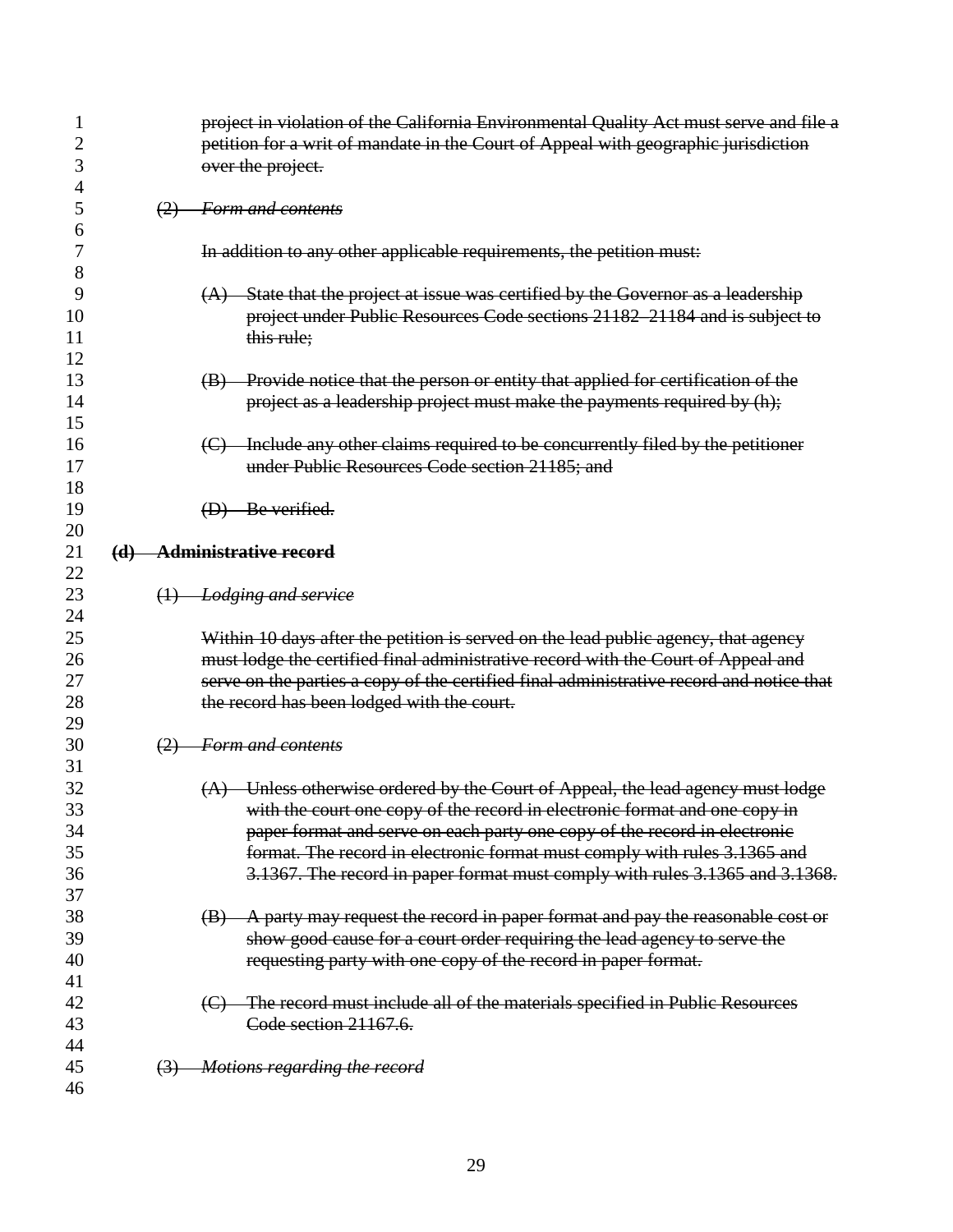~~project in violation of the California Environmental Quality Act must serve and file a petition for a writ of mandate in the Court of Appeal with geographic jurisdiction over the project.~~

~~(2) *Form and contents*~~

~~In addition to any other applicable requirements, the petition must:~~

~~(A) State that the project at issue was certified by the Governor as a leadership project under Public Resources Code sections 21182–21184 and is subject to this rule;~~

~~(B) Provide notice that the person or entity that applied for certification of the project as a leadership project must make the payments required by (h);~~

~~(C) Include any other claims required to be concurrently filed by the petitioner under Public Resources Code section 21185; and~~

~~(D) Be verified.~~

~~**(d) Administrative record**~~

~~(1) *Lodging and service*~~

~~Within 10 days after the petition is served on the lead public agency, that agency must lodge the certified final administrative record with the Court of Appeal and serve on the parties a copy of the certified final administrative record and notice that the record has been lodged with the court.~~

~~(2) *Form and contents*~~

~~(A) Unless otherwise ordered by the Court of Appeal, the lead agency must lodge with the court one copy of the record in electronic format and one copy in paper format and serve on each party one copy of the record in electronic format. The record in electronic format must comply with rules 3.1365 and 3.1367. The record in paper format must comply with rules 3.1365 and 3.1368.~~

~~(B) A party may request the record in paper format and pay the reasonable cost or show good cause for a court order requiring the lead agency to serve the requesting party with one copy of the record in paper format.~~

~~(C) The record must include all of the materials specified in Public Resources Code section 21167.6.~~

~~(3) *Motions regarding the record*~~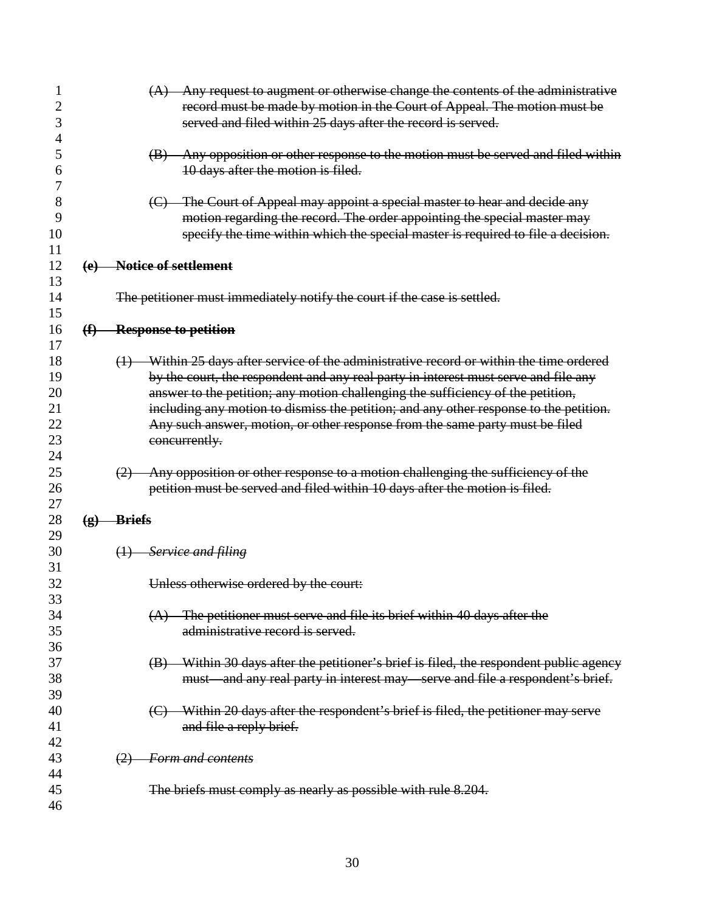~~(A) Any request to augment or otherwise change the contents of the administrative record must be made by motion in the Court of Appeal. The motion must be served and filed within 25 days after the record is served.~~

~~(B) Any opposition or other response to the motion must be served and filed within 10 days after the motion is filed.~~

~~(C) The Court of Appeal may appoint a special master to hear and decide any motion regarding the record. The order appointing the special master may specify the time within which the special master is required to file a decision.~~

~~**(e) Notice of settlement**~~

~~The petitioner must immediately notify the court if the case is settled.~~

~~**(f) Response to petition**~~

~~(1) Within 25 days after service of the administrative record or within the time ordered by the court, the respondent and any real party in interest must serve and file any answer to the petition; any motion challenging the sufficiency of the petition, including any motion to dismiss the petition; and any other response to the petition. Any such answer, motion, or other response from the same party must be filed concurrently.~~

~~(2) Any opposition or other response to a motion challenging the sufficiency of the petition must be served and filed within 10 days after the motion is filed.~~

~~**(g) Briefs**~~

~~(1) *Service and filing*~~

~~Unless otherwise ordered by the court:~~

~~(A) The petitioner must serve and file its brief within 40 days after the administrative record is served.~~

~~(B) Within 30 days after the petitioner's brief is filed, the respondent public agency must—and any real party in interest may—serve and file a respondent's brief.~~

~~(C) Within 20 days after the respondent's brief is filed, the petitioner may serve and file a reply brief.~~

~~(2) *Form and contents*~~

~~The briefs must comply as nearly as possible with rule 8.204.~~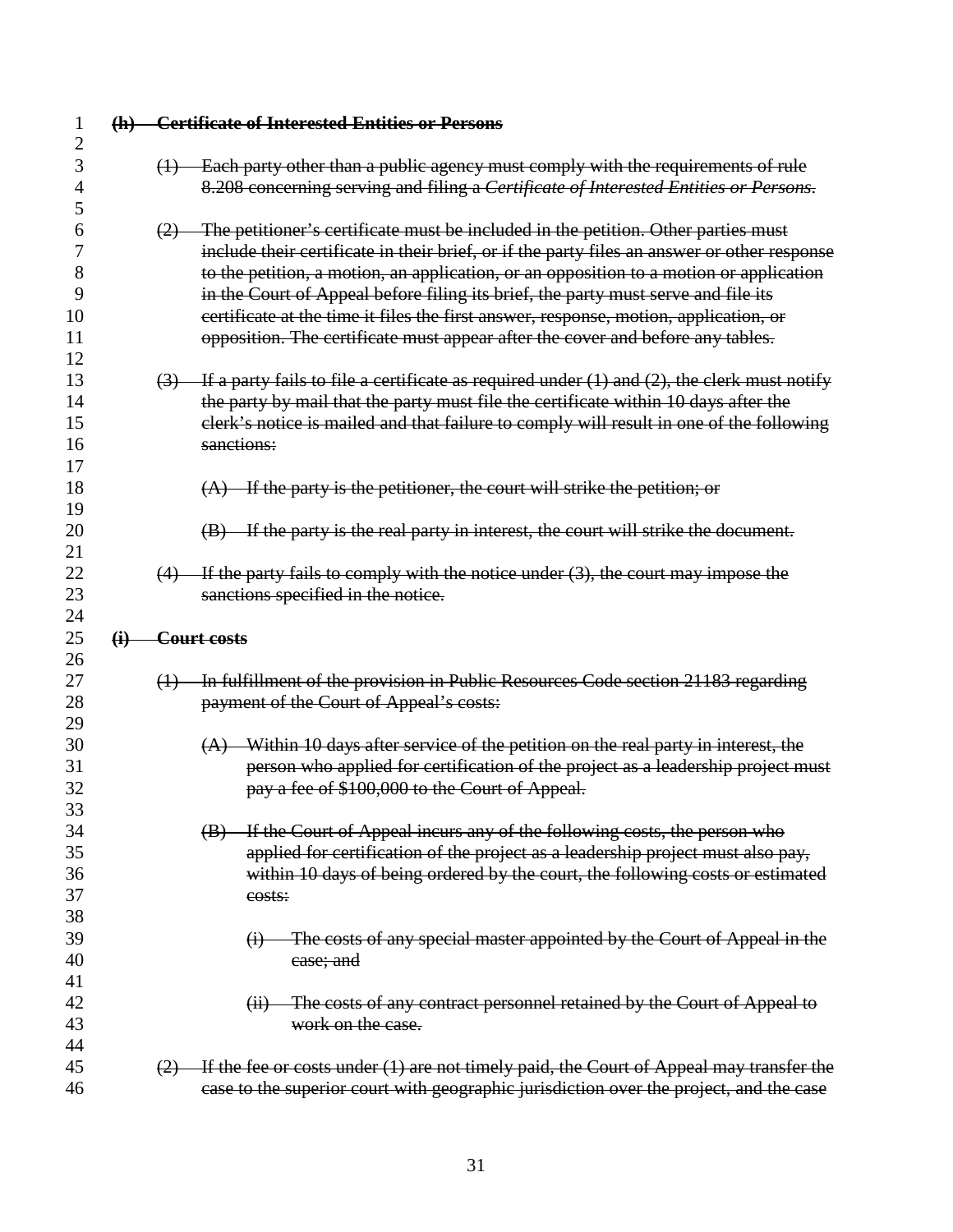~~**(h) Certificate of Interested Entities or Persons**~~

~~(1) Each party other than a public agency must comply with the requirements of rule 8.208 concerning serving and filing a *Certificate of Interested Entities or Persons*.~~

~~(2) The petitioner's certificate must be included in the petition. Other parties must include their certificate in their brief, or if the party files an answer or other response to the petition, a motion, an application, or an opposition to a motion or application in the Court of Appeal before filing its brief, the party must serve and file its certificate at the time it files the first answer, response, motion, application, or opposition. The certificate must appear after the cover and before any tables.~~

~~(3) If a party fails to file a certificate as required under (1) and (2), the clerk must notify the party by mail that the party must file the certificate within 10 days after the clerk's notice is mailed and that failure to comply will result in one of the following sanctions:~~

~~(A) If the party is the petitioner, the court will strike the petition; or~~

~~(B) If the party is the real party in interest, the court will strike the document.~~

~~(4) If the party fails to comply with the notice under (3), the court may impose the sanctions specified in the notice.~~

~~**(i) Court costs**~~

~~(1) In fulfillment of the provision in Public Resources Code section 21183 regarding payment of the Court of Appeal's costs:~~

~~(A) Within 10 days after service of the petition on the real party in interest, the person who applied for certification of the project as a leadership project must pay a fee of $100,000 to the Court of Appeal.~~

~~(B) If the Court of Appeal incurs any of the following costs, the person who applied for certification of the project as a leadership project must also pay, within 10 days of being ordered by the court, the following costs or estimated costs:~~

~~(i) The costs of any special master appointed by the Court of Appeal in the case; and~~

~~(ii) The costs of any contract personnel retained by the Court of Appeal to work on the case.~~

~~(2) If the fee or costs under (1) are not timely paid, the Court of Appeal may transfer the case to the superior court with geographic jurisdiction over the project, and the case~~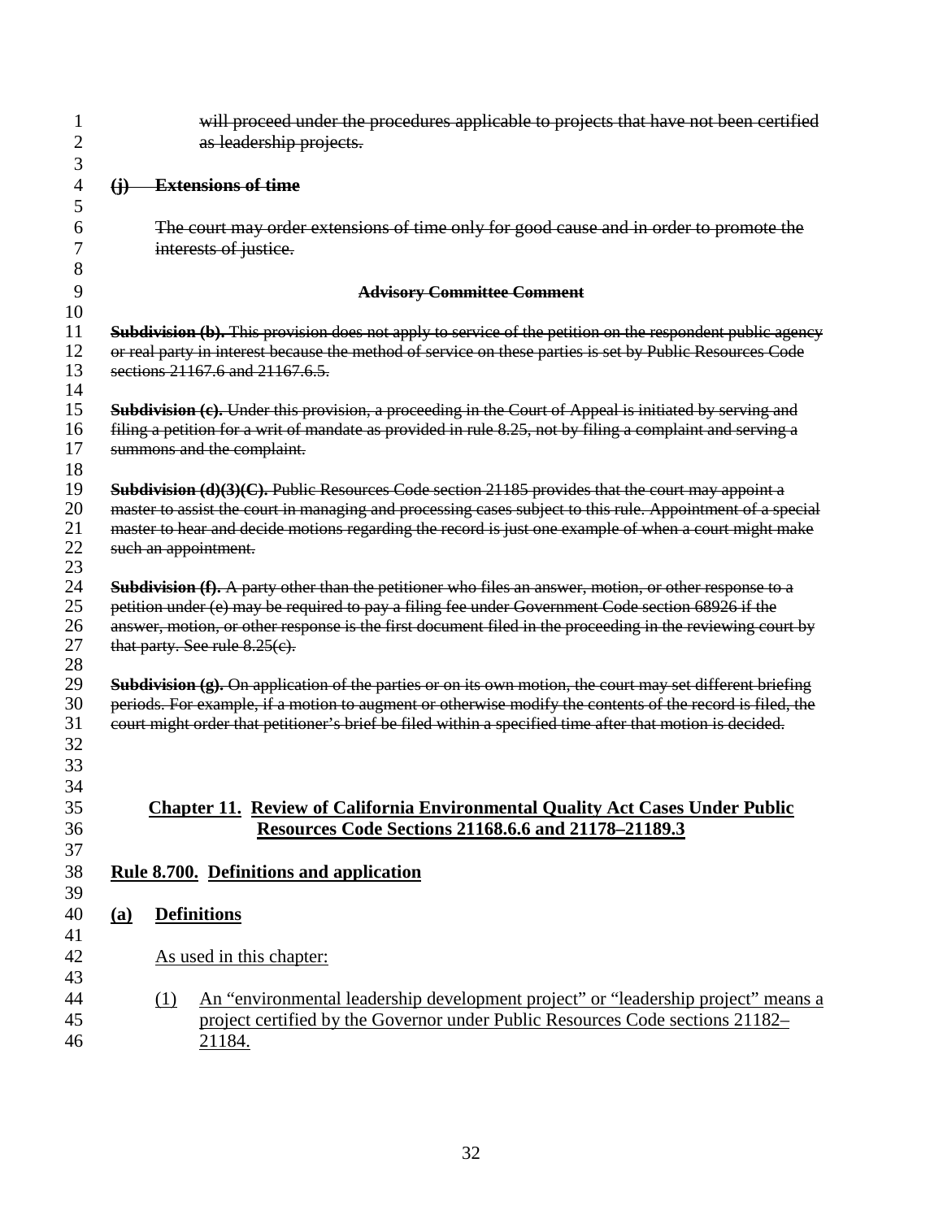~~will proceed under the procedures applicable to projects that have not been certified as leadership projects.~~

~~**(j) Extensions of time**~~

~~The court may order extensions of time only for good cause and in order to promote the interests of justice.~~

~~**Advisory Committee Comment**~~

~~**Subdivision (b).** This provision does not apply to service of the petition on the respondent public agency or real party in interest because the method of service on these parties is set by Public Resources Code sections 21167.6 and 21167.6.5.~~

~~**Subdivision (c).** Under this provision, a proceeding in the Court of Appeal is initiated by serving and filing a petition for a writ of mandate as provided in rule 8.25, not by filing a complaint and serving a summons and the complaint.~~

~~**Subdivision (d)(3)(C).** Public Resources Code section 21185 provides that the court may appoint a master to assist the court in managing and processing cases subject to this rule. Appointment of a special master to hear and decide motions regarding the record is just one example of when a court might make such an appointment.~~

~~**Subdivision (f).** A party other than the petitioner who files an answer, motion, or other response to a petition under (e) may be required to pay a filing fee under Government Code section 68926 if the answer, motion, or other response is the first document filed in the proceeding in the reviewing court by that party. See rule 8.25(c).~~

~~**Subdivision (g).** On application of the parties or on its own motion, the court may set different briefing periods. For example, if a motion to augment or otherwise modify the contents of the record is filed, the court might order that petitioner's brief be filed within a specified time after that motion is decided.~~

## <u>Chapter 11. Review of California Environmental Quality Act Cases Under Public Resources Code Sections 21168.6.6 and 21178–21189.3</u>

### <u>Rule 8.700. Definitions and application</u>

**<u>(a) Definitions</u>**

<u>As used in this chapter:</u>

<u>(1) An "environmental leadership development project" or "leadership project" means a project certified by the Governor under Public Resources Code sections 21182–21184.</u>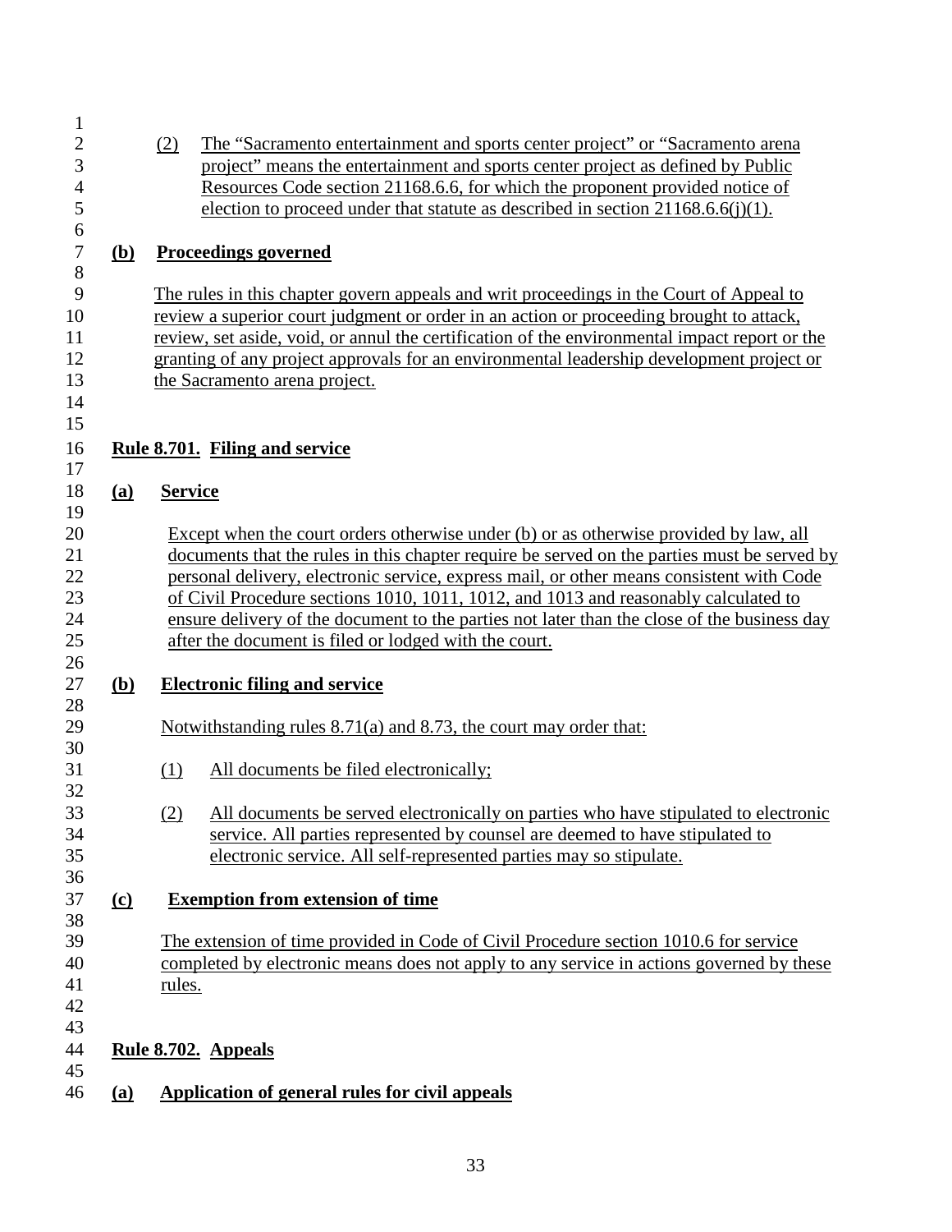(2) The "Sacramento entertainment and sports center project" or "Sacramento arena project" means the entertainment and sports center project as defined by Public Resources Code section 21168.6.6, for which the proponent provided notice of election to proceed under that statute as described in section 21168.6.6(j)(1).

**(b) Proceedings governed**

The rules in this chapter govern appeals and writ proceedings in the Court of Appeal to review a superior court judgment or order in an action or proceeding brought to attack, review, set aside, void, or annul the certification of the environmental impact report or the granting of any project approvals for an environmental leadership development project or the Sacramento arena project.

## Rule 8.701. Filing and service

**(a) Service**

Except when the court orders otherwise under (b) or as otherwise provided by law, all documents that the rules in this chapter require be served on the parties must be served by personal delivery, electronic service, express mail, or other means consistent with Code of Civil Procedure sections 1010, 1011, 1012, and 1013 and reasonably calculated to ensure delivery of the document to the parties not later than the close of the business day after the document is filed or lodged with the court.

**(b) Electronic filing and service**

Notwithstanding rules 8.71(a) and 8.73, the court may order that:

(1) All documents be filed electronically;

(2) All documents be served electronically on parties who have stipulated to electronic service. All parties represented by counsel are deemed to have stipulated to electronic service. All self-represented parties may so stipulate.

**(c) Exemption from extension of time**

The extension of time provided in Code of Civil Procedure section 1010.6 for service completed by electronic means does not apply to any service in actions governed by these rules.

## Rule 8.702. Appeals

**(a) Application of general rules for civil appeals**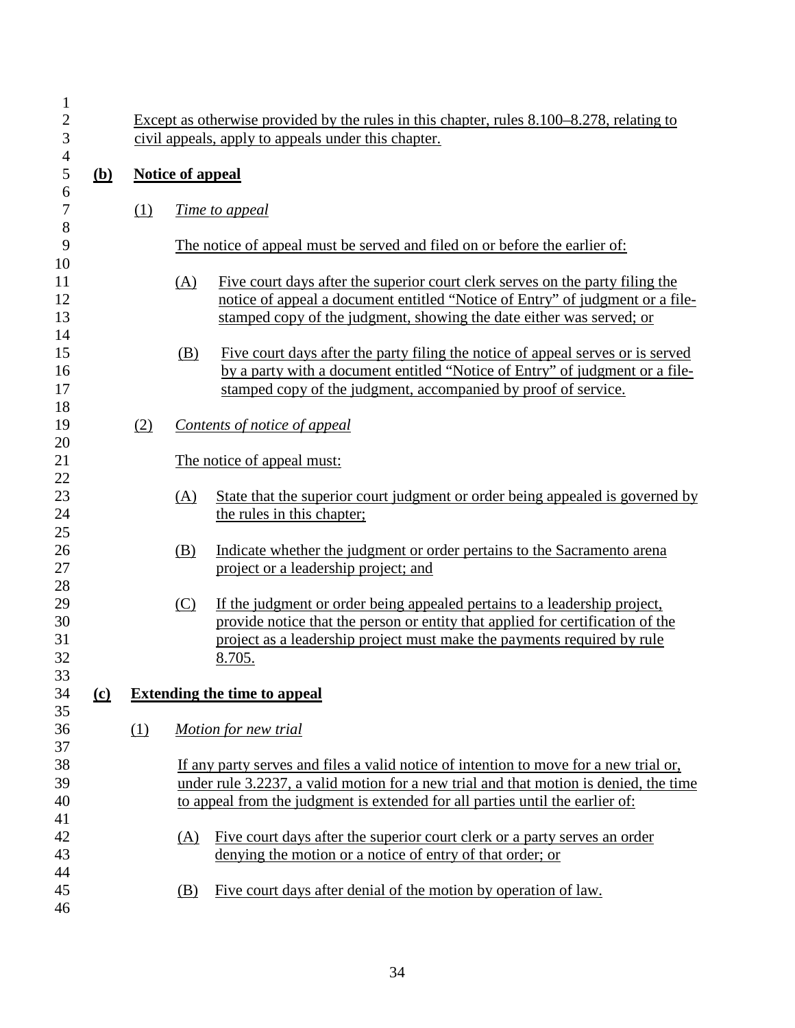Except as otherwise provided by the rules in this chapter, rules 8.100–8.278, relating to civil appeals, apply to appeals under this chapter.

**(b) Notice of appeal**

(1) *Time to appeal*

The notice of appeal must be served and filed on or before the earlier of:

(A) Five court days after the superior court clerk serves on the party filing the notice of appeal a document entitled "Notice of Entry" of judgment or a file-stamped copy of the judgment, showing the date either was served; or

(B) Five court days after the party filing the notice of appeal serves or is served by a party with a document entitled "Notice of Entry" of judgment or a file-stamped copy of the judgment, accompanied by proof of service.

(2) *Contents of notice of appeal*

The notice of appeal must:

(A) State that the superior court judgment or order being appealed is governed by the rules in this chapter;

(B) Indicate whether the judgment or order pertains to the Sacramento arena project or a leadership project; and

(C) If the judgment or order being appealed pertains to a leadership project, provide notice that the person or entity that applied for certification of the project as a leadership project must make the payments required by rule 8.705.

**(c) Extending the time to appeal**

(1) *Motion for new trial*

If any party serves and files a valid notice of intention to move for a new trial or, under rule 3.2237, a valid motion for a new trial and that motion is denied, the time to appeal from the judgment is extended for all parties until the earlier of:

(A) Five court days after the superior court clerk or a party serves an order denying the motion or a notice of entry of that order; or

(B) Five court days after denial of the motion by operation of law.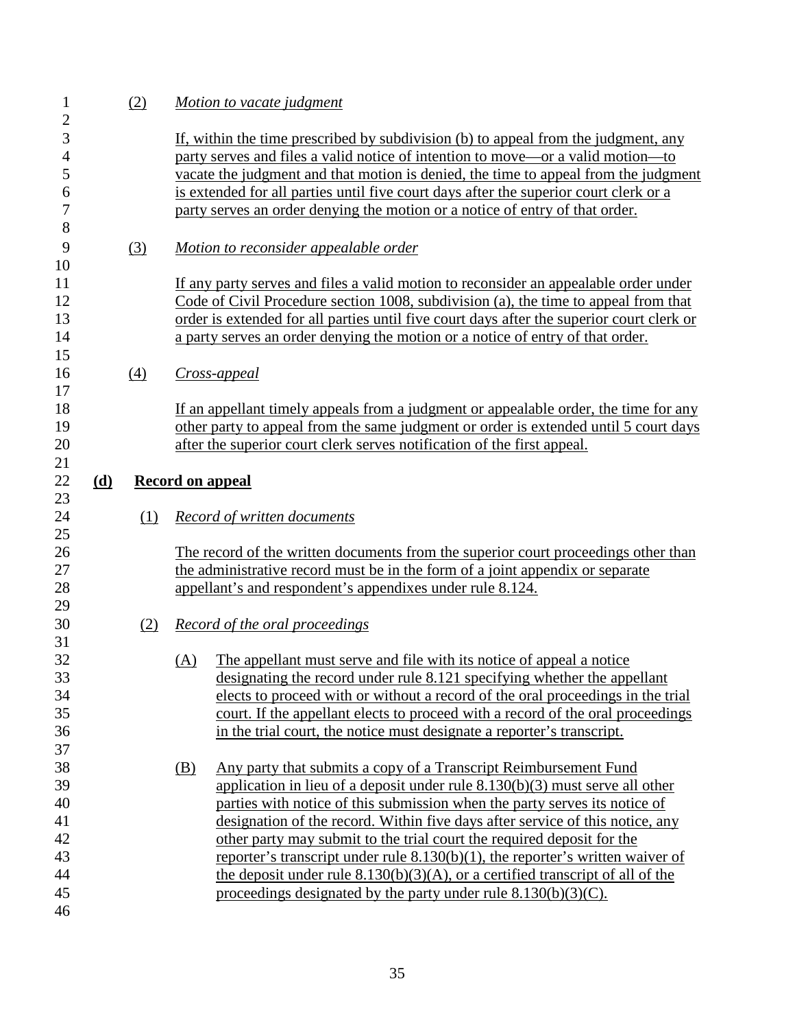(2) *Motion to vacate judgment*

If, within the time prescribed by subdivision (b) to appeal from the judgment, any party serves and files a valid notice of intention to move—or a valid motion—to vacate the judgment and that motion is denied, the time to appeal from the judgment is extended for all parties until five court days after the superior court clerk or a party serves an order denying the motion or a notice of entry of that order.

(3) *Motion to reconsider appealable order*

If any party serves and files a valid motion to reconsider an appealable order under Code of Civil Procedure section 1008, subdivision (a), the time to appeal from that order is extended for all parties until five court days after the superior court clerk or a party serves an order denying the motion or a notice of entry of that order.

(4) *Cross-appeal*

If an appellant timely appeals from a judgment or appealable order, the time for any other party to appeal from the same judgment or order is extended until 5 court days after the superior court clerk serves notification of the first appeal.

**(d) Record on appeal**

(1) *Record of written documents*

The record of the written documents from the superior court proceedings other than the administrative record must be in the form of a joint appendix or separate appellant's and respondent's appendixes under rule 8.124.

(2) *Record of the oral proceedings*

(A) The appellant must serve and file with its notice of appeal a notice designating the record under rule 8.121 specifying whether the appellant elects to proceed with or without a record of the oral proceedings in the trial court. If the appellant elects to proceed with a record of the oral proceedings in the trial court, the notice must designate a reporter's transcript.

(B) Any party that submits a copy of a Transcript Reimbursement Fund application in lieu of a deposit under rule 8.130(b)(3) must serve all other parties with notice of this submission when the party serves its notice of designation of the record. Within five days after service of this notice, any other party may submit to the trial court the required deposit for the reporter's transcript under rule 8.130(b)(1), the reporter's written waiver of the deposit under rule 8.130(b)(3)(A), or a certified transcript of all of the proceedings designated by the party under rule 8.130(b)(3)(C).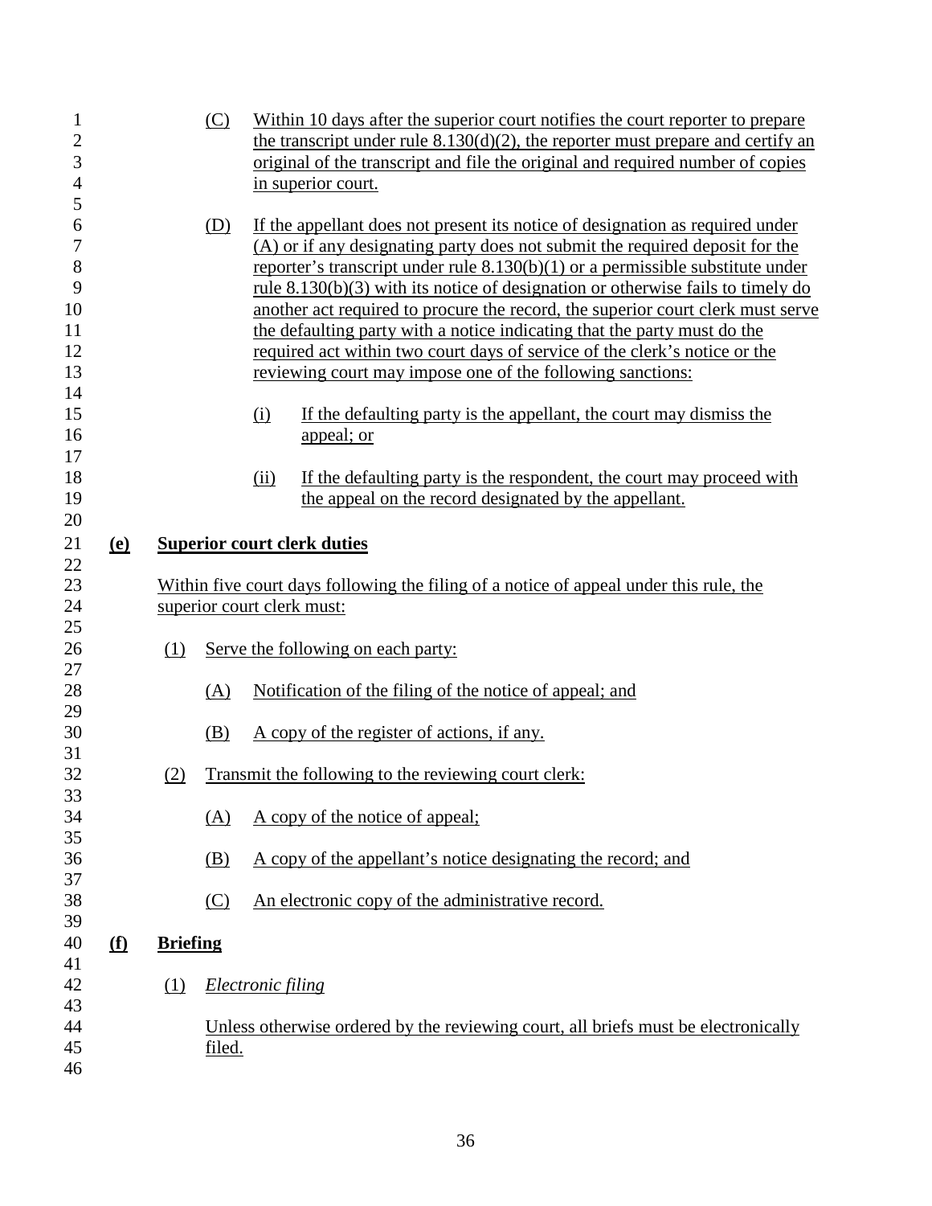(C) Within 10 days after the superior court notifies the court reporter to prepare the transcript under rule 8.130(d)(2), the reporter must prepare and certify an original of the transcript and file the original and required number of copies in superior court.

(D) If the appellant does not present its notice of designation as required under (A) or if any designating party does not submit the required deposit for the reporter's transcript under rule 8.130(b)(1) or a permissible substitute under rule 8.130(b)(3) with its notice of designation or otherwise fails to timely do another act required to procure the record, the superior court clerk must serve the defaulting party with a notice indicating that the party must do the required act within two court days of service of the clerk's notice or the reviewing court may impose one of the following sanctions:

(i) If the defaulting party is the appellant, the court may dismiss the appeal; or

(ii) If the defaulting party is the respondent, the court may proceed with the appeal on the record designated by the appellant.

**(e) Superior court clerk duties**

Within five court days following the filing of a notice of appeal under this rule, the superior court clerk must:

(1) Serve the following on each party:

(A) Notification of the filing of the notice of appeal; and

(B) A copy of the register of actions, if any.

(2) Transmit the following to the reviewing court clerk:

(A) A copy of the notice of appeal;

(B) A copy of the appellant's notice designating the record; and

(C) An electronic copy of the administrative record.

**(f) Briefing**

(1) *Electronic filing*

Unless otherwise ordered by the reviewing court, all briefs must be electronically filed.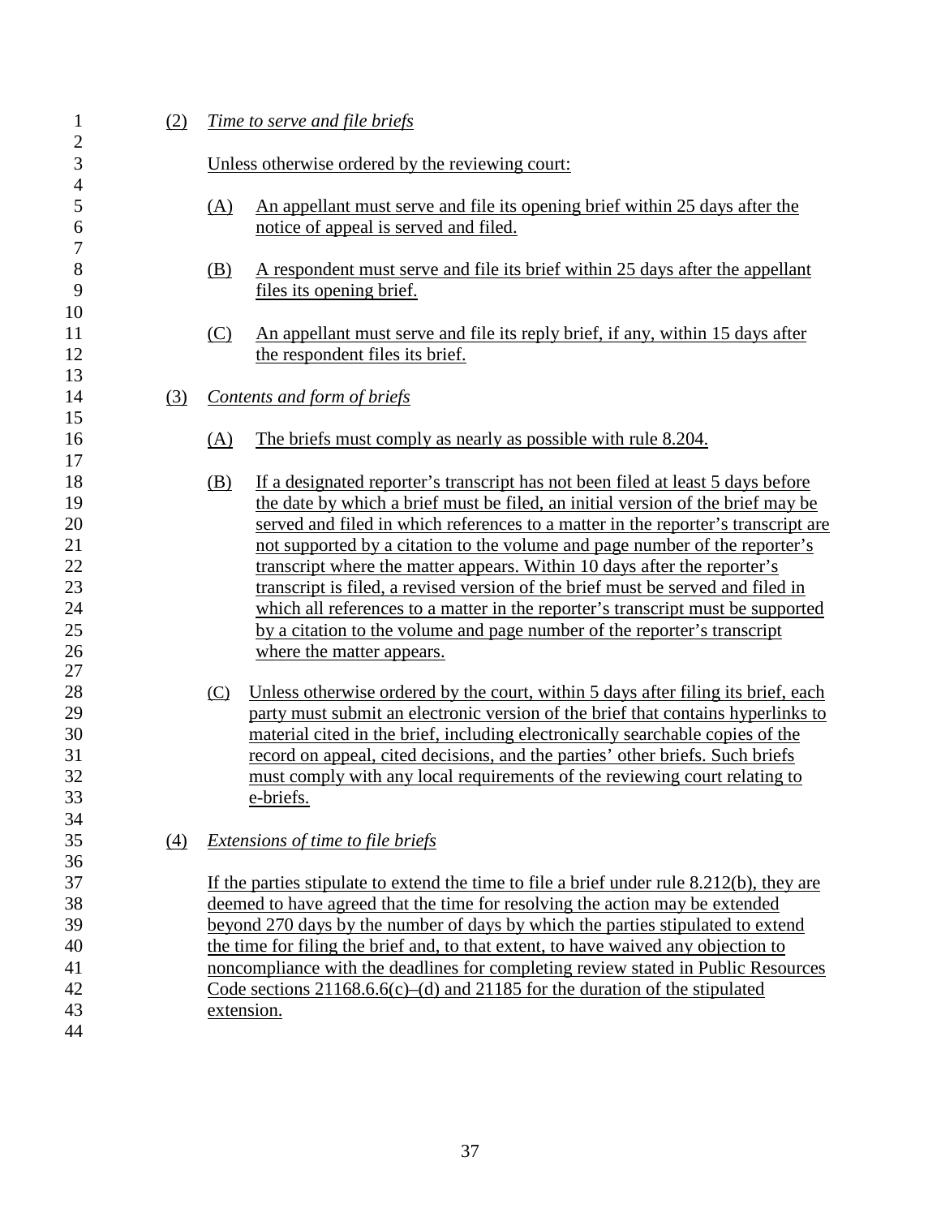(2) *Time to serve and file briefs*

Unless otherwise ordered by the reviewing court:

(A) An appellant must serve and file its opening brief within 25 days after the notice of appeal is served and filed.

(B) A respondent must serve and file its brief within 25 days after the appellant files its opening brief.

(C) An appellant must serve and file its reply brief, if any, within 15 days after the respondent files its brief.

(3) *Contents and form of briefs*

(A) The briefs must comply as nearly as possible with rule 8.204.

(B) If a designated reporter's transcript has not been filed at least 5 days before the date by which a brief must be filed, an initial version of the brief may be served and filed in which references to a matter in the reporter's transcript are not supported by a citation to the volume and page number of the reporter's transcript where the matter appears. Within 10 days after the reporter's transcript is filed, a revised version of the brief must be served and filed in which all references to a matter in the reporter's transcript must be supported by a citation to the volume and page number of the reporter's transcript where the matter appears.

(C) Unless otherwise ordered by the court, within 5 days after filing its brief, each party must submit an electronic version of the brief that contains hyperlinks to material cited in the brief, including electronically searchable copies of the record on appeal, cited decisions, and the parties' other briefs. Such briefs must comply with any local requirements of the reviewing court relating to e-briefs.

(4) *Extensions of time to file briefs*

If the parties stipulate to extend the time to file a brief under rule 8.212(b), they are deemed to have agreed that the time for resolving the action may be extended beyond 270 days by the number of days by which the parties stipulated to extend the time for filing the brief and, to that extent, to have waived any objection to noncompliance with the deadlines for completing review stated in Public Resources Code sections 21168.6.6(c)–(d) and 21185 for the duration of the stipulated extension.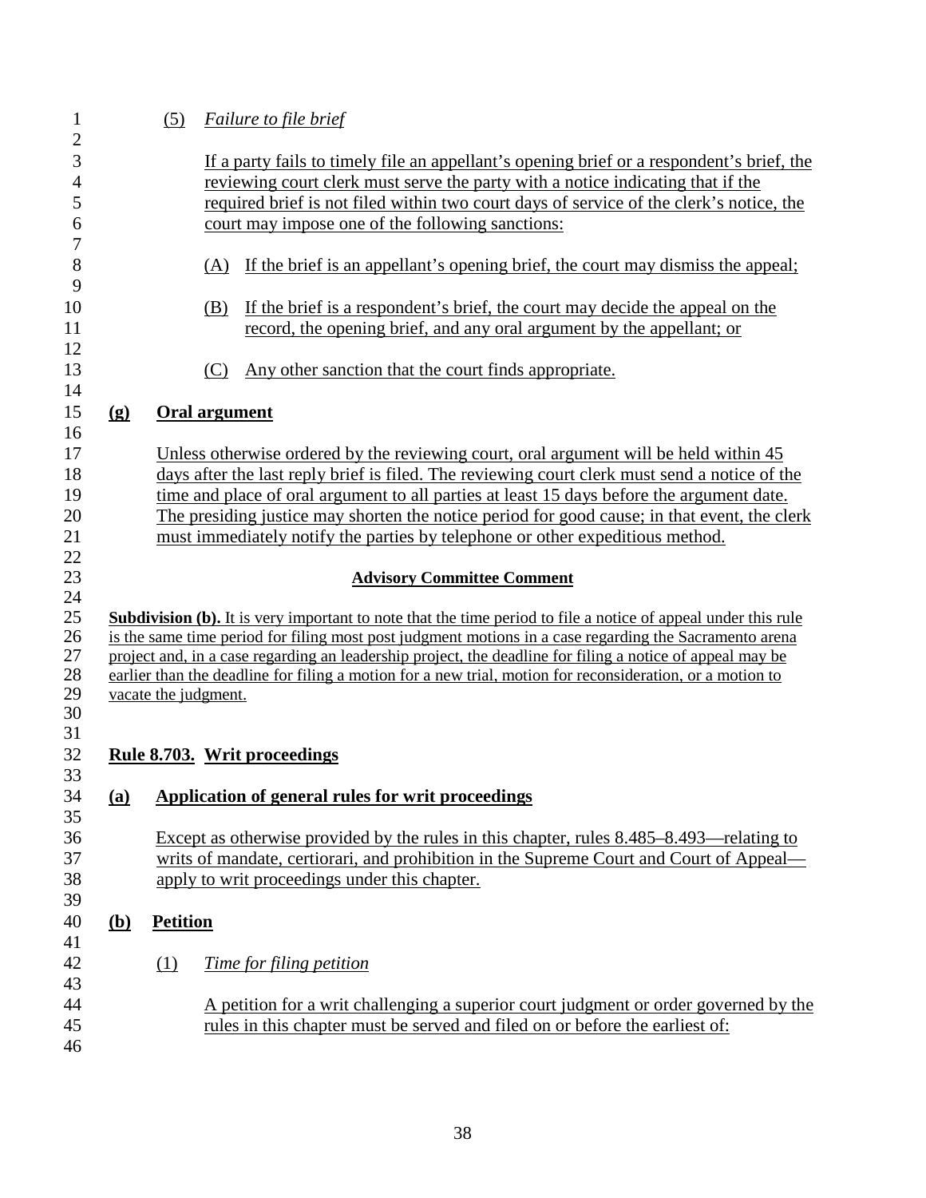(5) *Failure to file brief*

If a party fails to timely file an appellant's opening brief or a respondent's brief, the reviewing court clerk must serve the party with a notice indicating that if the required brief is not filed within two court days of service of the clerk's notice, the court may impose one of the following sanctions:

(A) If the brief is an appellant's opening brief, the court may dismiss the appeal;

(B) If the brief is a respondent's brief, the court may decide the appeal on the record, the opening brief, and any oral argument by the appellant; or

(C) Any other sanction that the court finds appropriate.

**(g) Oral argument**

Unless otherwise ordered by the reviewing court, oral argument will be held within 45 days after the last reply brief is filed. The reviewing court clerk must send a notice of the time and place of oral argument to all parties at least 15 days before the argument date. The presiding justice may shorten the notice period for good cause; in that event, the clerk must immediately notify the parties by telephone or other expeditious method.

**Advisory Committee Comment**

**Subdivision (b).** It is very important to note that the time period to file a notice of appeal under this rule is the same time period for filing most post judgment motions in a case regarding the Sacramento arena project and, in a case regarding an leadership project, the deadline for filing a notice of appeal may be earlier than the deadline for filing a motion for a new trial, motion for reconsideration, or a motion to vacate the judgment.

## Rule 8.703. Writ proceedings

**(a) Application of general rules for writ proceedings**

Except as otherwise provided by the rules in this chapter, rules 8.485–8.493—relating to writs of mandate, certiorari, and prohibition in the Supreme Court and Court of Appeal—apply to writ proceedings under this chapter.

**(b) Petition**

(1) *Time for filing petition*

A petition for a writ challenging a superior court judgment or order governed by the rules in this chapter must be served and filed on or before the earliest of: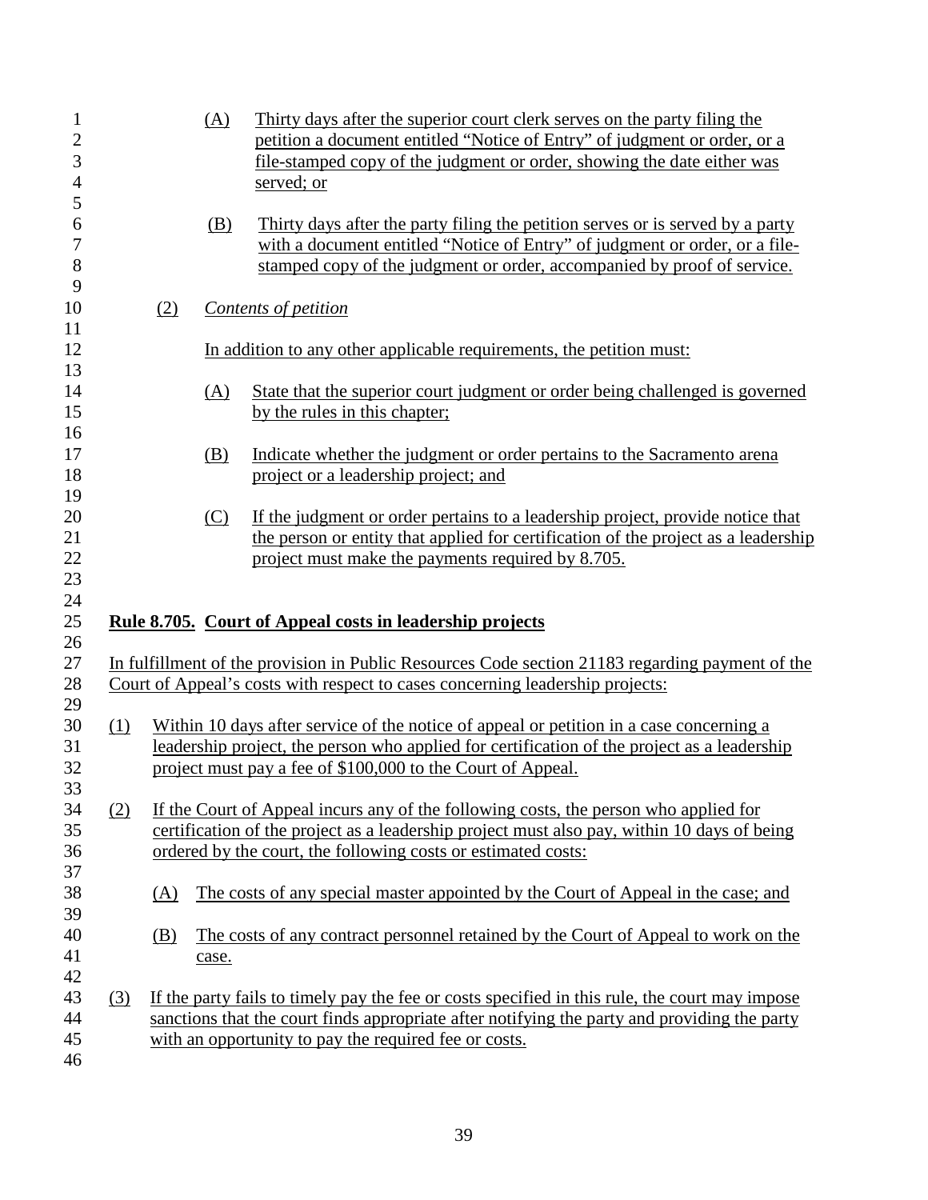(A) Thirty days after the superior court clerk serves on the party filing the petition a document entitled "Notice of Entry" of judgment or order, or a file-stamped copy of the judgment or order, showing the date either was served; or

(B) Thirty days after the party filing the petition serves or is served by a party with a document entitled "Notice of Entry" of judgment or order, or a file-stamped copy of the judgment or order, accompanied by proof of service.

(2) *Contents of petition*

In addition to any other applicable requirements, the petition must:

(A) State that the superior court judgment or order being challenged is governed by the rules in this chapter;

(B) Indicate whether the judgment or order pertains to the Sacramento arena project or a leadership project; and

(C) If the judgment or order pertains to a leadership project, provide notice that the person or entity that applied for certification of the project as a leadership project must make the payments required by 8.705.

## Rule 8.705. Court of Appeal costs in leadership projects

In fulfillment of the provision in Public Resources Code section 21183 regarding payment of the Court of Appeal's costs with respect to cases concerning leadership projects:

(1) Within 10 days after service of the notice of appeal or petition in a case concerning a leadership project, the person who applied for certification of the project as a leadership project must pay a fee of $100,000 to the Court of Appeal.

(2) If the Court of Appeal incurs any of the following costs, the person who applied for certification of the project as a leadership project must also pay, within 10 days of being ordered by the court, the following costs or estimated costs:

(A) The costs of any special master appointed by the Court of Appeal in the case; and

(B) The costs of any contract personnel retained by the Court of Appeal to work on the case.

(3) If the party fails to timely pay the fee or costs specified in this rule, the court may impose sanctions that the court finds appropriate after notifying the party and providing the party with an opportunity to pay the required fee or costs.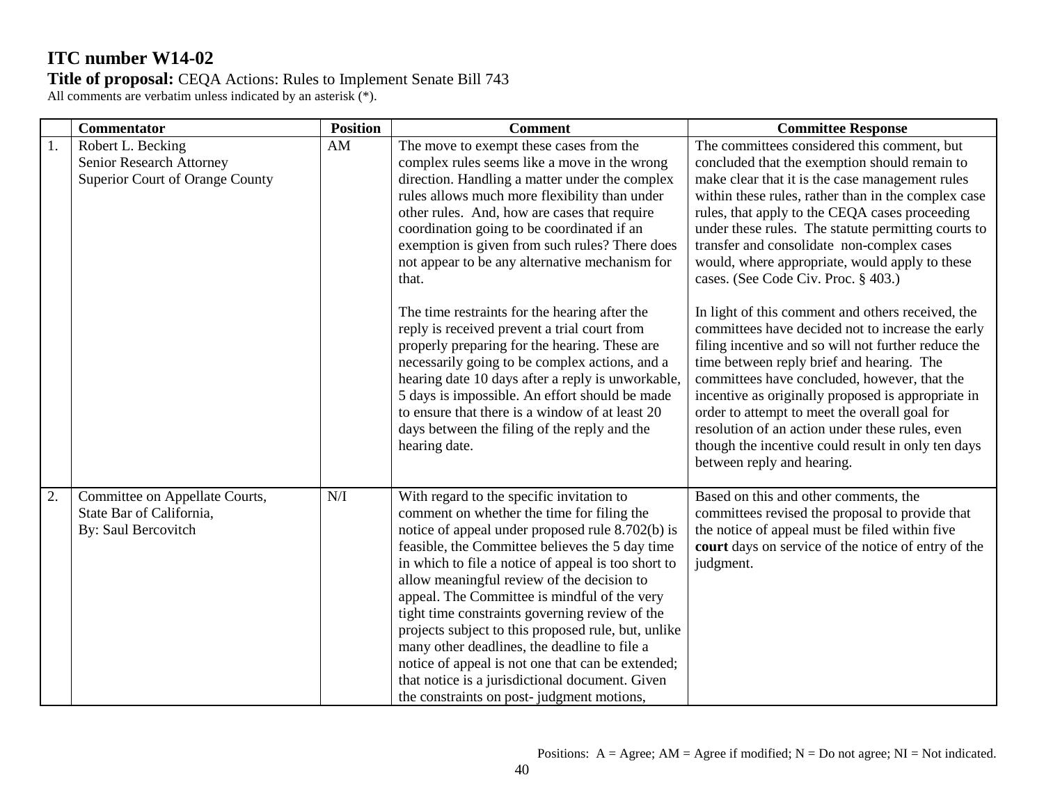**ITC number W14-02**

**Title of proposal:** CEQA Actions: Rules to Implement Senate Bill 743

All comments are verbatim unless indicated by an asterisk (*).

| | Commentator | Position | Comment | Committee Response |
|---|---|---|---|---|
| 1. | Robert L. Becking<br>Senior Research Attorney<br>Superior Court of Orange County | AM | The move to exempt these cases from the complex rules seems like a move in the wrong direction. Handling a matter under the complex rules allows much more flexibility than under other rules. And, how are cases that require coordination going to be coordinated if an exemption is given from such rules? There does not appear to be any alternative mechanism for that.<br><br>The time restraints for the hearing after the reply is received prevent a trial court from properly preparing for the hearing. These are necessarily going to be complex actions, and a hearing date 10 days after a reply is unworkable, 5 days is impossible. An effort should be made to ensure that there is a window of at least 20 days between the filing of the reply and the hearing date. | The committees considered this comment, but concluded that the exemption should remain to make clear that it is the case management rules within these rules, rather than in the complex case rules, that apply to the CEQA cases proceeding under these rules. The statute permitting courts to transfer and consolidate non-complex cases would, where appropriate, would apply to these cases. (See Code Civ. Proc. § 403.)<br><br>In light of this comment and others received, the committees have decided not to increase the early filing incentive and so will not further reduce the time between reply brief and hearing. The committees have concluded, however, that the incentive as originally proposed is appropriate in order to attempt to meet the overall goal for resolution of an action under these rules, even though the incentive could result in only ten days between reply and hearing. |
| 2. | Committee on Appellate Courts,<br>State Bar of California,<br>By: Saul Bercovitch | N/I | With regard to the specific invitation to comment on whether the time for filing the notice of appeal under proposed rule 8.702(b) is feasible, the Committee believes the 5 day time in which to file a notice of appeal is too short to allow meaningful review of the decision to appeal. The Committee is mindful of the very tight time constraints governing review of the projects subject to this proposed rule, but, unlike many other deadlines, the deadline to file a notice of appeal is not one that can be extended; that notice is a jurisdictional document. Given the constraints on post- judgment motions, | Based on this and other comments, the committees revised the proposal to provide that the notice of appeal must be filed within five **court** days on service of the notice of entry of the judgment. |

Positions: A = Agree; AM = Agree if modified; N = Do not agree; NI = Not indicated.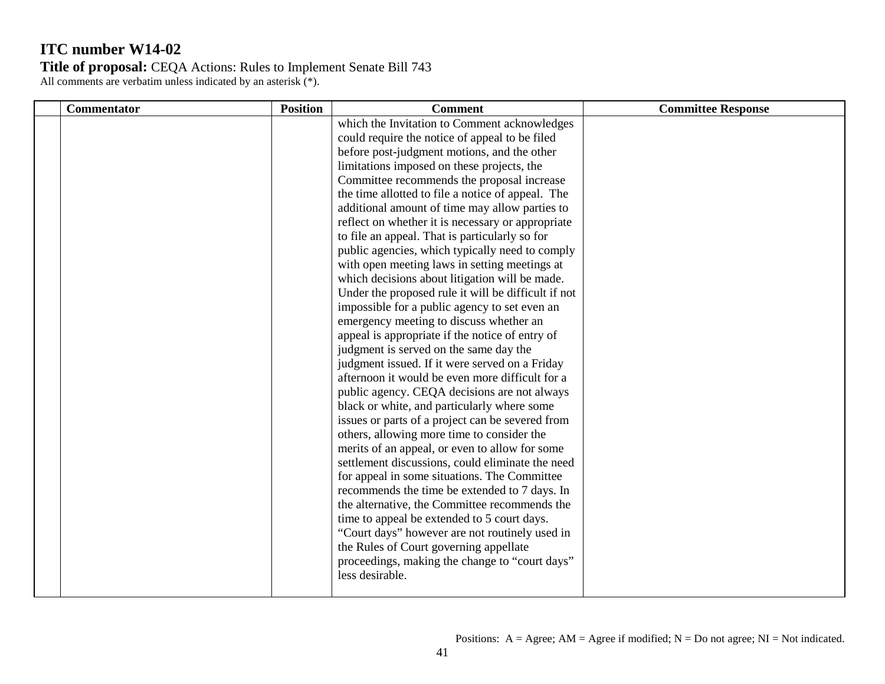# ITC number W14-02

**Title of proposal:** CEQA Actions: Rules to Implement Senate Bill 743

All comments are verbatim unless indicated by an asterisk (*).

| | Commentator | Position | Comment | Committee Response |
|---|---|---|---|---|
| | | | which the Invitation to Comment acknowledges could require the notice of appeal to be filed before post-judgment motions, and the other limitations imposed on these projects, the Committee recommends the proposal increase the time allotted to file a notice of appeal. The additional amount of time may allow parties to reflect on whether it is necessary or appropriate to file an appeal. That is particularly so for public agencies, which typically need to comply with open meeting laws in setting meetings at which decisions about litigation will be made. Under the proposed rule it will be difficult if not impossible for a public agency to set even an emergency meeting to discuss whether an appeal is appropriate if the notice of entry of judgment is served on the same day the judgment issued. If it were served on a Friday afternoon it would be even more difficult for a public agency. CEQA decisions are not always black or white, and particularly where some issues or parts of a project can be severed from others, allowing more time to consider the merits of an appeal, or even to allow for some settlement discussions, could eliminate the need for appeal in some situations. The Committee recommends the time be extended to 7 days. In the alternative, the Committee recommends the time to appeal be extended to 5 court days. "Court days" however are not routinely used in the Rules of Court governing appellate proceedings, making the change to "court days" less desirable. | |

Positions: A = Agree; AM = Agree if modified; N = Do not agree; NI = Not indicated.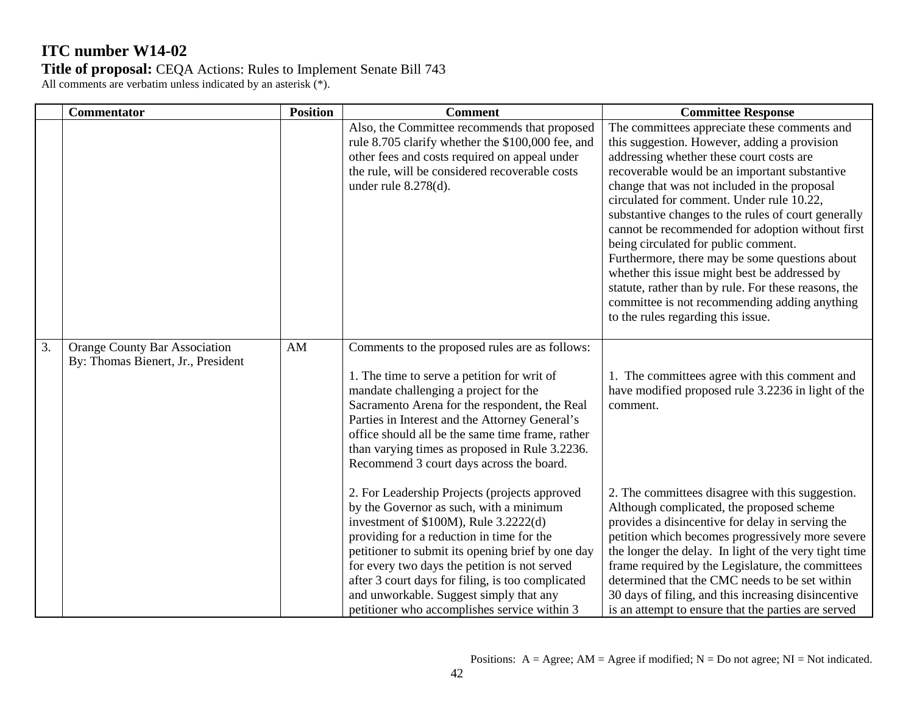**ITC number W14-02**

**Title of proposal:** CEQA Actions: Rules to Implement Senate Bill 743

All comments are verbatim unless indicated by an asterisk (*).

| | Commentator | Position | Comment | Committee Response |
|---|---|---|---|---|
| | | | Also, the Committee recommends that proposed rule 8.705 clarify whether the $100,000 fee, and other fees and costs required on appeal under the rule, will be considered recoverable costs under rule 8.278(d). | The committees appreciate these comments and this suggestion. However, adding a provision addressing whether these court costs are recoverable would be an important substantive change that was not included in the proposal circulated for comment. Under rule 10.22, substantive changes to the rules of court generally cannot be recommended for adoption without first being circulated for public comment. Furthermore, there may be some questions about whether this issue might best be addressed by statute, rather than by rule. For these reasons, the committee is not recommending adding anything to the rules regarding this issue. |
| 3. | Orange County Bar Association<br>By: Thomas Bienert, Jr., President | AM | Comments to the proposed rules are as follows:<br><br>1. The time to serve a petition for writ of mandate challenging a project for the Sacramento Arena for the respondent, the Real Parties in Interest and the Attorney General's office should all be the same time frame, rather than varying times as proposed in Rule 3.2236. Recommend 3 court days across the board.<br><br>2. For Leadership Projects (projects approved by the Governor as such, with a minimum investment of $100M), Rule 3.2222(d) providing for a reduction in time for the petitioner to submit its opening brief by one day for every two days the petition is not served after 3 court days for filing, is too complicated and unworkable. Suggest simply that any petitioner who accomplishes service within 3 | 1. The committees agree with this comment and have modified proposed rule 3.2236 in light of the comment.<br><br>2. The committees disagree with this suggestion. Although complicated, the proposed scheme provides a disincentive for delay in serving the petition which becomes progressively more severe the longer the delay. In light of the very tight time frame required by the Legislature, the committees determined that the CMC needs to be set within 30 days of filing, and this increasing disincentive is an attempt to ensure that the parties are served |

Positions: A = Agree; AM = Agree if modified; N = Do not agree; NI = Not indicated.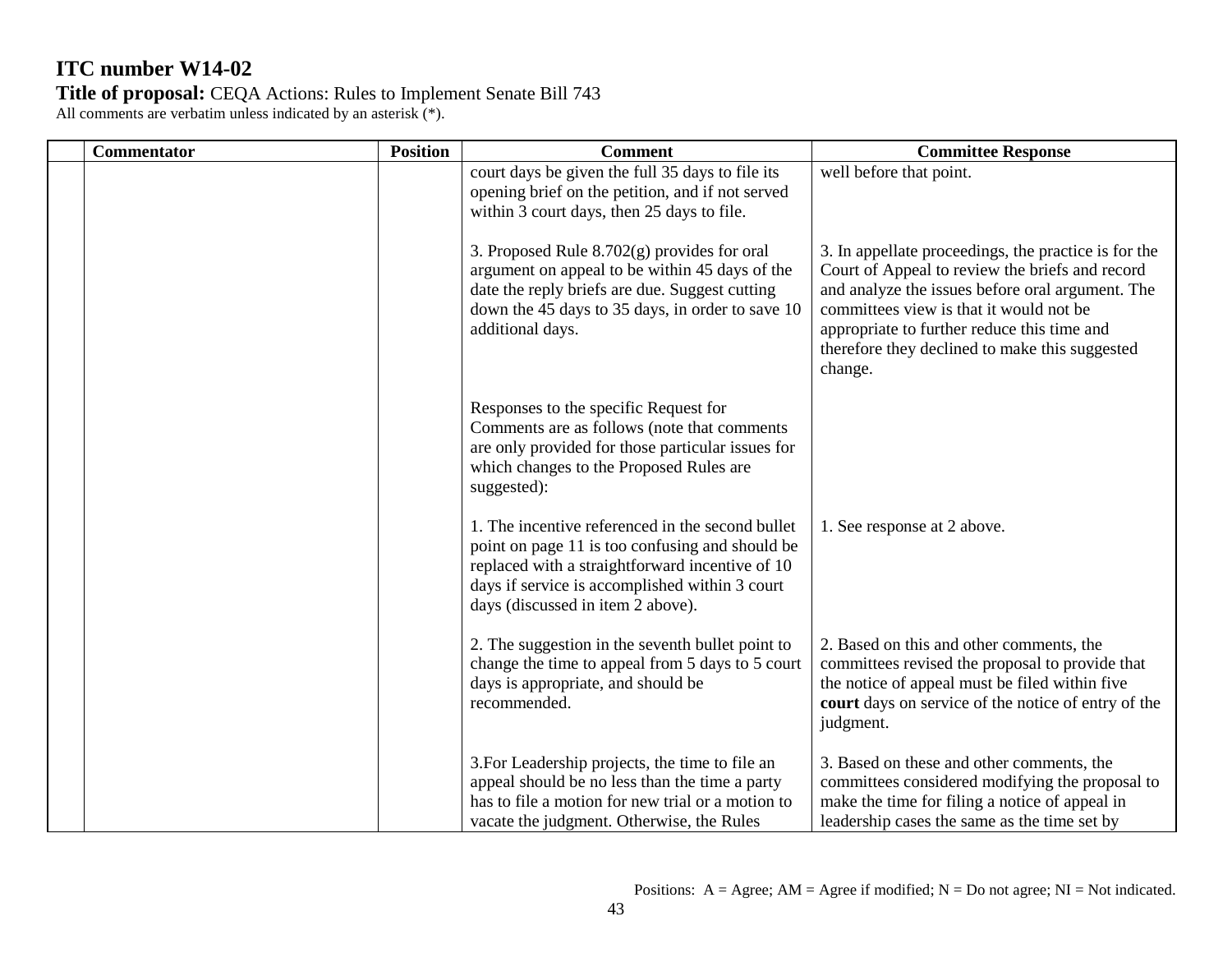# ITC number W14-02

**Title of proposal:** CEQA Actions: Rules to Implement Senate Bill 743

All comments are verbatim unless indicated by an asterisk (*).

| | Commentator | Position | Comment | Committee Response |
|---|---|---|---|---|
| | | | court days be given the full 35 days to file its opening brief on the petition, and if not served within 3 court days, then 25 days to file. | well before that point. |
| | | | 3. Proposed Rule 8.702(g) provides for oral argument on appeal to be within 45 days of the date the reply briefs are due. Suggest cutting down the 45 days to 35 days, in order to save 10 additional days. | 3. In appellate proceedings, the practice is for the Court of Appeal to review the briefs and record and analyze the issues before oral argument. The committees view is that it would not be appropriate to further reduce this time and therefore they declined to make this suggested change. |
| | | | Responses to the specific Request for Comments are as follows (note that comments are only provided for those particular issues for which changes to the Proposed Rules are suggested): | |
| | | | 1. The incentive referenced in the second bullet point on page 11 is too confusing and should be replaced with a straightforward incentive of 10 days if service is accomplished within 3 court days (discussed in item 2 above). | 1. See response at 2 above. |
| | | | 2. The suggestion in the seventh bullet point to change the time to appeal from 5 days to 5 court days is appropriate, and should be recommended. | 2. Based on this and other comments, the committees revised the proposal to provide that the notice of appeal must be filed within five **court** days on service of the notice of entry of the judgment. |
| | | | 3.For Leadership projects, the time to file an appeal should be no less than the time a party has to file a motion for new trial or a motion to vacate the judgment. Otherwise, the Rules | 3. Based on these and other comments, the committees considered modifying the proposal to make the time for filing a notice of appeal in leadership cases the same as the time set by |

Positions: A = Agree; AM = Agree if modified; N = Do not agree; NI = Not indicated.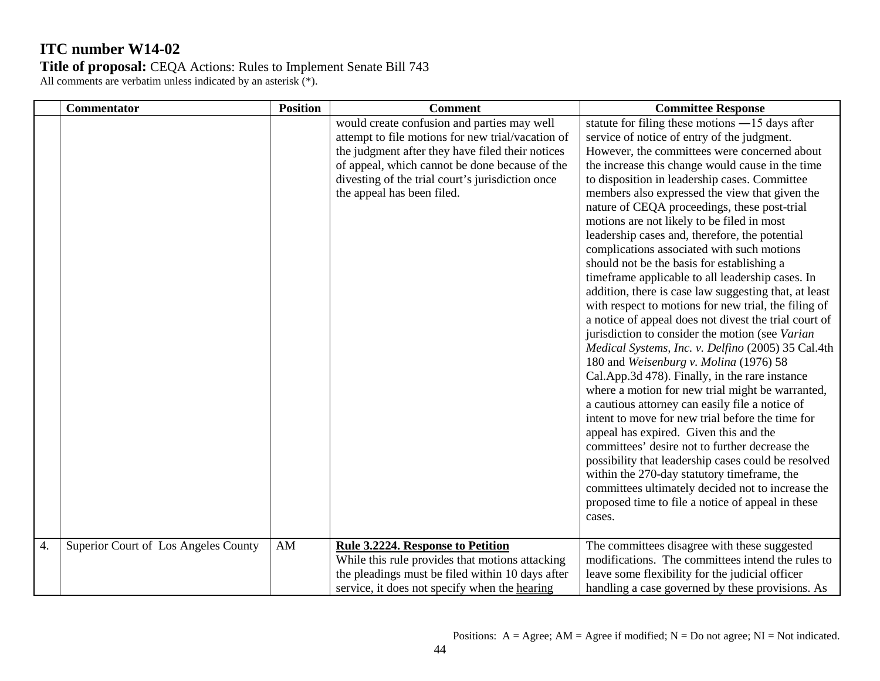# ITC number W14-02

**Title of proposal:** CEQA Actions: Rules to Implement Senate Bill 743

All comments are verbatim unless indicated by an asterisk (*).

| | Commentator | Position | Comment | Committee Response |
|---|---|---|---|---|
| | | | would create confusion and parties may well attempt to file motions for new trial/vacation of the judgment after they have filed their notices of appeal, which cannot be done because of the divesting of the trial court's jurisdiction once the appeal has been filed. | statute for filing these motions ―15 days after service of notice of entry of the judgment. However, the committees were concerned about the increase this change would cause in the time to disposition in leadership cases. Committee members also expressed the view that given the nature of CEQA proceedings, these post-trial motions are not likely to be filed in most leadership cases and, therefore, the potential complications associated with such motions should not be the basis for establishing a timeframe applicable to all leadership cases. In addition, there is case law suggesting that, at least with respect to motions for new trial, the filing of a notice of appeal does not divest the trial court of jurisdiction to consider the motion (see *Varian Medical Systems, Inc. v. Delfino* (2005) 35 Cal.4th 180 and *Weisenburg v. Molina* (1976) 58 Cal.App.3d 478). Finally, in the rare instance where a motion for new trial might be warranted, a cautious attorney can easily file a notice of intent to move for new trial before the time for appeal has expired. Given this and the committees' desire not to further decrease the possibility that leadership cases could be resolved within the 270-day statutory timeframe, the committees ultimately decided not to increase the proposed time to file a notice of appeal in these cases. |
| 4. | Superior Court of Los Angeles County | AM | <u>**Rule 3.2224. Response to Petition**</u><br>While this rule provides that motions attacking the pleadings must be filed within 10 days after service, it does not specify when the <u>hearing</u> | The committees disagree with these suggested modifications. The committees intend the rules to leave some flexibility for the judicial officer handling a case governed by these provisions. As |

Positions: A = Agree; AM = Agree if modified; N = Do not agree; NI = Not indicated.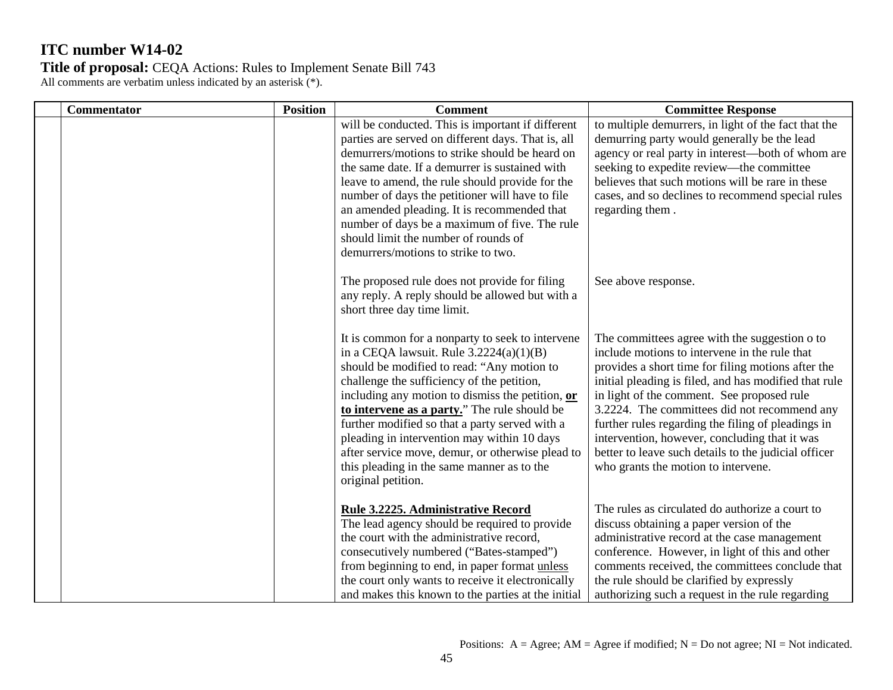# ITC number W14-02

**Title of proposal:** CEQA Actions: Rules to Implement Senate Bill 743

All comments are verbatim unless indicated by an asterisk (*).

| | Commentator | Position | Comment | Committee Response |
|---|---|---|---|---|
| | | | will be conducted. This is important if different parties are served on different days. That is, all demurrers/motions to strike should be heard on the same date. If a demurrer is sustained with leave to amend, the rule should provide for the number of days the petitioner will have to file an amended pleading. It is recommended that number of days be a maximum of five. The rule should limit the number of rounds of demurrers/motions to strike to two. | to multiple demurrers, in light of the fact that the demurring party would generally be the lead agency or real party in interest—both of whom are seeking to expedite review—the committee believes that such motions will be rare in these cases, and so declines to recommend special rules regarding them . |
| | | | The proposed rule does not provide for filing any reply. A reply should be allowed but with a short three day time limit. | See above response. |
| | | | It is common for a nonparty to seek to intervene in a CEQA lawsuit. Rule 3.2224(a)(1)(B) should be modified to read: "Any motion to challenge the sufficiency of the petition, including any motion to dismiss the petition, **<u>or to intervene as a party.</u>**" The rule should be further modified so that a party served with a pleading in intervention may within 10 days after service move, demur, or otherwise plead to this pleading in the same manner as to the original petition. | The committees agree with the suggestion o to include motions to intervene in the rule that provides a short time for filing motions after the initial pleading is filed, and has modified that rule in light of the comment. See proposed rule 3.2224. The committees did not recommend any further rules regarding the filing of pleadings in intervention, however, concluding that it was better to leave such details to the judicial officer who grants the motion to intervene. |
| | | | **<u>Rule 3.2225. Administrative Record</u>**<br>The lead agency should be required to provide the court with the administrative record, consecutively numbered ("Bates-stamped") from beginning to end, in paper format <u>unless</u> the court only wants to receive it electronically and makes this known to the parties at the initial | The rules as circulated do authorize a court to discuss obtaining a paper version of the administrative record at the case management conference. However, in light of this and other comments received, the committees conclude that the rule should be clarified by expressly authorizing such a request in the rule regarding |

Positions: A = Agree; AM = Agree if modified; N = Do not agree; NI = Not indicated.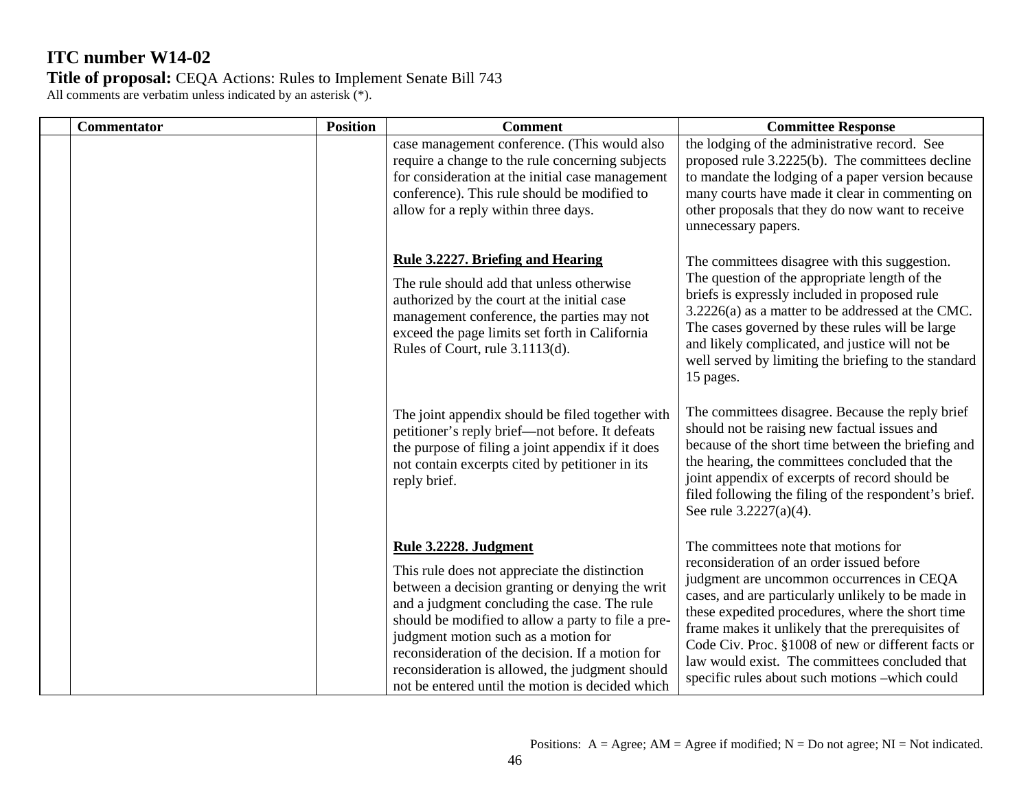# ITC number W14-02

**Title of proposal:** CEQA Actions: Rules to Implement Senate Bill 743

All comments are verbatim unless indicated by an asterisk (*).

| | Commentator | Position | Comment | Committee Response |
|---|---|---|---|---|
| | | | case management conference. (This would also require a change to the rule concerning subjects for consideration at the initial case management conference). This rule should be modified to allow for a reply within three days. | the lodging of the administrative record. See proposed rule 3.2225(b). The committees decline to mandate the lodging of a paper version because many courts have made it clear in commenting on other proposals that they do now want to receive unnecessary papers. |
| | | | **Rule 3.2227. Briefing and Hearing** The rule should add that unless otherwise authorized by the court at the initial case management conference, the parties may not exceed the page limits set forth in California Rules of Court, rule 3.1113(d). | The committees disagree with this suggestion. The question of the appropriate length of the briefs is expressly included in proposed rule 3.2226(a) as a matter to be addressed at the CMC. The cases governed by these rules will be large and likely complicated, and justice will not be well served by limiting the briefing to the standard 15 pages. |
| | | | The joint appendix should be filed together with petitioner's reply brief—not before. It defeats the purpose of filing a joint appendix if it does not contain excerpts cited by petitioner in its reply brief. | The committees disagree. Because the reply brief should not be raising new factual issues and because of the short time between the briefing and the hearing, the committees concluded that the joint appendix of excerpts of record should be filed following the filing of the respondent's brief. See rule 3.2227(a)(4). |
| | | | **Rule 3.2228. Judgment** This rule does not appreciate the distinction between a decision granting or denying the writ and a judgment concluding the case. The rule should be modified to allow a party to file a pre-judgment motion such as a motion for reconsideration of the decision. If a motion for reconsideration is allowed, the judgment should not be entered until the motion is decided which | The committees note that motions for reconsideration of an order issued before judgment are uncommon occurrences in CEQA cases, and are particularly unlikely to be made in these expedited procedures, where the short time frame makes it unlikely that the prerequisites of Code Civ. Proc. §1008 of new or different facts or law would exist. The committees concluded that specific rules about such motions –which could |

Positions: A = Agree; AM = Agree if modified; N = Do not agree; NI = Not indicated.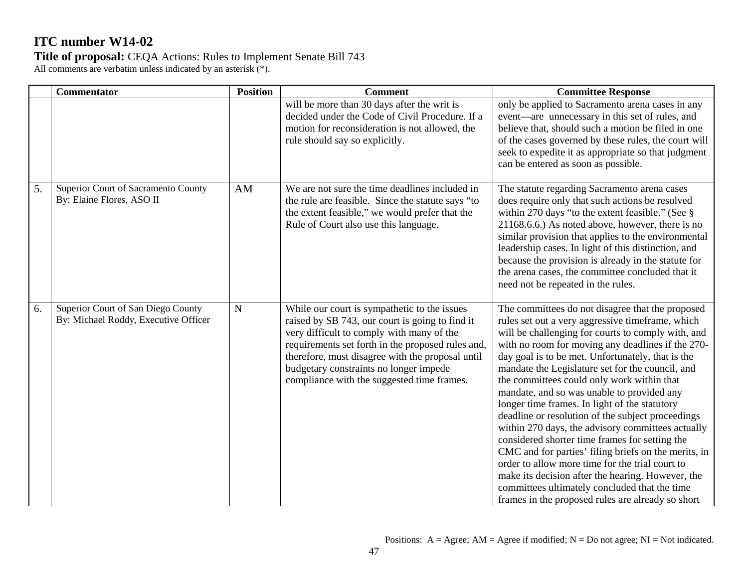# ITC number W14-02

**Title of proposal:** CEQA Actions: Rules to Implement Senate Bill 743

All comments are verbatim unless indicated by an asterisk (*).

| | Commentator | Position | Comment | Committee Response |
|---|---|---|---|---|
| | | | will be more than 30 days after the writ is decided under the Code of Civil Procedure. If a motion for reconsideration is not allowed, the rule should say so explicitly. | only be applied to Sacramento arena cases in any event—are unnecessary in this set of rules, and believe that, should such a motion be filed in one of the cases governed by these rules, the court will seek to expedite it as appropriate so that judgment can be entered as soon as possible. |
| 5. | Superior Court of Sacramento County By: Elaine Flores, ASO II | AM | We are not sure the time deadlines included in the rule are feasible. Since the statute says "to the extent feasible," we would prefer that the Rule of Court also use this language. | The statute regarding Sacramento arena cases does require only that such actions be resolved within 270 days "to the extent feasible." (See § 21168.6.6.) As noted above, however, there is no similar provision that applies to the environmental leadership cases. In light of this distinction, and because the provision is already in the statute for the arena cases, the committee concluded that it need not be repeated in the rules. |
| 6. | Superior Court of San Diego County By: Michael Roddy, Executive Officer | N | While our court is sympathetic to the issues raised by SB 743, our court is going to find it very difficult to comply with many of the requirements set forth in the proposed rules and, therefore, must disagree with the proposal until budgetary constraints no longer impede compliance with the suggested time frames. | The committees do not disagree that the proposed rules set out a very aggressive timeframe, which will be challenging for courts to comply with, and with no room for moving any deadlines if the 270-day goal is to be met. Unfortunately, that is the mandate the Legislature set for the council, and the committees could only work within that mandate, and so was unable to provided any longer time frames. In light of the statutory deadline or resolution of the subject proceedings within 270 days, the advisory committees actually considered shorter time frames for setting the CMC and for parties' filing briefs on the merits, in order to allow more time for the trial court to make its decision after the hearing. However, the committees ultimately concluded that the time frames in the proposed rules are already so short |

Positions: A = Agree; AM = Agree if modified; N = Do not agree; NI = Not indicated.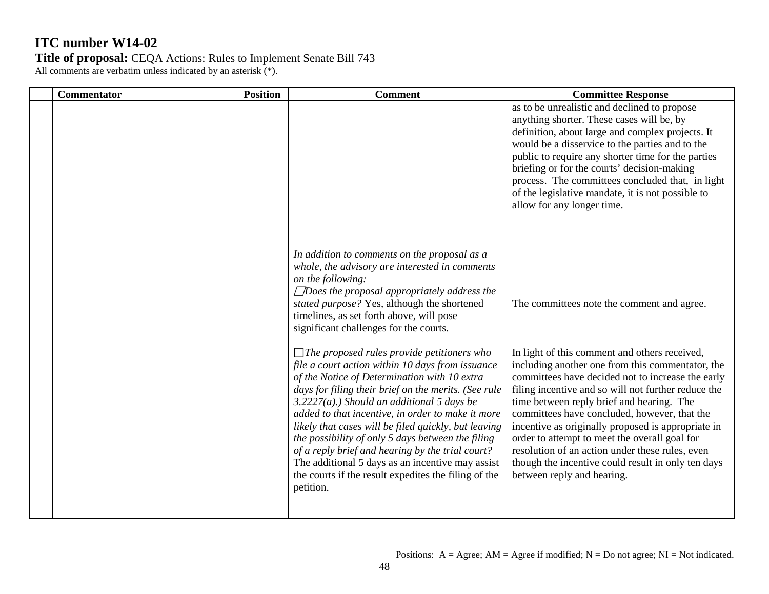## ITC number W14-02

**Title of proposal:** CEQA Actions: Rules to Implement Senate Bill 743

All comments are verbatim unless indicated by an asterisk (*).

| | Commentator | Position | Comment | Committee Response |
|---|---|---|---|---|
| | | | | as to be unrealistic and declined to propose anything shorter. These cases will be, by definition, about large and complex projects. It would be a disservice to the parties and to the public to require any shorter time for the parties briefing or for the courts' decision-making process. The committees concluded that, in light of the legislative mandate, it is not possible to allow for any longer time. |
| | | | *In addition to comments on the proposal as a whole, the advisory are interested in comments on the following:*<br>☐*Does the proposal appropriately address the stated purpose?* Yes, although the shortened timelines, as set forth above, will pose significant challenges for the courts. | The committees note the comment and agree. |
| | | | ☐*The proposed rules provide petitioners who file a court action within 10 days from issuance of the Notice of Determination with 10 extra days for filing their brief on the merits. (See rule 3.2227(a).) Should an additional 5 days be added to that incentive, in order to make it more likely that cases will be filed quickly, but leaving the possibility of only 5 days between the filing of a reply brief and hearing by the trial court?* The additional 5 days as an incentive may assist the courts if the result expedites the filing of the petition. | In light of this comment and others received, including another one from this commentator, the committees have decided not to increase the early filing incentive and so will not further reduce the time between reply brief and hearing. The committees have concluded, however, that the incentive as originally proposed is appropriate in order to attempt to meet the overall goal for resolution of an action under these rules, even though the incentive could result in only ten days between reply and hearing. |

Positions: A = Agree; AM = Agree if modified; N = Do not agree; NI = Not indicated.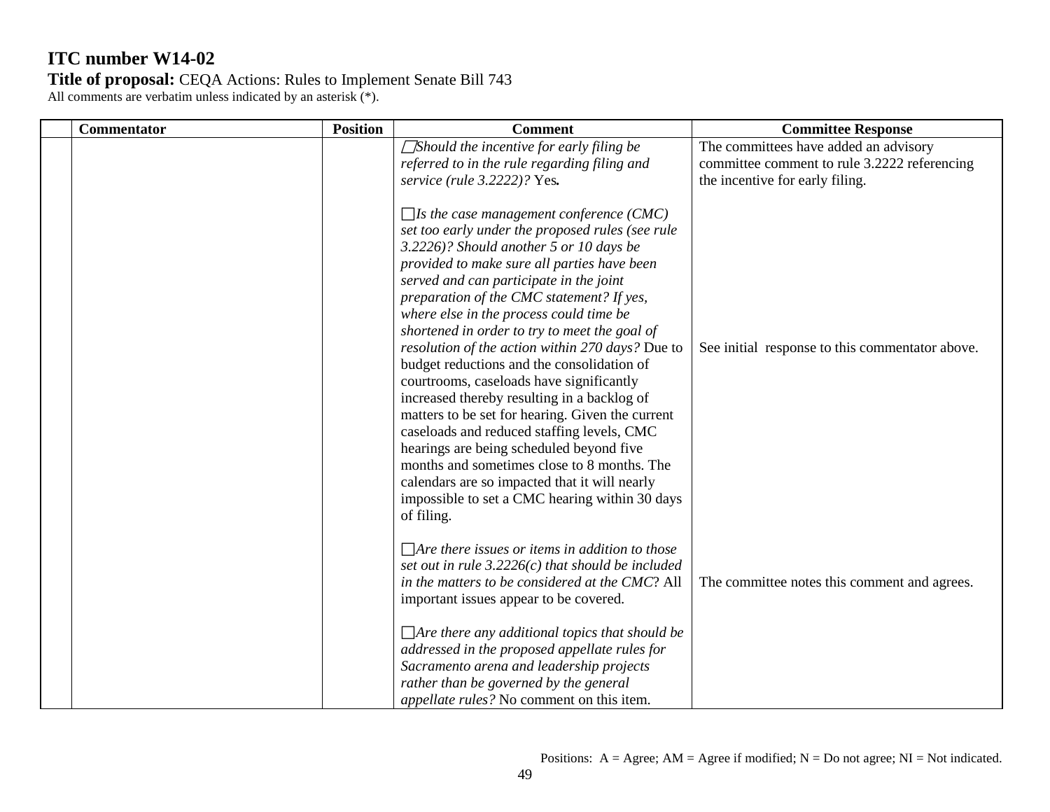**ITC number W14-02**

**Title of proposal:** CEQA Actions: Rules to Implement Senate Bill 743

All comments are verbatim unless indicated by an asterisk (*).

| | Commentator | Position | Comment | Committee Response |
|---|---|---|---|---|
| | | | ☐*Should the incentive for early filing be referred to in the rule regarding filing and service (rule 3.2222)?* Yes**.** | The committees have added an advisory committee comment to rule 3.2222 referencing the incentive for early filing. |
| | | | ☐*Is the case management conference (CMC) set too early under the proposed rules (see rule 3.2226)? Should another 5 or 10 days be provided to make sure all parties have been served and can participate in the joint preparation of the CMC statement? If yes, where else in the process could time be shortened in order to try to meet the goal of resolution of the action within 270 days?* Due to budget reductions and the consolidation of courtrooms, caseloads have significantly increased thereby resulting in a backlog of matters to be set for hearing. Given the current caseloads and reduced staffing levels, CMC hearings are being scheduled beyond five months and sometimes close to 8 months. The calendars are so impacted that it will nearly impossible to set a CMC hearing within 30 days of filing. | See initial response to this commentator above. |
| | | | ☐*Are there issues or items in addition to those set out in rule 3.2226(c) that should be included in the matters to be considered at the CMC*? All important issues appear to be covered. | The committee notes this comment and agrees. |
| | | | ☐*Are there any additional topics that should be addressed in the proposed appellate rules for Sacramento arena and leadership projects rather than be governed by the general appellate rules?* No comment on this item. | |

Positions: A = Agree; AM = Agree if modified; N = Do not agree; NI = Not indicated.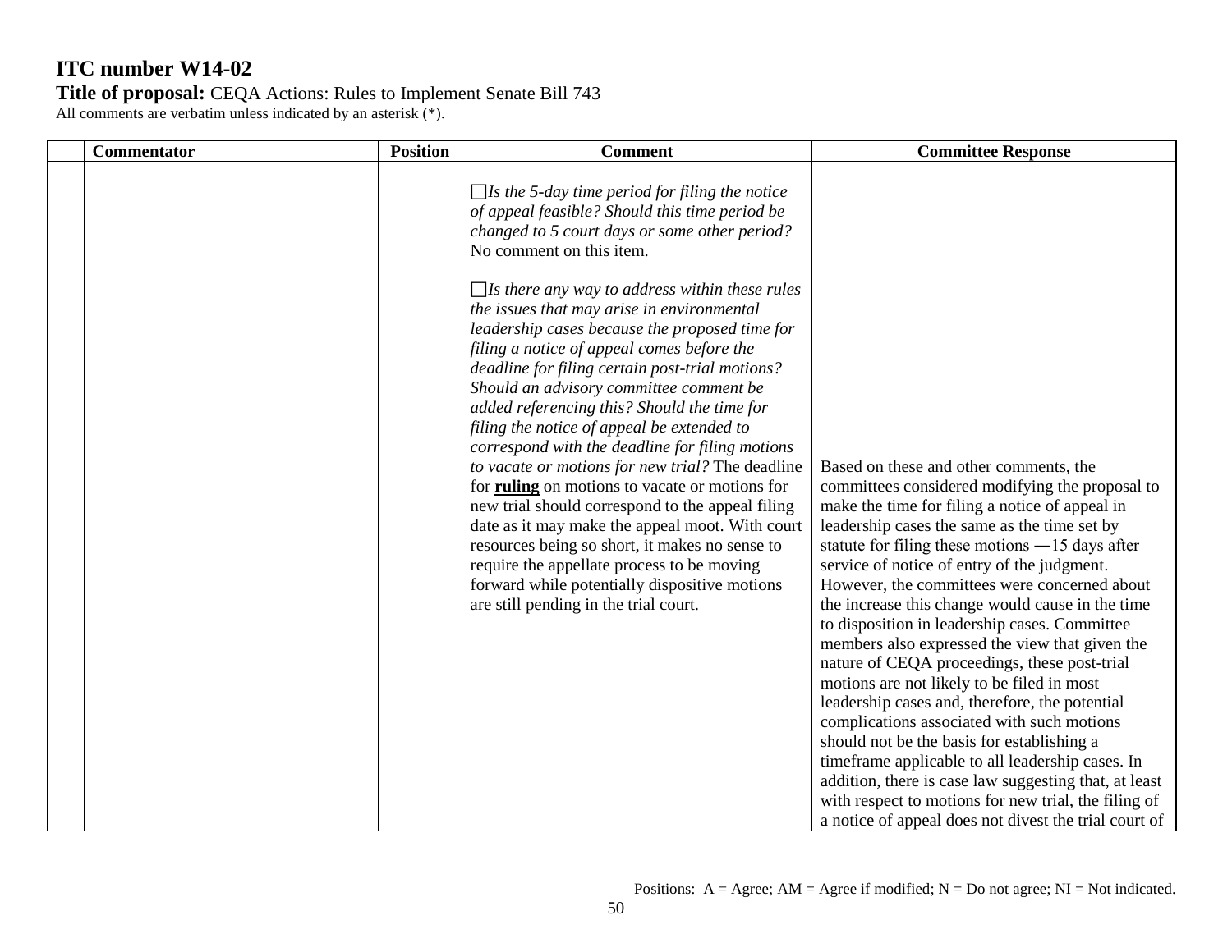## ITC number W14-02

**Title of proposal:** CEQA Actions: Rules to Implement Senate Bill 743

All comments are verbatim unless indicated by an asterisk (*).

| | Commentator | Position | Comment | Committee Response |
|---|---|---|---|---|
| | | | ☐*Is the 5-day time period for filing the notice of appeal feasible? Should this time period be changed to 5 court days or some other period?* No comment on this item.<br><br>☐*Is there any way to address within these rules the issues that may arise in environmental leadership cases because the proposed time for filing a notice of appeal comes before the deadline for filing certain post-trial motions? Should an advisory committee comment be added referencing this? Should the time for filing the notice of appeal be extended to correspond with the deadline for filing motions to vacate or motions for new trial?* The deadline for **ruling** on motions to vacate or motions for new trial should correspond to the appeal filing date as it may make the appeal moot. With court resources being so short, it makes no sense to require the appellate process to be moving forward while potentially dispositive motions are still pending in the trial court. | Based on these and other comments, the committees considered modifying the proposal to make the time for filing a notice of appeal in leadership cases the same as the time set by statute for filing these motions ―15 days after service of notice of entry of the judgment. However, the committees were concerned about the increase this change would cause in the time to disposition in leadership cases. Committee members also expressed the view that given the nature of CEQA proceedings, these post-trial motions are not likely to be filed in most leadership cases and, therefore, the potential complications associated with such motions should not be the basis for establishing a timeframe applicable to all leadership cases. In addition, there is case law suggesting that, at least with respect to motions for new trial, the filing of a notice of appeal does not divest the trial court of |

Positions: A = Agree; AM = Agree if modified; N = Do not agree; NI = Not indicated.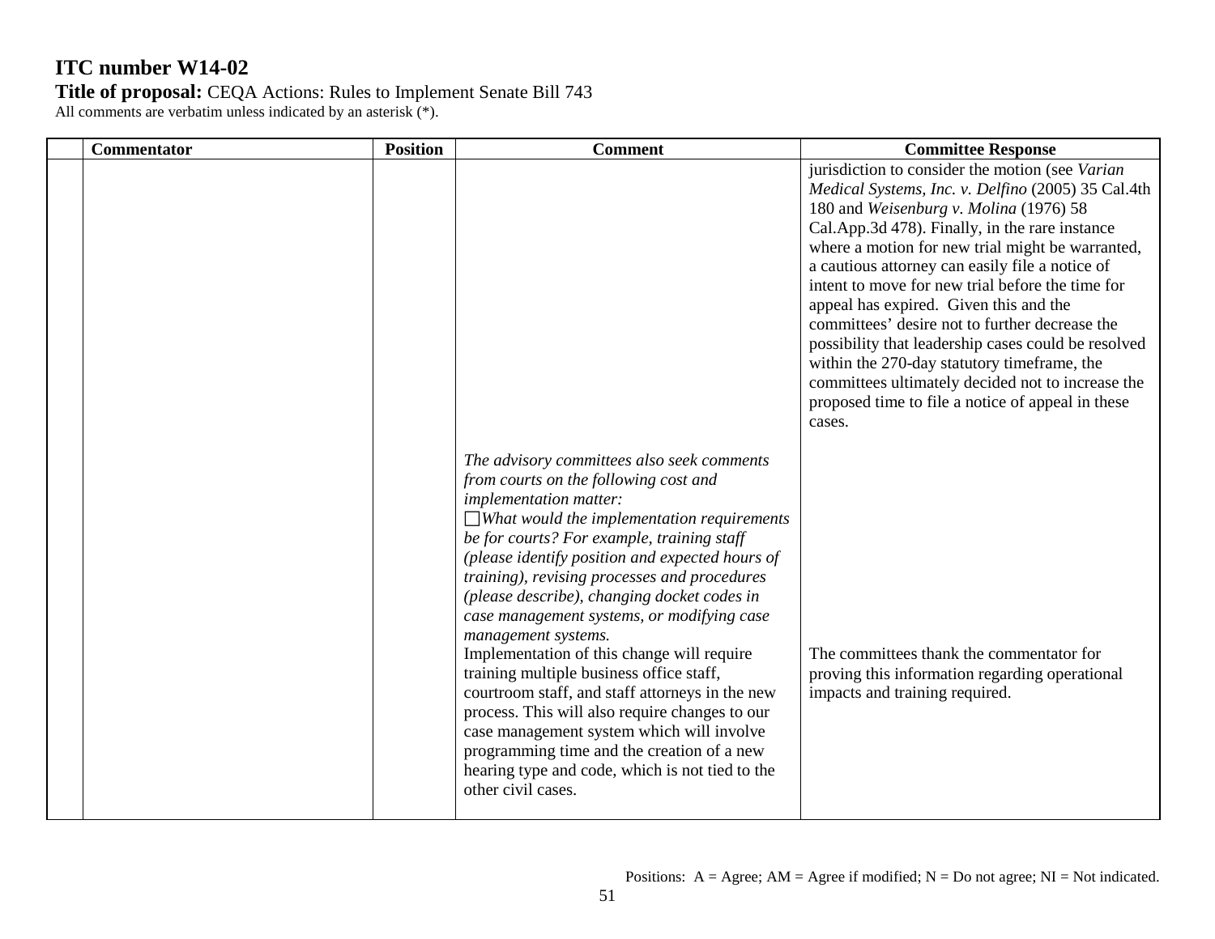**ITC number W14-02**

**Title of proposal:** CEQA Actions: Rules to Implement Senate Bill 743

All comments are verbatim unless indicated by an asterisk (*).

| | Commentator | Position | Comment | Committee Response |
|---|---|---|---|---|
| | | | | jurisdiction to consider the motion (see *Varian Medical Systems, Inc. v. Delfino* (2005) 35 Cal.4th 180 and *Weisenburg v. Molina* (1976) 58 Cal.App.3d 478). Finally, in the rare instance where a motion for new trial might be warranted, a cautious attorney can easily file a notice of intent to move for new trial before the time for appeal has expired. Given this and the committees' desire not to further decrease the possibility that leadership cases could be resolved within the 270-day statutory timeframe, the committees ultimately decided not to increase the proposed time to file a notice of appeal in these cases. |
| | | | *The advisory committees also seek comments from courts on the following cost and implementation matter:*<br>☐*What would the implementation requirements be for courts? For example, training staff (please identify position and expected hours of training), revising processes and procedures (please describe), changing docket codes in case management systems, or modifying case management systems.*<br>Implementation of this change will require training multiple business office staff, courtroom staff, and staff attorneys in the new process. This will also require changes to our case management system which will involve programming time and the creation of a new hearing type and code, which is not tied to the other civil cases. | The committees thank the commentator for proving this information regarding operational impacts and training required. |

Positions: A = Agree; AM = Agree if modified; N = Do not agree; NI = Not indicated.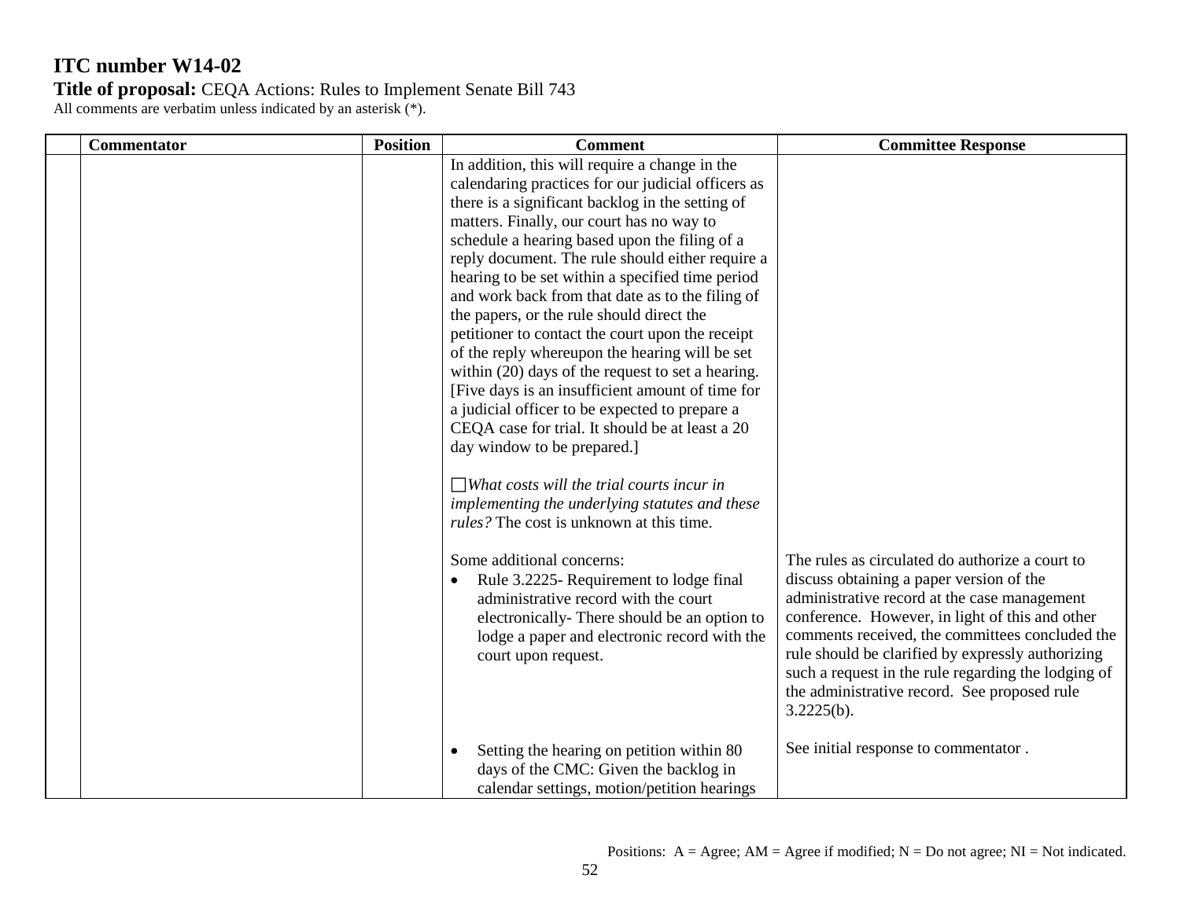# ITC number W14-02

**Title of proposal:** CEQA Actions: Rules to Implement Senate Bill 743

All comments are verbatim unless indicated by an asterisk (*).

| | Commentator | Position | Comment | Committee Response |
|---|---|---|---|---|
| | | | In addition, this will require a change in the calendaring practices for our judicial officers as there is a significant backlog in the setting of matters. Finally, our court has no way to schedule a hearing based upon the filing of a reply document. The rule should either require a hearing to be set within a specified time period and work back from that date as to the filing of the papers, or the rule should direct the petitioner to contact the court upon the receipt of the reply whereupon the hearing will be set within (20) days of the request to set a hearing. [Five days is an insufficient amount of time for a judicial officer to be expected to prepare a CEQA case for trial. It should be at least a 20 day window to be prepared.]<br><br>☐*What costs will the trial courts incur in implementing the underlying statutes and these rules?* The cost is unknown at this time.<br><br>Some additional concerns:<br>• Rule 3.2225- Requirement to lodge final administrative record with the court electronically- There should be an option to lodge a paper and electronic record with the court upon request. | <br><br><br><br><br><br><br><br><br><br><br><br><br><br><br><br><br>The rules as circulated do authorize a court to discuss obtaining a paper version of the administrative record at the case management conference. However, in light of this and other comments received, the committees concluded the rule should be clarified by expressly authorizing such a request in the rule regarding the lodging of the administrative record. See proposed rule 3.2225(b). |
| | | | • Setting the hearing on petition within 80 days of the CMC: Given the backlog in calendar settings, motion/petition hearings | See initial response to commentator . |

Positions: A = Agree; AM = Agree if modified; N = Do not agree; NI = Not indicated.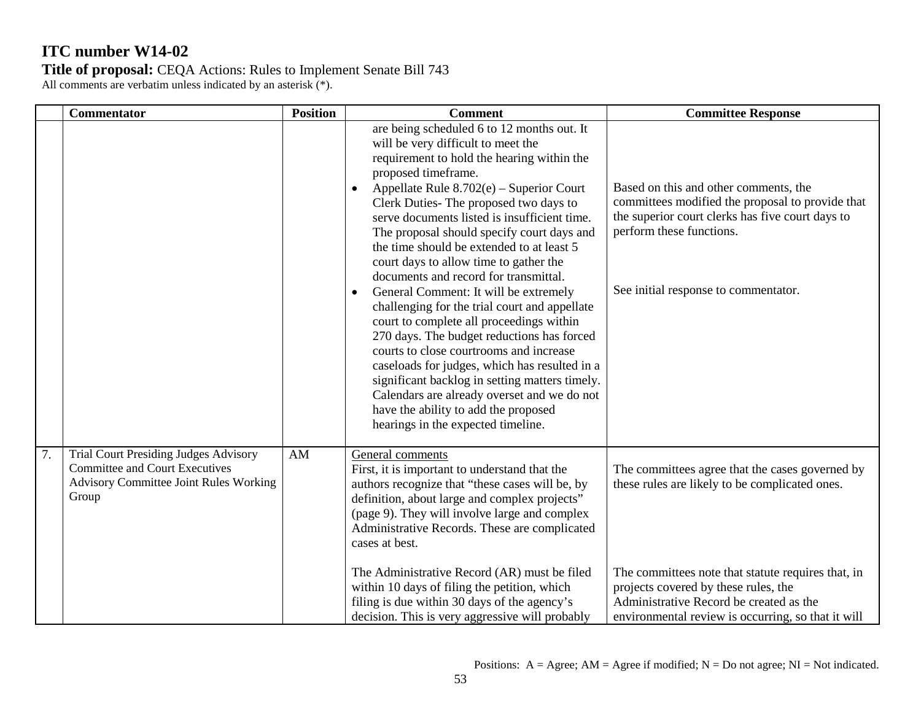# ITC number W14-02

**Title of proposal:** CEQA Actions: Rules to Implement Senate Bill 743

All comments are verbatim unless indicated by an asterisk (*).

| | Commentator | Position | Comment | Committee Response |
|---|---|---|---|---|
| | | | are being scheduled 6 to 12 months out. It will be very difficult to meet the requirement to hold the hearing within the proposed timeframe.<br>• Appellate Rule 8.702(e) – Superior Court Clerk Duties- The proposed two days to serve documents listed is insufficient time. The proposal should specify court days and the time should be extended to at least 5 court days to allow time to gather the documents and record for transmittal.<br>• General Comment: It will be extremely challenging for the trial court and appellate court to complete all proceedings within 270 days. The budget reductions has forced courts to close courtrooms and increase caseloads for judges, which has resulted in a significant backlog in setting matters timely. Calendars are already overset and we do not have the ability to add the proposed hearings in the expected timeline. | Based on this and other comments, the committees modified the proposal to provide that the superior court clerks has five court days to perform these functions.<br><br>See initial response to commentator. |
| 7. | Trial Court Presiding Judges Advisory Committee and Court Executives Advisory Committee Joint Rules Working Group | AM | General comments<br>First, it is important to understand that the authors recognize that "these cases will be, by definition, about large and complex projects" (page 9). They will involve large and complex Administrative Records. These are complicated cases at best.<br><br>The Administrative Record (AR) must be filed within 10 days of filing the petition, which filing is due within 30 days of the agency's decision. This is very aggressive will probably | The committees agree that the cases governed by these rules are likely to be complicated ones.<br><br>The committees note that statute requires that, in projects covered by these rules, the Administrative Record be created as the environmental review is occurring, so that it will |

Positions: A = Agree; AM = Agree if modified; N = Do not agree; NI = Not indicated.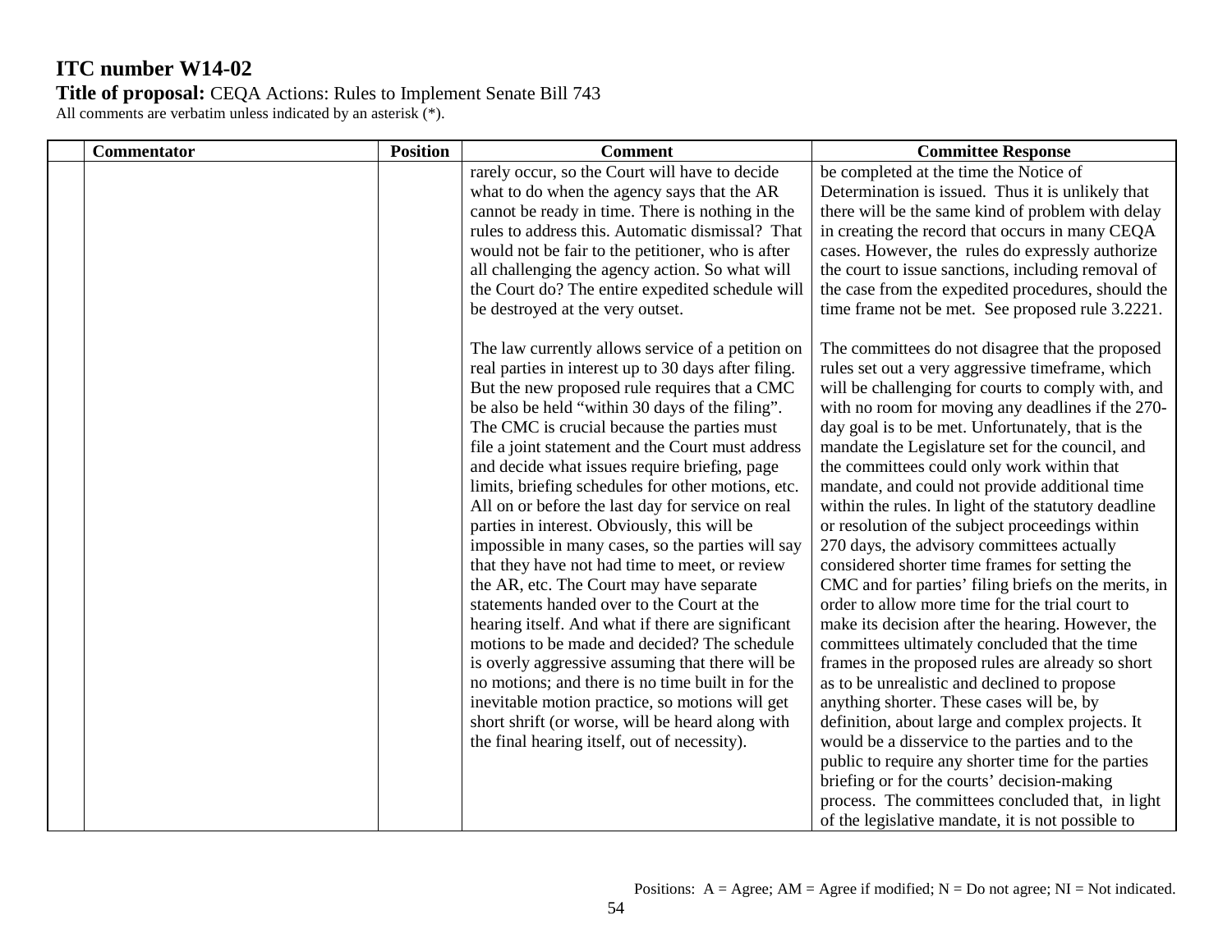**ITC number W14-02**

**Title of proposal:** CEQA Actions: Rules to Implement Senate Bill 743

All comments are verbatim unless indicated by an asterisk (*).

| | Commentator | Position | Comment | Committee Response |
|---|---|---|---|---|
| | | | rarely occur, so the Court will have to decide what to do when the agency says that the AR cannot be ready in time. There is nothing in the rules to address this. Automatic dismissal? That would not be fair to the petitioner, who is after all challenging the agency action. So what will the Court do? The entire expedited schedule will be destroyed at the very outset.<br><br>The law currently allows service of a petition on real parties in interest up to 30 days after filing. But the new proposed rule requires that a CMC be also be held "within 30 days of the filing". The CMC is crucial because the parties must file a joint statement and the Court must address and decide what issues require briefing, page limits, briefing schedules for other motions, etc. All on or before the last day for service on real parties in interest. Obviously, this will be impossible in many cases, so the parties will say that they have not had time to meet, or review the AR, etc. The Court may have separate statements handed over to the Court at the hearing itself. And what if there are significant motions to be made and decided? The schedule is overly aggressive assuming that there will be no motions; and there is no time built in for the inevitable motion practice, so motions will get short shrift (or worse, will be heard along with the final hearing itself, out of necessity). | be completed at the time the Notice of Determination is issued. Thus it is unlikely that there will be the same kind of problem with delay in creating the record that occurs in many CEQA cases. However, the rules do expressly authorize the court to issue sanctions, including removal of the case from the expedited procedures, should the time frame not be met. See proposed rule 3.2221.<br><br>The committees do not disagree that the proposed rules set out a very aggressive timeframe, which will be challenging for courts to comply with, and with no room for moving any deadlines if the 270-day goal is to be met. Unfortunately, that is the mandate the Legislature set for the council, and the committees could only work within that mandate, and could not provide additional time within the rules. In light of the statutory deadline or resolution of the subject proceedings within 270 days, the advisory committees actually considered shorter time frames for setting the CMC and for parties' filing briefs on the merits, in order to allow more time for the trial court to make its decision after the hearing. However, the committees ultimately concluded that the time frames in the proposed rules are already so short as to be unrealistic and declined to propose anything shorter. These cases will be, by definition, about large and complex projects. It would be a disservice to the parties and to the public to require any shorter time for the parties briefing or for the courts' decision-making process. The committees concluded that, in light of the legislative mandate, it is not possible to |

Positions: A = Agree; AM = Agree if modified; N = Do not agree; NI = Not indicated.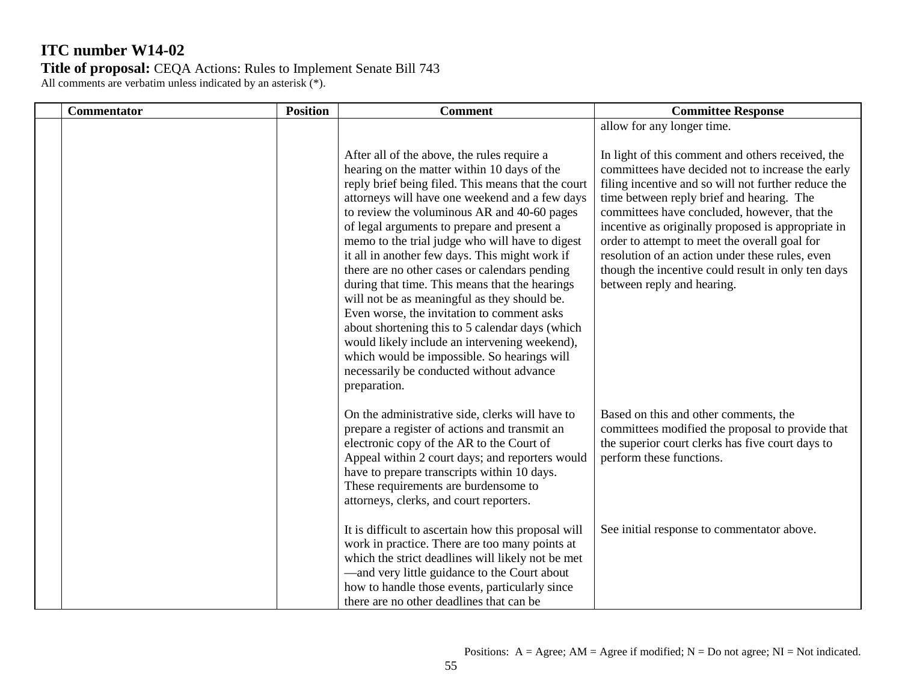**ITC number W14-02**

**Title of proposal:** CEQA Actions: Rules to Implement Senate Bill 743

All comments are verbatim unless indicated by an asterisk (*).

| | Commentator | Position | Comment | Committee Response |
|---|---|---|---|---|
| | | | | allow for any longer time. |
| | | | After all of the above, the rules require a hearing on the matter within 10 days of the reply brief being filed. This means that the court attorneys will have one weekend and a few days to review the voluminous AR and 40-60 pages of legal arguments to prepare and present a memo to the trial judge who will have to digest it all in another few days. This might work if there are no other cases or calendars pending during that time. This means that the hearings will not be as meaningful as they should be. Even worse, the invitation to comment asks about shortening this to 5 calendar days (which would likely include an intervening weekend), which would be impossible. So hearings will necessarily be conducted without advance preparation. | In light of this comment and others received, the committees have decided not to increase the early filing incentive and so will not further reduce the time between reply brief and hearing. The committees have concluded, however, that the incentive as originally proposed is appropriate in order to attempt to meet the overall goal for resolution of an action under these rules, even though the incentive could result in only ten days between reply and hearing. |
| | | | On the administrative side, clerks will have to prepare a register of actions and transmit an electronic copy of the AR to the Court of Appeal within 2 court days; and reporters would have to prepare transcripts within 10 days. These requirements are burdensome to attorneys, clerks, and court reporters. | Based on this and other comments, the committees modified the proposal to provide that the superior court clerks has five court days to perform these functions. |
| | | | It is difficult to ascertain how this proposal will work in practice. There are too many points at which the strict deadlines will likely not be met —and very little guidance to the Court about how to handle those events, particularly since there are no other deadlines that can be | See initial response to commentator above. |

Positions: A = Agree; AM = Agree if modified; N = Do not agree; NI = Not indicated.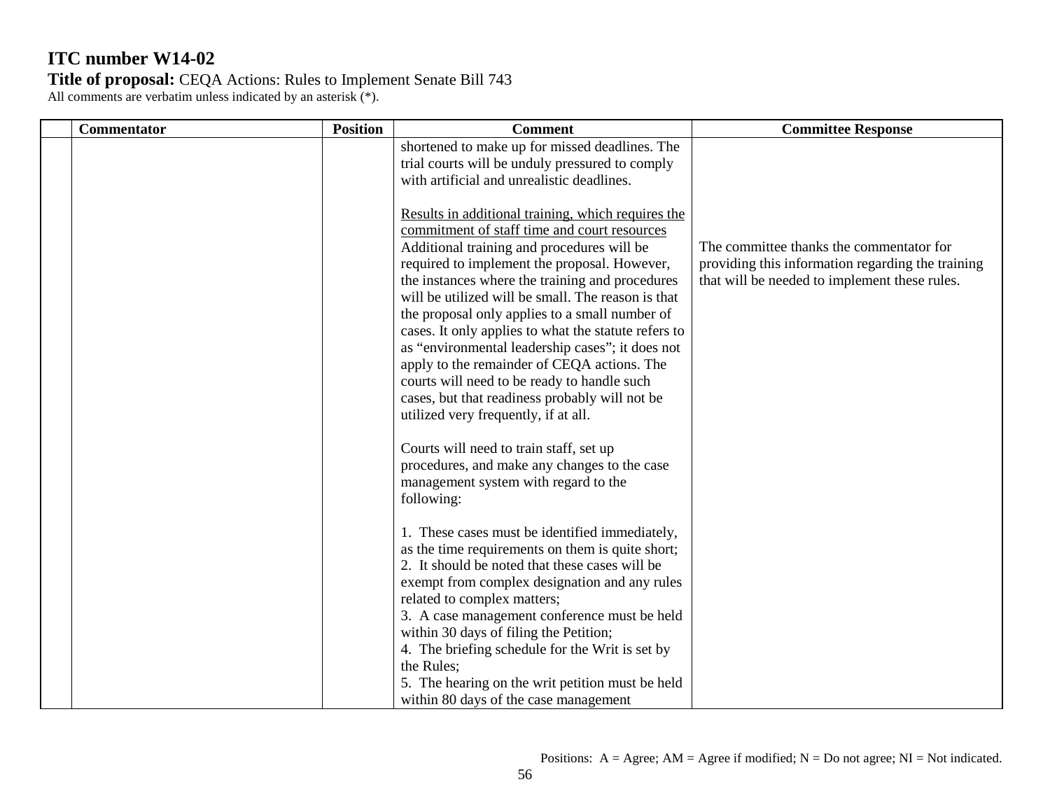# ITC number W14-02

**Title of proposal:** CEQA Actions: Rules to Implement Senate Bill 743

All comments are verbatim unless indicated by an asterisk (*).

| | Commentator | Position | Comment | Committee Response |
|---|---|---|---|---|
| | | | shortened to make up for missed deadlines. The trial courts will be unduly pressured to comply with artificial and unrealistic deadlines.<br><br><u>Results in additional training, which requires the commitment of staff time and court resources</u><br>Additional training and procedures will be required to implement the proposal. However, the instances where the training and procedures will be utilized will be small. The reason is that the proposal only applies to a small number of cases. It only applies to what the statute refers to as "environmental leadership cases"; it does not apply to the remainder of CEQA actions. The courts will need to be ready to handle such cases, but that readiness probably will not be utilized very frequently, if at all.<br><br>Courts will need to train staff, set up procedures, and make any changes to the case management system with regard to the following:<br><br>1. These cases must be identified immediately, as the time requirements on them is quite short;<br>2. It should be noted that these cases will be exempt from complex designation and any rules related to complex matters;<br>3. A case management conference must be held within 30 days of filing the Petition;<br>4. The briefing schedule for the Writ is set by the Rules;<br>5. The hearing on the writ petition must be held within 80 days of the case management | The committee thanks the commentator for providing this information regarding the training that will be needed to implement these rules. |

Positions: A = Agree; AM = Agree if modified; N = Do not agree; NI = Not indicated.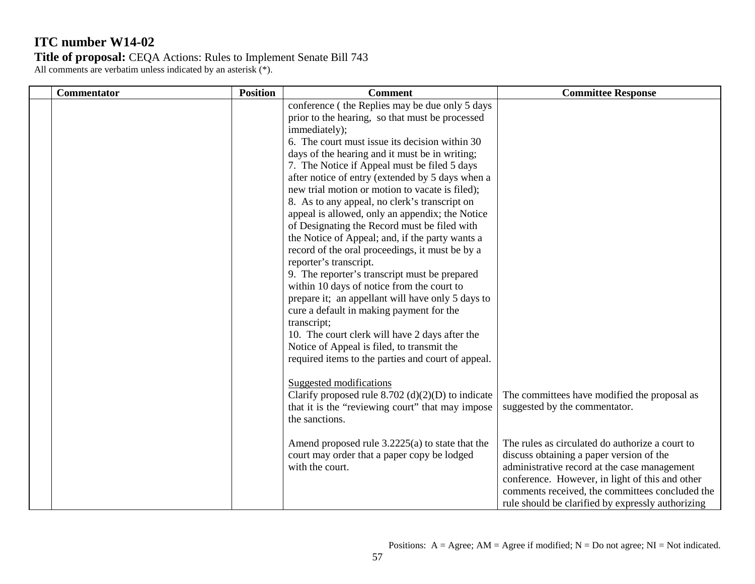# ITC number W14-02

**Title of proposal:** CEQA Actions: Rules to Implement Senate Bill 743

All comments are verbatim unless indicated by an asterisk (*).

| | Commentator | Position | Comment | Committee Response |
|---|---|---|---|---|
| | | | conference ( the Replies may be due only 5 days prior to the hearing, so that must be processed immediately);<br>6. The court must issue its decision within 30 days of the hearing and it must be in writing;<br>7. The Notice if Appeal must be filed 5 days after notice of entry (extended by 5 days when a new trial motion or motion to vacate is filed);<br>8. As to any appeal, no clerk's transcript on appeal is allowed, only an appendix; the Notice of Designating the Record must be filed with the Notice of Appeal; and, if the party wants a record of the oral proceedings, it must be by a reporter's transcript.<br>9. The reporter's transcript must be prepared within 10 days of notice from the court to prepare it; an appellant will have only 5 days to cure a default in making payment for the transcript;<br>10. The court clerk will have 2 days after the Notice of Appeal is filed, to transmit the required items to the parties and court of appeal.<br><br><u>Suggested modifications</u><br>Clarify proposed rule 8.702 (d)(2)(D) to indicate that it is the "reviewing court" that may impose the sanctions.<br><br>Amend proposed rule 3.2225(a) to state that the court may order that a paper copy be lodged with the court. | <br><br><br><br><br><br><br><br><br><br><br><br><br><br><br><br><br><br><br><br><br><br><br>The committees have modified the proposal as suggested by the commentator.<br><br><br>The rules as circulated do authorize a court to discuss obtaining a paper version of the administrative record at the case management conference. However, in light of this and other comments received, the committees concluded the rule should be clarified by expressly authorizing |

Positions: A = Agree; AM = Agree if modified; N = Do not agree; NI = Not indicated.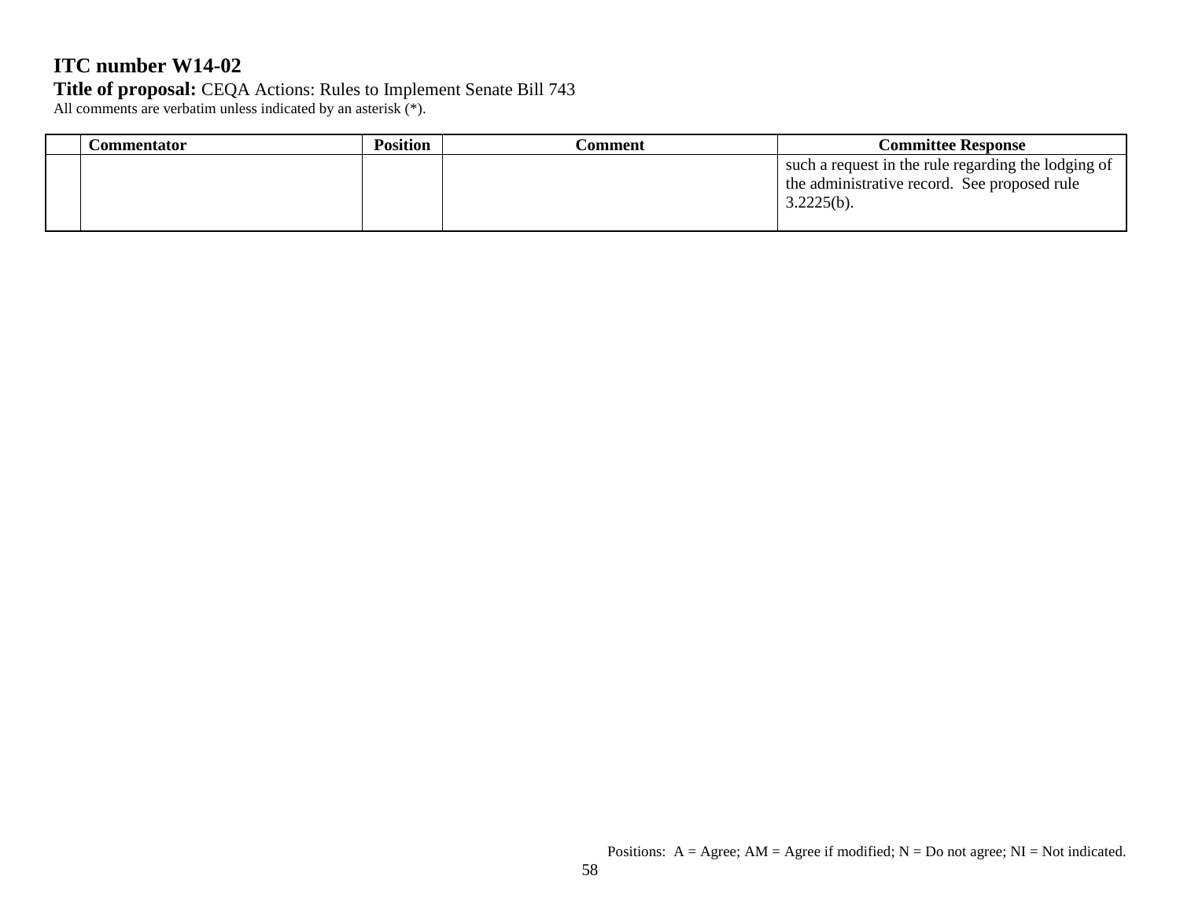**ITC number W14-02**
**Title of proposal:** CEQA Actions: Rules to Implement Senate Bill 743
All comments are verbatim unless indicated by an asterisk (*).

| | Commentator | Position | Comment | Committee Response |
|---|---|---|---|---|
| | | | | such a request in the rule regarding the lodging of the administrative record. See proposed rule 3.2225(b). |

Positions: A = Agree; AM = Agree if modified; N = Do not agree; NI = Not indicated.